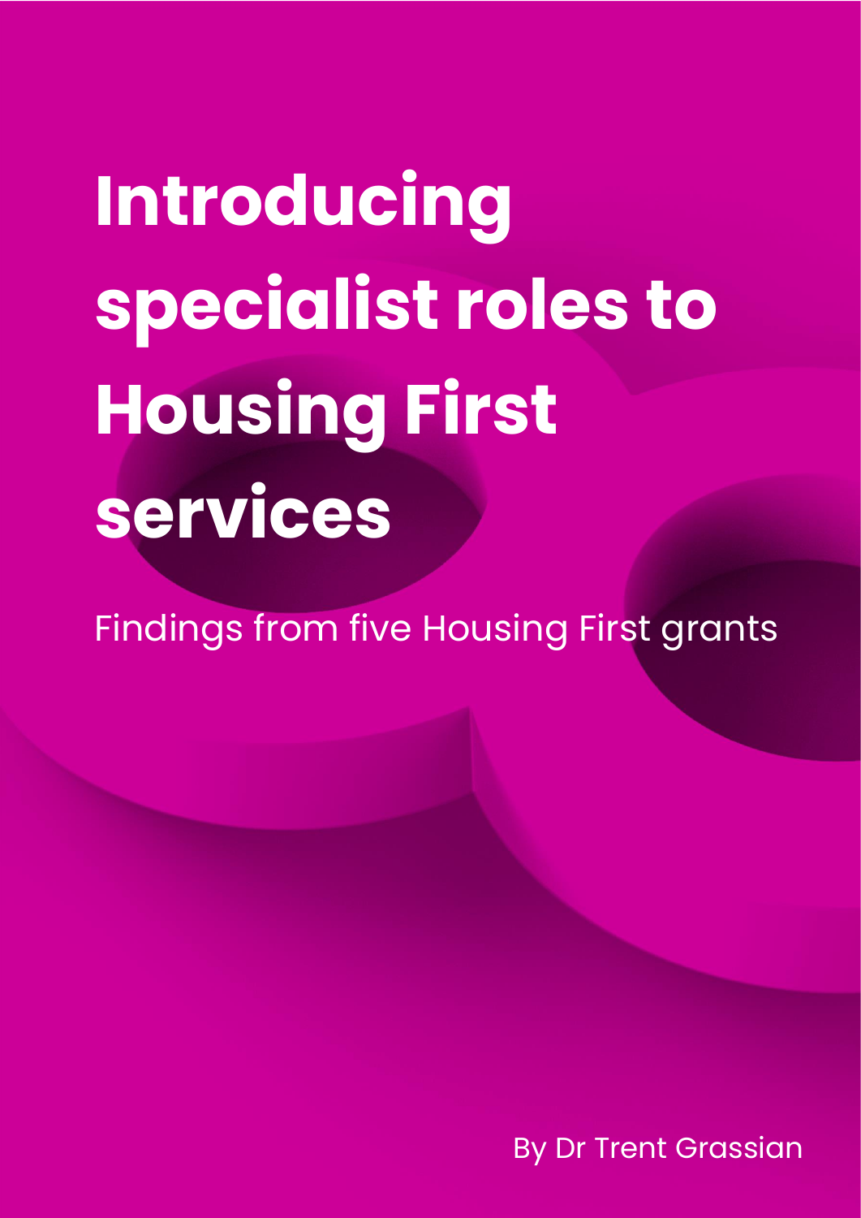# Introducing specialist roles to Housing First services

Findings from five Housing First grants

By Dr Trent Grassian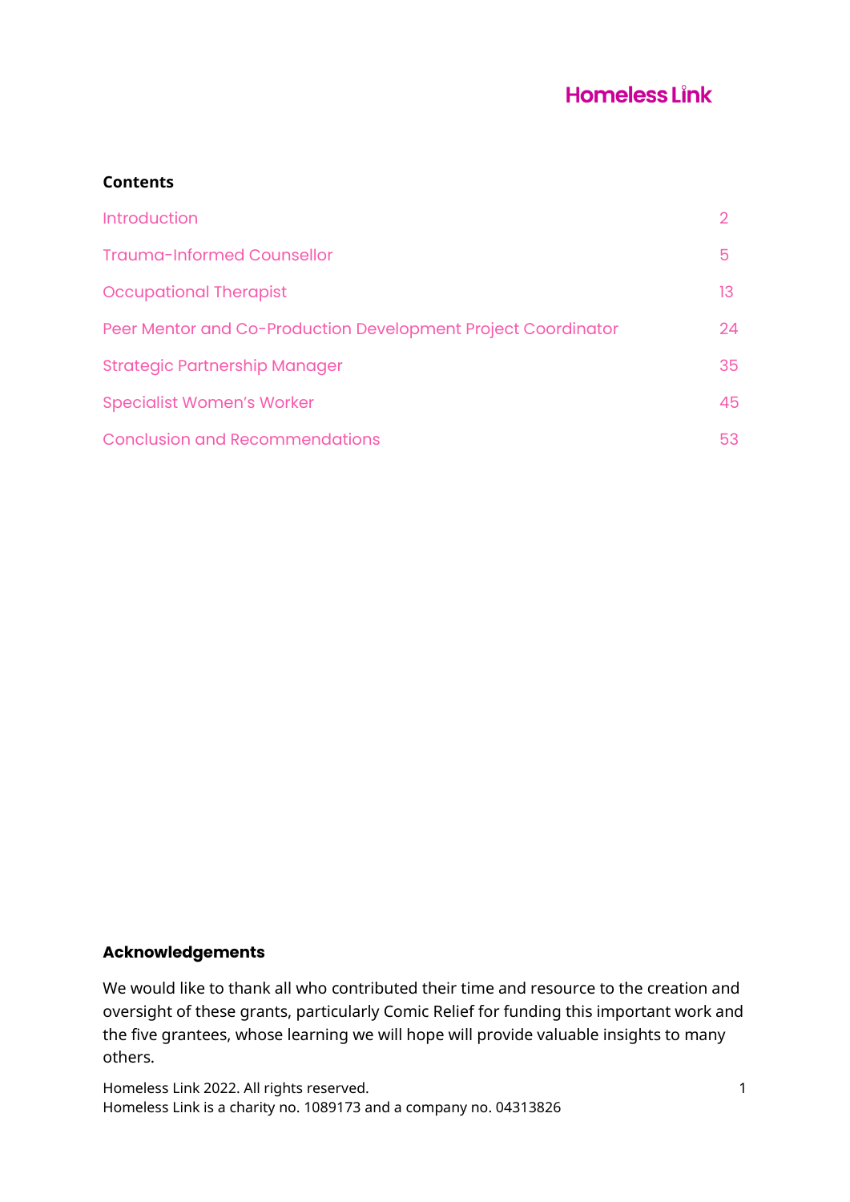**Contents**

| | |
|---|---|
| Introduction | 2 |
| Trauma-Informed Counsellor | 5 |
| Occupational Therapist | 13 |
| Peer Mentor and Co-Production Development Project Coordinator | 24 |
| Strategic Partnership Manager | 35 |
| Specialist Women's Worker | 45 |
| Conclusion and Recommendations | 53 |

**Acknowledgements**

We would like to thank all who contributed their time and resource to the creation and oversight of these grants, particularly Comic Relief for funding this important work and the five grantees, whose learning we will hope will provide valuable insights to many others.

Homeless Link 2022. All rights reserved.
Homeless Link is a charity no. 1089173 and a company no. 04313826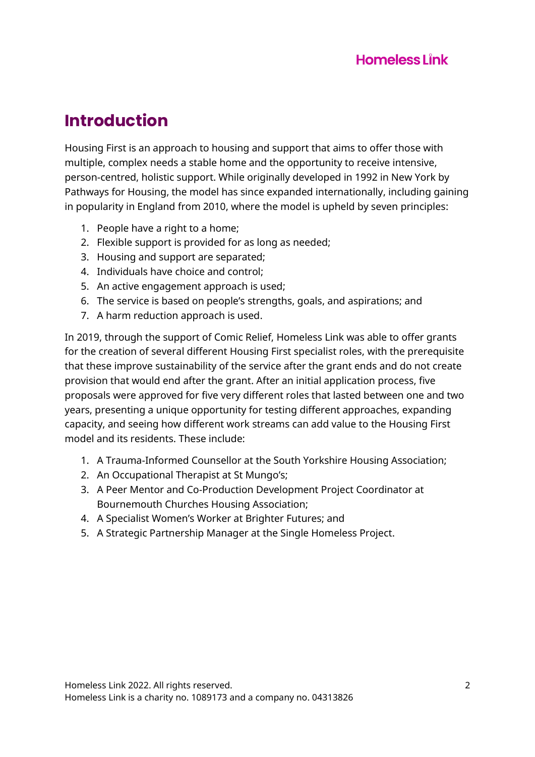# Introduction

Housing First is an approach to housing and support that aims to offer those with multiple, complex needs a stable home and the opportunity to receive intensive, person-centred, holistic support. While originally developed in 1992 in New York by Pathways for Housing, the model has since expanded internationally, including gaining in popularity in England from 2010, where the model is upheld by seven principles:

1. People have a right to a home;
2. Flexible support is provided for as long as needed;
3. Housing and support are separated;
4. Individuals have choice and control;
5. An active engagement approach is used;
6. The service is based on people's strengths, goals, and aspirations; and
7. A harm reduction approach is used.

In 2019, through the support of Comic Relief, Homeless Link was able to offer grants for the creation of several different Housing First specialist roles, with the prerequisite that these improve sustainability of the service after the grant ends and do not create provision that would end after the grant. After an initial application process, five proposals were approved for five very different roles that lasted between one and two years, presenting a unique opportunity for testing different approaches, expanding capacity, and seeing how different work streams can add value to the Housing First model and its residents. These include:

1. A Trauma-Informed Counsellor at the South Yorkshire Housing Association;
2. An Occupational Therapist at St Mungo's;
3. A Peer Mentor and Co-Production Development Project Coordinator at Bournemouth Churches Housing Association;
4. A Specialist Women's Worker at Brighter Futures; and
5. A Strategic Partnership Manager at the Single Homeless Project.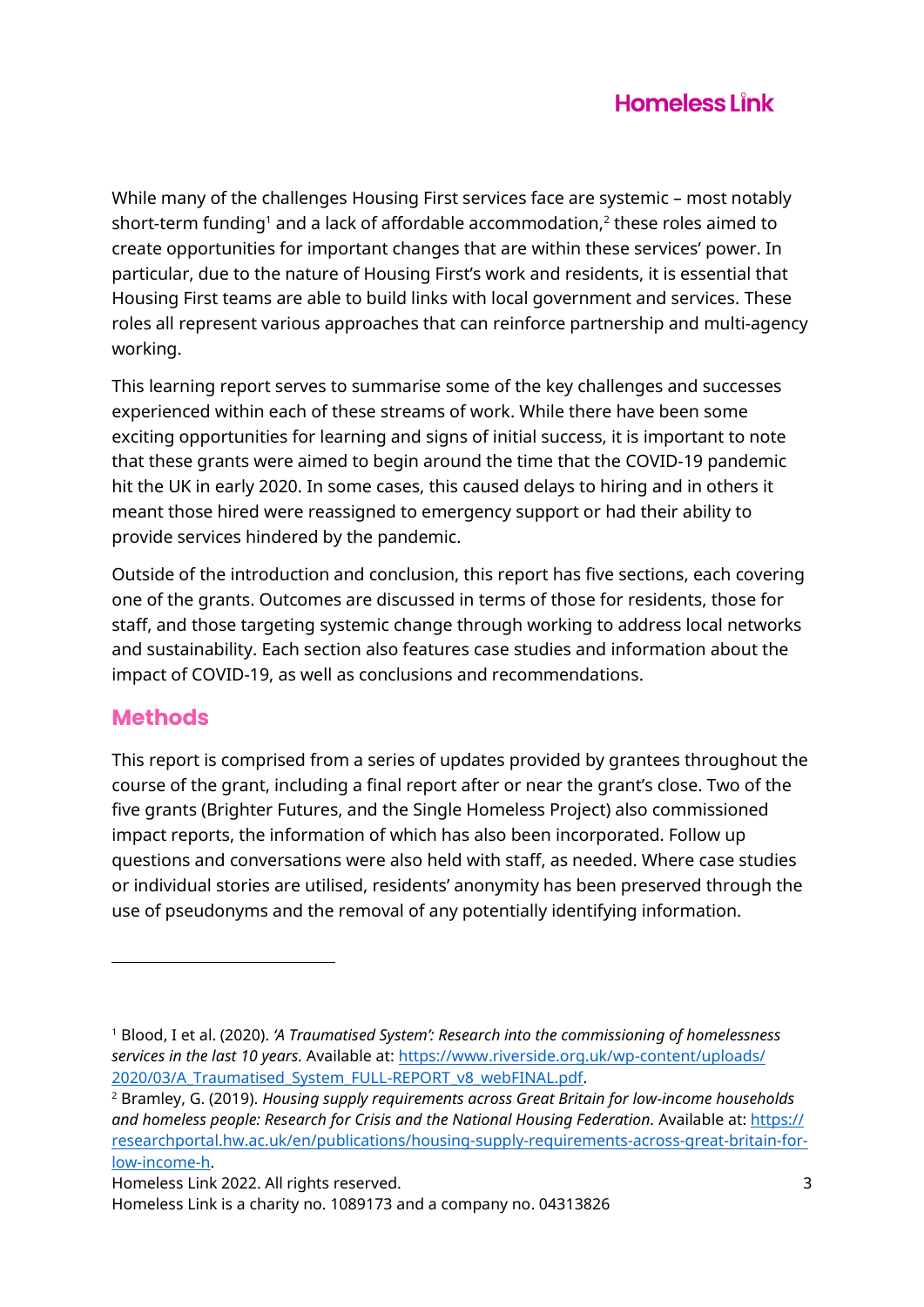While many of the challenges Housing First services face are systemic – most notably short-term funding[1] and a lack of affordable accommodation,[2] these roles aimed to create opportunities for important changes that are within these services' power. In particular, due to the nature of Housing First's work and residents, it is essential that Housing First teams are able to build links with local government and services. These roles all represent various approaches that can reinforce partnership and multi-agency working.

This learning report serves to summarise some of the key challenges and successes experienced within each of these streams of work. While there have been some exciting opportunities for learning and signs of initial success, it is important to note that these grants were aimed to begin around the time that the COVID-19 pandemic hit the UK in early 2020. In some cases, this caused delays to hiring and in others it meant those hired were reassigned to emergency support or had their ability to provide services hindered by the pandemic.

Outside of the introduction and conclusion, this report has five sections, each covering one of the grants. Outcomes are discussed in terms of those for residents, those for staff, and those targeting systemic change through working to address local networks and sustainability. Each section also features case studies and information about the impact of COVID-19, as well as conclusions and recommendations.

## Methods

This report is comprised from a series of updates provided by grantees throughout the course of the grant, including a final report after or near the grant's close. Two of the five grants (Brighter Futures, and the Single Homeless Project) also commissioned impact reports, the information of which has also been incorporated. Follow up questions and conversations were also held with staff, as needed. Where case studies or individual stories are utilised, residents' anonymity has been preserved through the use of pseudonyms and the removal of any potentially identifying information.

---

[1] Blood, I et al. (2020). *'A Traumatised System': Research into the commissioning of homelessness services in the last 10 years.* Available at: https://www.riverside.org.uk/wp-content/uploads/2020/03/A_Traumatised_System_FULL-REPORT_v8_webFINAL.pdf.

[2] Bramley, G. (2019). *Housing supply requirements across Great Britain for low-income households and homeless people: Research for Crisis and the National Housing Federation.* Available at: https://researchportal.hw.ac.uk/en/publications/housing-supply-requirements-across-great-britain-for-low-income-h.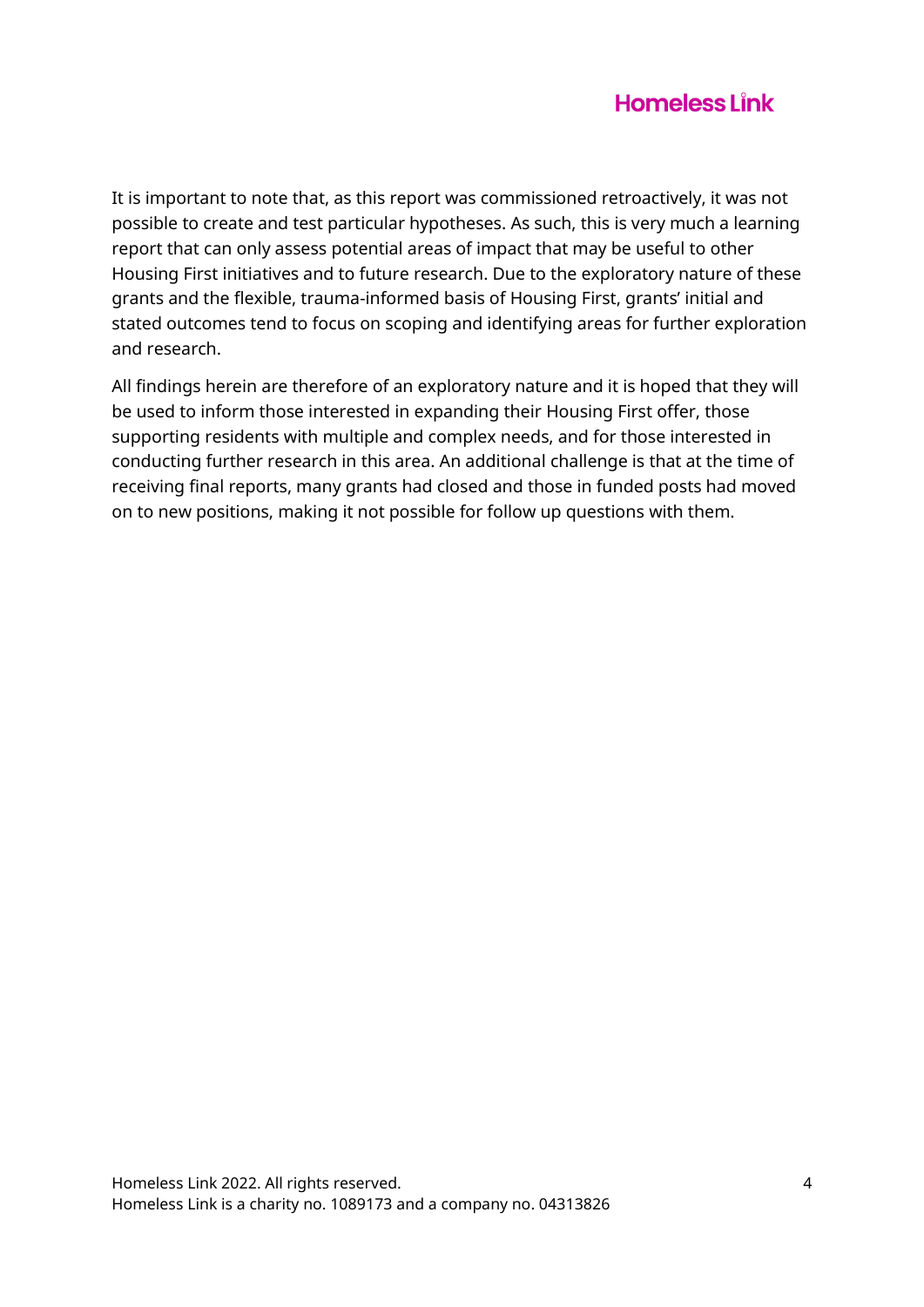It is important to note that, as this report was commissioned retroactively, it was not possible to create and test particular hypotheses. As such, this is very much a learning report that can only assess potential areas of impact that may be useful to other Housing First initiatives and to future research. Due to the exploratory nature of these grants and the flexible, trauma-informed basis of Housing First, grants' initial and stated outcomes tend to focus on scoping and identifying areas for further exploration and research.

All findings herein are therefore of an exploratory nature and it is hoped that they will be used to inform those interested in expanding their Housing First offer, those supporting residents with multiple and complex needs, and for those interested in conducting further research in this area. An additional challenge is that at the time of receiving final reports, many grants had closed and those in funded posts had moved on to new positions, making it not possible for follow up questions with them.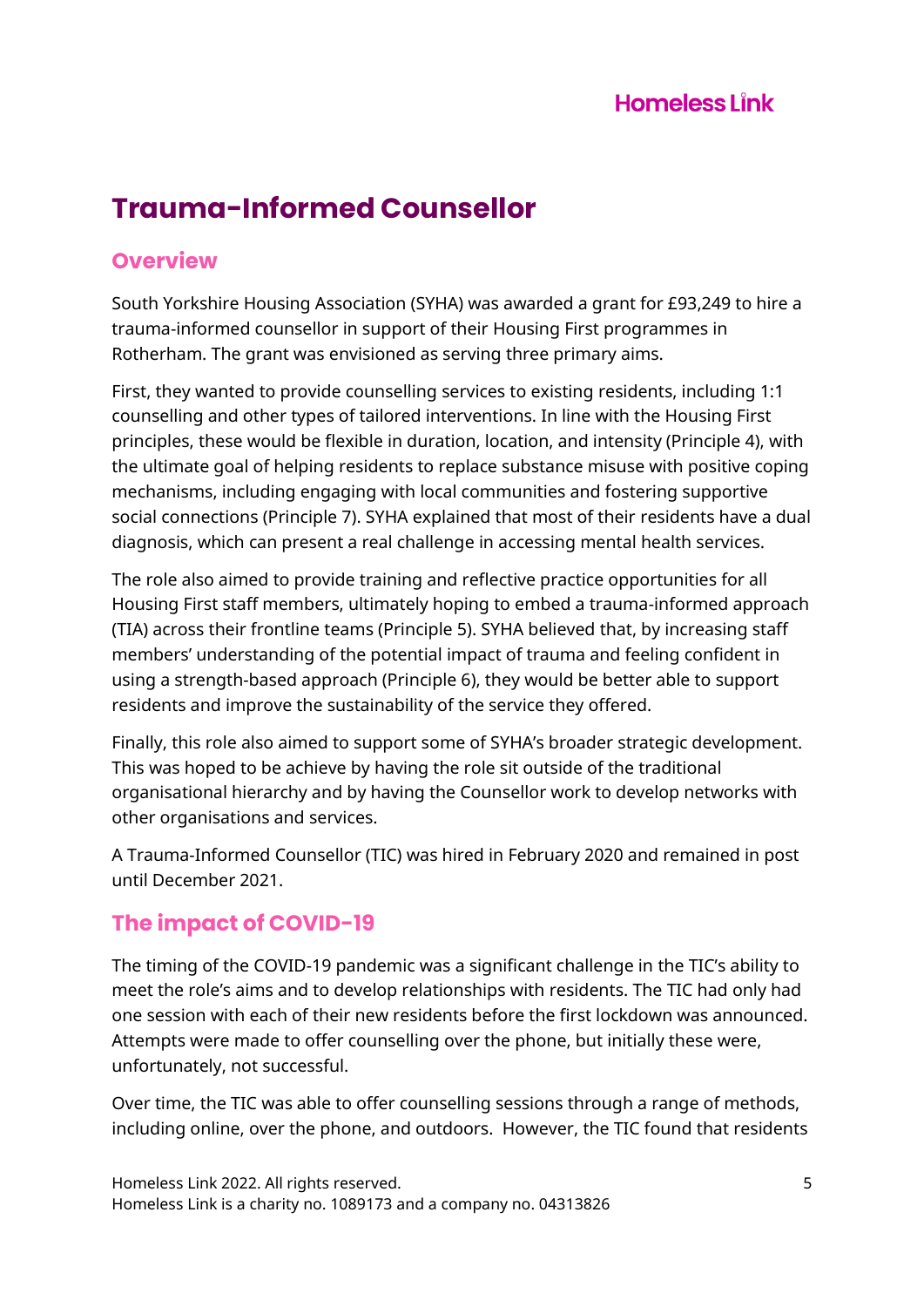# Trauma-Informed Counsellor

## Overview

South Yorkshire Housing Association (SYHA) was awarded a grant for £93,249 to hire a trauma-informed counsellor in support of their Housing First programmes in Rotherham. The grant was envisioned as serving three primary aims.

First, they wanted to provide counselling services to existing residents, including 1:1 counselling and other types of tailored interventions. In line with the Housing First principles, these would be flexible in duration, location, and intensity (Principle 4), with the ultimate goal of helping residents to replace substance misuse with positive coping mechanisms, including engaging with local communities and fostering supportive social connections (Principle 7). SYHA explained that most of their residents have a dual diagnosis, which can present a real challenge in accessing mental health services.

The role also aimed to provide training and reflective practice opportunities for all Housing First staff members, ultimately hoping to embed a trauma-informed approach (TIA) across their frontline teams (Principle 5). SYHA believed that, by increasing staff members' understanding of the potential impact of trauma and feeling confident in using a strength-based approach (Principle 6), they would be better able to support residents and improve the sustainability of the service they offered.

Finally, this role also aimed to support some of SYHA's broader strategic development. This was hoped to be achieve by having the role sit outside of the traditional organisational hierarchy and by having the Counsellor work to develop networks with other organisations and services.

A Trauma-Informed Counsellor (TIC) was hired in February 2020 and remained in post until December 2021.

## The impact of COVID-19

The timing of the COVID-19 pandemic was a significant challenge in the TIC's ability to meet the role's aims and to develop relationships with residents. The TIC had only had one session with each of their new residents before the first lockdown was announced. Attempts were made to offer counselling over the phone, but initially these were, unfortunately, not successful.

Over time, the TIC was able to offer counselling sessions through a range of methods, including online, over the phone, and outdoors. However, the TIC found that residents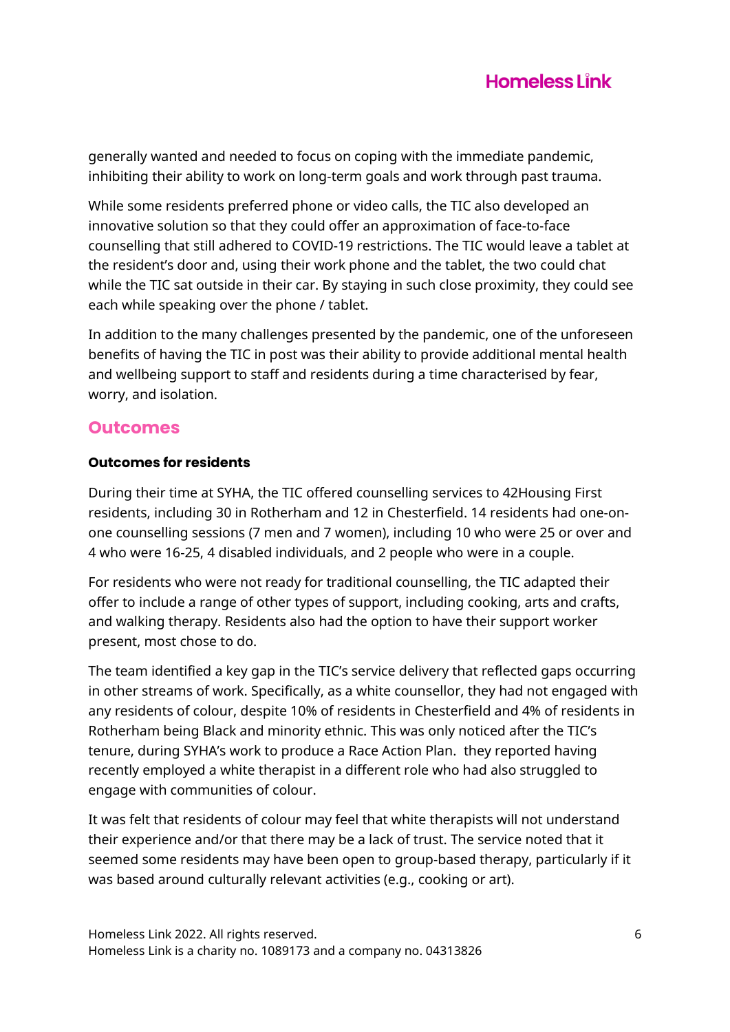generally wanted and needed to focus on coping with the immediate pandemic, inhibiting their ability to work on long-term goals and work through past trauma.

While some residents preferred phone or video calls, the TIC also developed an innovative solution so that they could offer an approximation of face-to-face counselling that still adhered to COVID-19 restrictions. The TIC would leave a tablet at the resident's door and, using their work phone and the tablet, the two could chat while the TIC sat outside in their car. By staying in such close proximity, they could see each while speaking over the phone / tablet.

In addition to the many challenges presented by the pandemic, one of the unforeseen benefits of having the TIC in post was their ability to provide additional mental health and wellbeing support to staff and residents during a time characterised by fear, worry, and isolation.

## Outcomes

### Outcomes for residents

During their time at SYHA, the TIC offered counselling services to 42Housing First residents, including 30 in Rotherham and 12 in Chesterfield. 14 residents had one-on-one counselling sessions (7 men and 7 women), including 10 who were 25 or over and 4 who were 16-25, 4 disabled individuals, and 2 people who were in a couple.

For residents who were not ready for traditional counselling, the TIC adapted their offer to include a range of other types of support, including cooking, arts and crafts, and walking therapy. Residents also had the option to have their support worker present, most chose to do.

The team identified a key gap in the TIC's service delivery that reflected gaps occurring in other streams of work. Specifically, as a white counsellor, they had not engaged with any residents of colour, despite 10% of residents in Chesterfield and 4% of residents in Rotherham being Black and minority ethnic. This was only noticed after the TIC's tenure, during SYHA's work to produce a Race Action Plan.  they reported having recently employed a white therapist in a different role who had also struggled to engage with communities of colour.

It was felt that residents of colour may feel that white therapists will not understand their experience and/or that there may be a lack of trust. The service noted that it seemed some residents may have been open to group-based therapy, particularly if it was based around culturally relevant activities (e.g., cooking or art).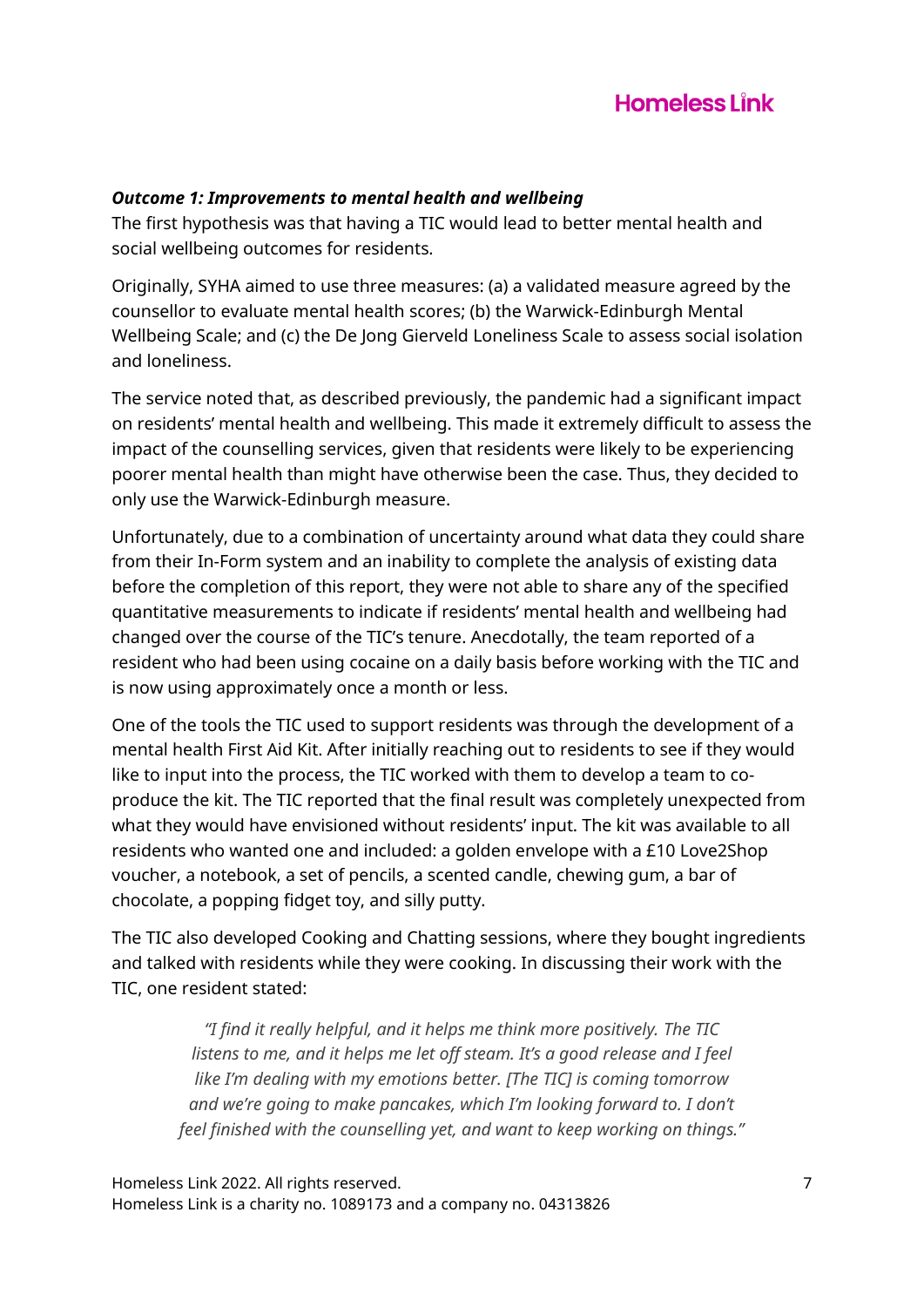***Outcome 1: Improvements to mental health and wellbeing***

The first hypothesis was that having a TIC would lead to better mental health and social wellbeing outcomes for residents.

Originally, SYHA aimed to use three measures: (a) a validated measure agreed by the counsellor to evaluate mental health scores; (b) the Warwick-Edinburgh Mental Wellbeing Scale; and (c) the De Jong Gierveld Loneliness Scale to assess social isolation and loneliness.

The service noted that, as described previously, the pandemic had a significant impact on residents' mental health and wellbeing. This made it extremely difficult to assess the impact of the counselling services, given that residents were likely to be experiencing poorer mental health than might have otherwise been the case. Thus, they decided to only use the Warwick-Edinburgh measure.

Unfortunately, due to a combination of uncertainty around what data they could share from their In-Form system and an inability to complete the analysis of existing data before the completion of this report, they were not able to share any of the specified quantitative measurements to indicate if residents' mental health and wellbeing had changed over the course of the TIC's tenure. Anecdotally, the team reported of a resident who had been using cocaine on a daily basis before working with the TIC and is now using approximately once a month or less.

One of the tools the TIC used to support residents was through the development of a mental health First Aid Kit. After initially reaching out to residents to see if they would like to input into the process, the TIC worked with them to develop a team to co-produce the kit. The TIC reported that the final result was completely unexpected from what they would have envisioned without residents' input. The kit was available to all residents who wanted one and included: a golden envelope with a £10 Love2Shop voucher, a notebook, a set of pencils, a scented candle, chewing gum, a bar of chocolate, a popping fidget toy, and silly putty.

The TIC also developed Cooking and Chatting sessions, where they bought ingredients and talked with residents while they were cooking. In discussing their work with the TIC, one resident stated:

> *"I find it really helpful, and it helps me think more positively. The TIC listens to me, and it helps me let off steam. It's a good release and I feel like I'm dealing with my emotions better. [The TIC] is coming tomorrow and we're going to make pancakes, which I'm looking forward to. I don't feel finished with the counselling yet, and want to keep working on things."*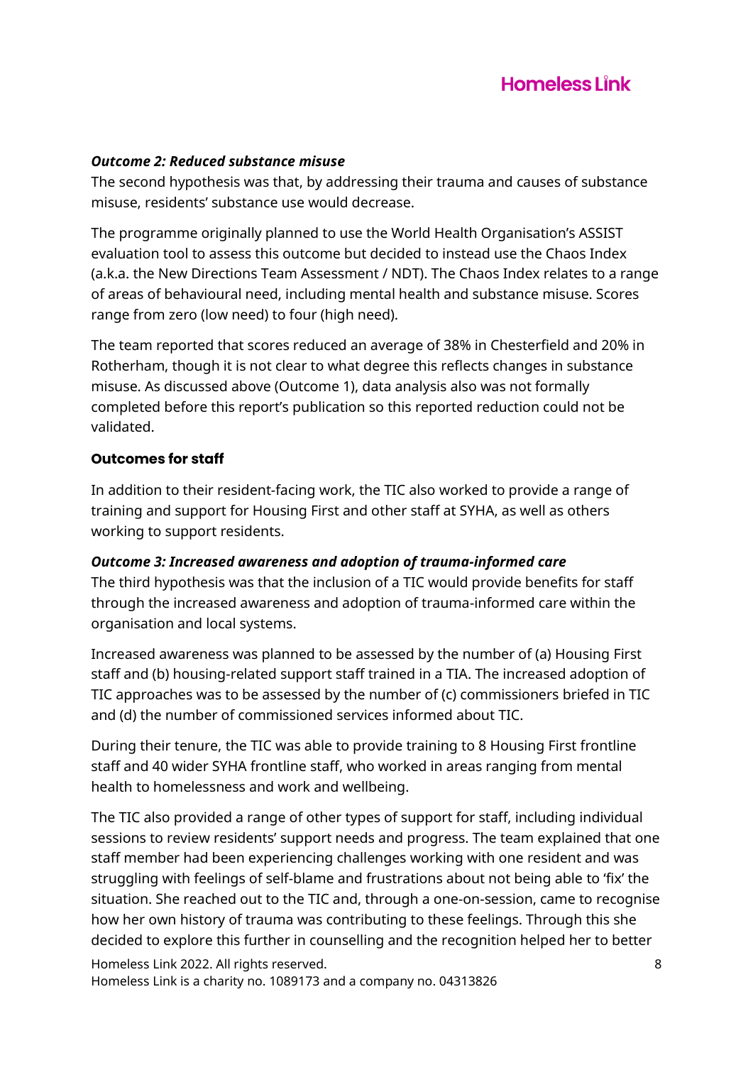***Outcome 2: Reduced substance misuse***

The second hypothesis was that, by addressing their trauma and causes of substance misuse, residents' substance use would decrease.

The programme originally planned to use the World Health Organisation's ASSIST evaluation tool to assess this outcome but decided to instead use the Chaos Index (a.k.a. the New Directions Team Assessment / NDT). The Chaos Index relates to a range of areas of behavioural need, including mental health and substance misuse. Scores range from zero (low need) to four (high need).

The team reported that scores reduced an average of 38% in Chesterfield and 20% in Rotherham, though it is not clear to what degree this reflects changes in substance misuse. As discussed above (Outcome 1), data analysis also was not formally completed before this report's publication so this reported reduction could not be validated.

**Outcomes for staff**

In addition to their resident-facing work, the TIC also worked to provide a range of training and support for Housing First and other staff at SYHA, as well as others working to support residents.

***Outcome 3: Increased awareness and adoption of trauma-informed care***

The third hypothesis was that the inclusion of a TIC would provide benefits for staff through the increased awareness and adoption of trauma-informed care within the organisation and local systems.

Increased awareness was planned to be assessed by the number of (a) Housing First staff and (b) housing-related support staff trained in a TIA. The increased adoption of TIC approaches was to be assessed by the number of (c) commissioners briefed in TIC and (d) the number of commissioned services informed about TIC.

During their tenure, the TIC was able to provide training to 8 Housing First frontline staff and 40 wider SYHA frontline staff, who worked in areas ranging from mental health to homelessness and work and wellbeing.

The TIC also provided a range of other types of support for staff, including individual sessions to review residents' support needs and progress. The team explained that one staff member had been experiencing challenges working with one resident and was struggling with feelings of self-blame and frustrations about not being able to 'fix' the situation. She reached out to the TIC and, through a one-on-session, came to recognise how her own history of trauma was contributing to these feelings. Through this she decided to explore this further in counselling and the recognition helped her to better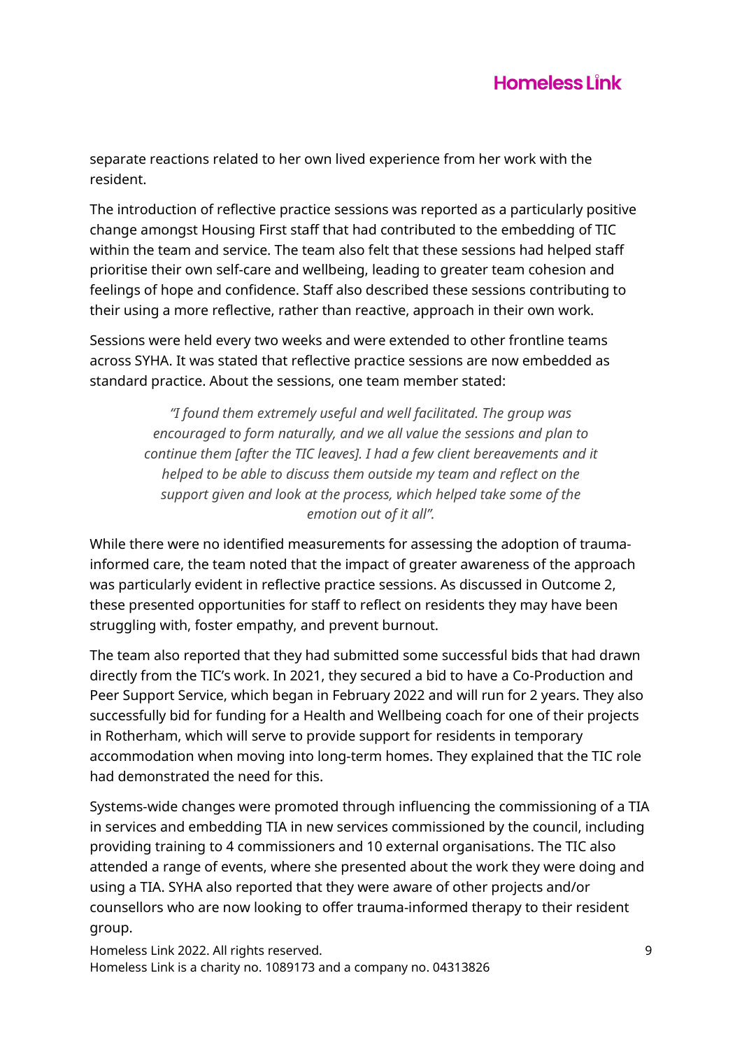separate reactions related to her own lived experience from her work with the resident.

The introduction of reflective practice sessions was reported as a particularly positive change amongst Housing First staff that had contributed to the embedding of TIC within the team and service. The team also felt that these sessions had helped staff prioritise their own self-care and wellbeing, leading to greater team cohesion and feelings of hope and confidence. Staff also described these sessions contributing to their using a more reflective, rather than reactive, approach in their own work.

Sessions were held every two weeks and were extended to other frontline teams across SYHA. It was stated that reflective practice sessions are now embedded as standard practice. About the sessions, one team member stated:

> *"I found them extremely useful and well facilitated. The group was encouraged to form naturally, and we all value the sessions and plan to continue them [after the TIC leaves]. I had a few client bereavements and it helped to be able to discuss them outside my team and reflect on the support given and look at the process, which helped take some of the emotion out of it all".*

While there were no identified measurements for assessing the adoption of trauma-informed care, the team noted that the impact of greater awareness of the approach was particularly evident in reflective practice sessions. As discussed in Outcome 2, these presented opportunities for staff to reflect on residents they may have been struggling with, foster empathy, and prevent burnout.

The team also reported that they had submitted some successful bids that had drawn directly from the TIC's work. In 2021, they secured a bid to have a Co-Production and Peer Support Service, which began in February 2022 and will run for 2 years. They also successfully bid for funding for a Health and Wellbeing coach for one of their projects in Rotherham, which will serve to provide support for residents in temporary accommodation when moving into long-term homes. They explained that the TIC role had demonstrated the need for this.

Systems-wide changes were promoted through influencing the commissioning of a TIA in services and embedding TIA in new services commissioned by the council, including providing training to 4 commissioners and 10 external organisations. The TIC also attended a range of events, where she presented about the work they were doing and using a TIA. SYHA also reported that they were aware of other projects and/or counsellors who are now looking to offer trauma-informed therapy to their resident group.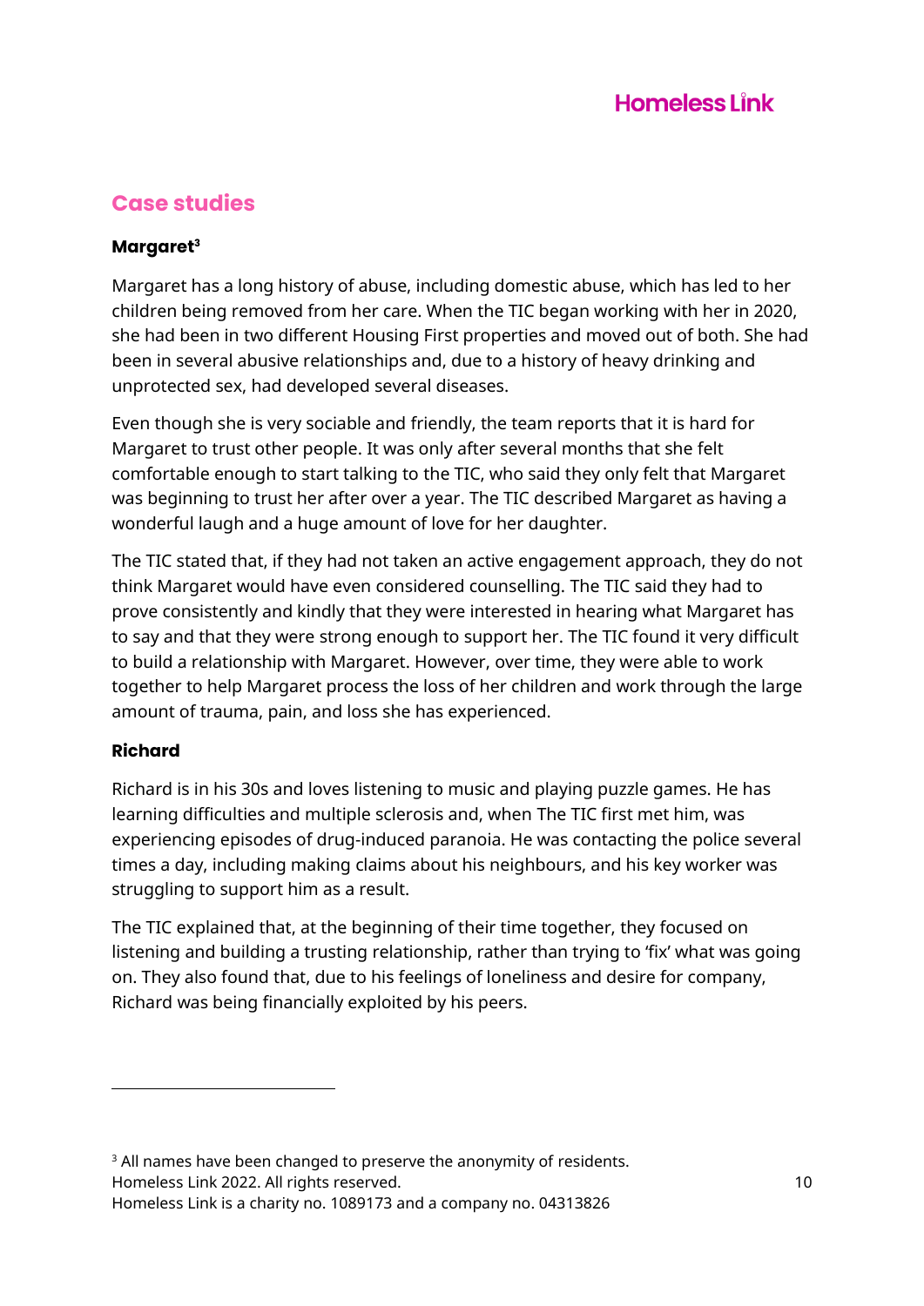## Case studies

### Margaret[3]

Margaret has a long history of abuse, including domestic abuse, which has led to her children being removed from her care. When the TIC began working with her in 2020, she had been in two different Housing First properties and moved out of both. She had been in several abusive relationships and, due to a history of heavy drinking and unprotected sex, had developed several diseases.

Even though she is very sociable and friendly, the team reports that it is hard for Margaret to trust other people. It was only after several months that she felt comfortable enough to start talking to the TIC, who said they only felt that Margaret was beginning to trust her after over a year. The TIC described Margaret as having a wonderful laugh and a huge amount of love for her daughter.

The TIC stated that, if they had not taken an active engagement approach, they do not think Margaret would have even considered counselling. The TIC said they had to prove consistently and kindly that they were interested in hearing what Margaret has to say and that they were strong enough to support her. The TIC found it very difficult to build a relationship with Margaret. However, over time, they were able to work together to help Margaret process the loss of her children and work through the large amount of trauma, pain, and loss she has experienced.

### Richard

Richard is in his 30s and loves listening to music and playing puzzle games. He has learning difficulties and multiple sclerosis and, when The TIC first met him, was experiencing episodes of drug-induced paranoia. He was contacting the police several times a day, including making claims about his neighbours, and his key worker was struggling to support him as a result.

The TIC explained that, at the beginning of their time together, they focused on listening and building a trusting relationship, rather than trying to 'fix' what was going on. They also found that, due to his feelings of loneliness and desire for company, Richard was being financially exploited by his peers.

---

[3] All names have been changed to preserve the anonymity of residents.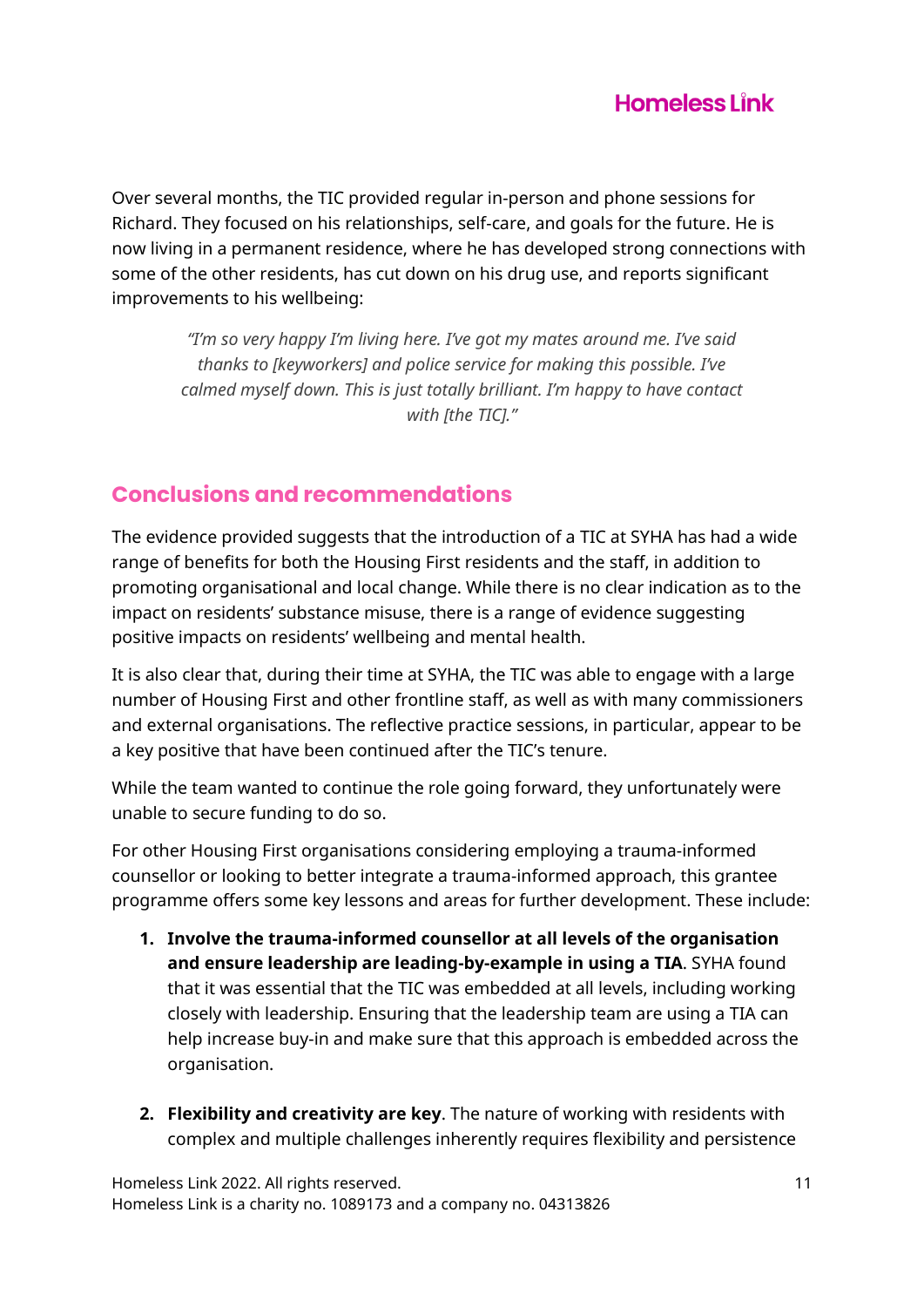Over several months, the TIC provided regular in-person and phone sessions for Richard. They focused on his relationships, self-care, and goals for the future. He is now living in a permanent residence, where he has developed strong connections with some of the other residents, has cut down on his drug use, and reports significant improvements to his wellbeing:

> *"I'm so very happy I'm living here. I've got my mates around me. I've said thanks to [keyworkers] and police service for making this possible. I've calmed myself down. This is just totally brilliant. I'm happy to have contact with [the TIC]."*

## Conclusions and recommendations

The evidence provided suggests that the introduction of a TIC at SYHA has had a wide range of benefits for both the Housing First residents and the staff, in addition to promoting organisational and local change. While there is no clear indication as to the impact on residents' substance misuse, there is a range of evidence suggesting positive impacts on residents' wellbeing and mental health.

It is also clear that, during their time at SYHA, the TIC was able to engage with a large number of Housing First and other frontline staff, as well as with many commissioners and external organisations. The reflective practice sessions, in particular, appear to be a key positive that have been continued after the TIC's tenure.

While the team wanted to continue the role going forward, they unfortunately were unable to secure funding to do so.

For other Housing First organisations considering employing a trauma-informed counsellor or looking to better integrate a trauma-informed approach, this grantee programme offers some key lessons and areas for further development. These include:

1. **Involve the trauma-informed counsellor at all levels of the organisation and ensure leadership are leading-by-example in using a TIA**. SYHA found that it was essential that the TIC was embedded at all levels, including working closely with leadership. Ensuring that the leadership team are using a TIA can help increase buy-in and make sure that this approach is embedded across the organisation.

2. **Flexibility and creativity are key**. The nature of working with residents with complex and multiple challenges inherently requires flexibility and persistence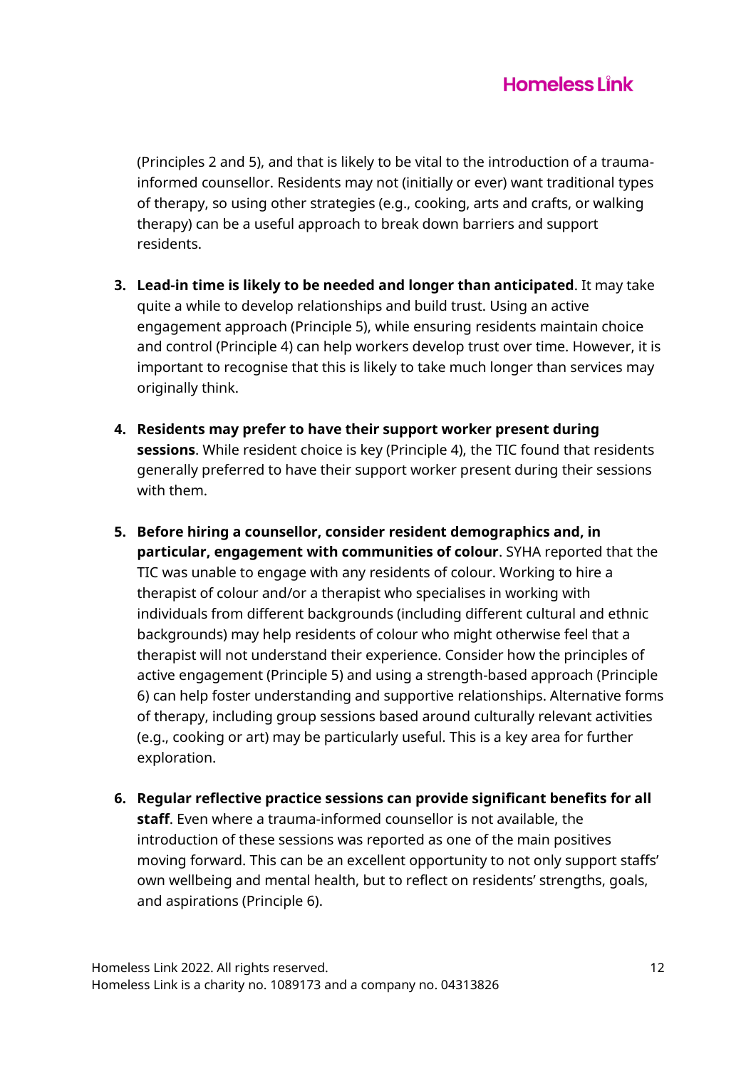(Principles 2 and 5), and that is likely to be vital to the introduction of a trauma-informed counsellor. Residents may not (initially or ever) want traditional types of therapy, so using other strategies (e.g., cooking, arts and crafts, or walking therapy) can be a useful approach to break down barriers and support residents.

3. **Lead-in time is likely to be needed and longer than anticipated**. It may take quite a while to develop relationships and build trust. Using an active engagement approach (Principle 5), while ensuring residents maintain choice and control (Principle 4) can help workers develop trust over time. However, it is important to recognise that this is likely to take much longer than services may originally think.

4. **Residents may prefer to have their support worker present during sessions**. While resident choice is key (Principle 4), the TIC found that residents generally preferred to have their support worker present during their sessions with them.

5. **Before hiring a counsellor, consider resident demographics and, in particular, engagement with communities of colour**. SYHA reported that the TIC was unable to engage with any residents of colour. Working to hire a therapist of colour and/or a therapist who specialises in working with individuals from different backgrounds (including different cultural and ethnic backgrounds) may help residents of colour who might otherwise feel that a therapist will not understand their experience. Consider how the principles of active engagement (Principle 5) and using a strength-based approach (Principle 6) can help foster understanding and supportive relationships. Alternative forms of therapy, including group sessions based around culturally relevant activities (e.g., cooking or art) may be particularly useful. This is a key area for further exploration.

6. **Regular reflective practice sessions can provide significant benefits for all staff**. Even where a trauma-informed counsellor is not available, the introduction of these sessions was reported as one of the main positives moving forward. This can be an excellent opportunity to not only support staffs' own wellbeing and mental health, but to reflect on residents' strengths, goals, and aspirations (Principle 6).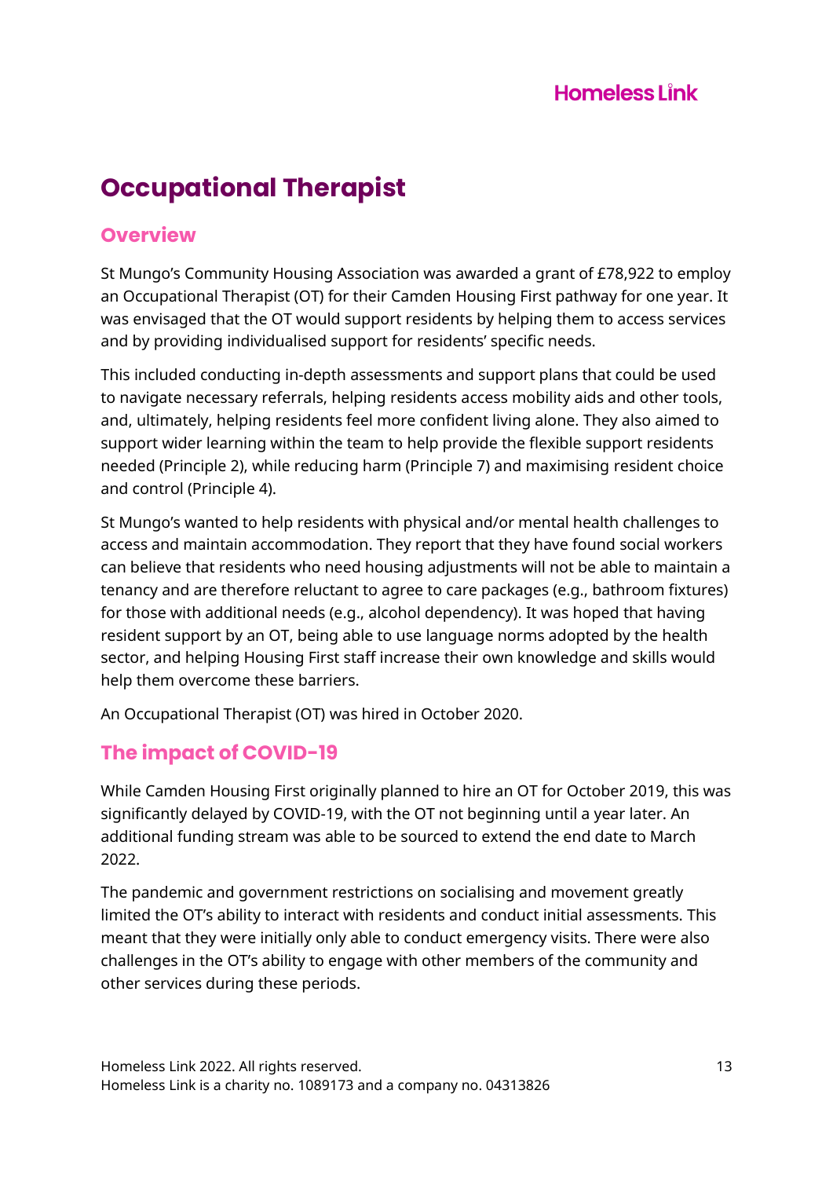# Occupational Therapist

## Overview

St Mungo's Community Housing Association was awarded a grant of £78,922 to employ an Occupational Therapist (OT) for their Camden Housing First pathway for one year. It was envisaged that the OT would support residents by helping them to access services and by providing individualised support for residents' specific needs.

This included conducting in-depth assessments and support plans that could be used to navigate necessary referrals, helping residents access mobility aids and other tools, and, ultimately, helping residents feel more confident living alone. They also aimed to support wider learning within the team to help provide the flexible support residents needed (Principle 2), while reducing harm (Principle 7) and maximising resident choice and control (Principle 4).

St Mungo's wanted to help residents with physical and/or mental health challenges to access and maintain accommodation. They report that they have found social workers can believe that residents who need housing adjustments will not be able to maintain a tenancy and are therefore reluctant to agree to care packages (e.g., bathroom fixtures) for those with additional needs (e.g., alcohol dependency). It was hoped that having resident support by an OT, being able to use language norms adopted by the health sector, and helping Housing First staff increase their own knowledge and skills would help them overcome these barriers.

An Occupational Therapist (OT) was hired in October 2020.

## The impact of COVID-19

While Camden Housing First originally planned to hire an OT for October 2019, this was significantly delayed by COVID-19, with the OT not beginning until a year later. An additional funding stream was able to be sourced to extend the end date to March 2022.

The pandemic and government restrictions on socialising and movement greatly limited the OT's ability to interact with residents and conduct initial assessments. This meant that they were initially only able to conduct emergency visits. There were also challenges in the OT's ability to engage with other members of the community and other services during these periods.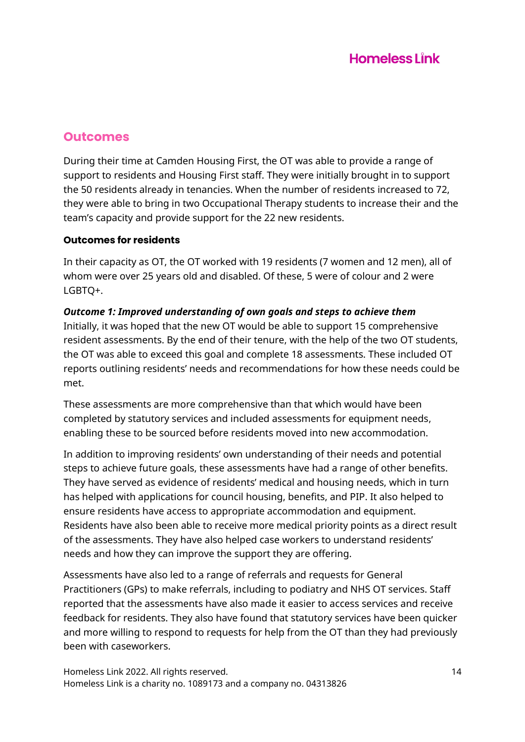## Outcomes

During their time at Camden Housing First, the OT was able to provide a range of support to residents and Housing First staff. They were initially brought in to support the 50 residents already in tenancies. When the number of residents increased to 72, they were able to bring in two Occupational Therapy students to increase their and the team's capacity and provide support for the 22 new residents.

### Outcomes for residents

In their capacity as OT, the OT worked with 19 residents (7 women and 12 men), all of whom were over 25 years old and disabled. Of these, 5 were of colour and 2 were LGBTQ+.

***Outcome 1: Improved understanding of own goals and steps to achieve them***

Initially, it was hoped that the new OT would be able to support 15 comprehensive resident assessments. By the end of their tenure, with the help of the two OT students, the OT was able to exceed this goal and complete 18 assessments. These included OT reports outlining residents' needs and recommendations for how these needs could be met.

These assessments are more comprehensive than that which would have been completed by statutory services and included assessments for equipment needs, enabling these to be sourced before residents moved into new accommodation.

In addition to improving residents' own understanding of their needs and potential steps to achieve future goals, these assessments have had a range of other benefits. They have served as evidence of residents' medical and housing needs, which in turn has helped with applications for council housing, benefits, and PIP. It also helped to ensure residents have access to appropriate accommodation and equipment. Residents have also been able to receive more medical priority points as a direct result of the assessments. They have also helped case workers to understand residents' needs and how they can improve the support they are offering.

Assessments have also led to a range of referrals and requests for General Practitioners (GPs) to make referrals, including to podiatry and NHS OT services. Staff reported that the assessments have also made it easier to access services and receive feedback for residents. They also have found that statutory services have been quicker and more willing to respond to requests for help from the OT than they had previously been with caseworkers.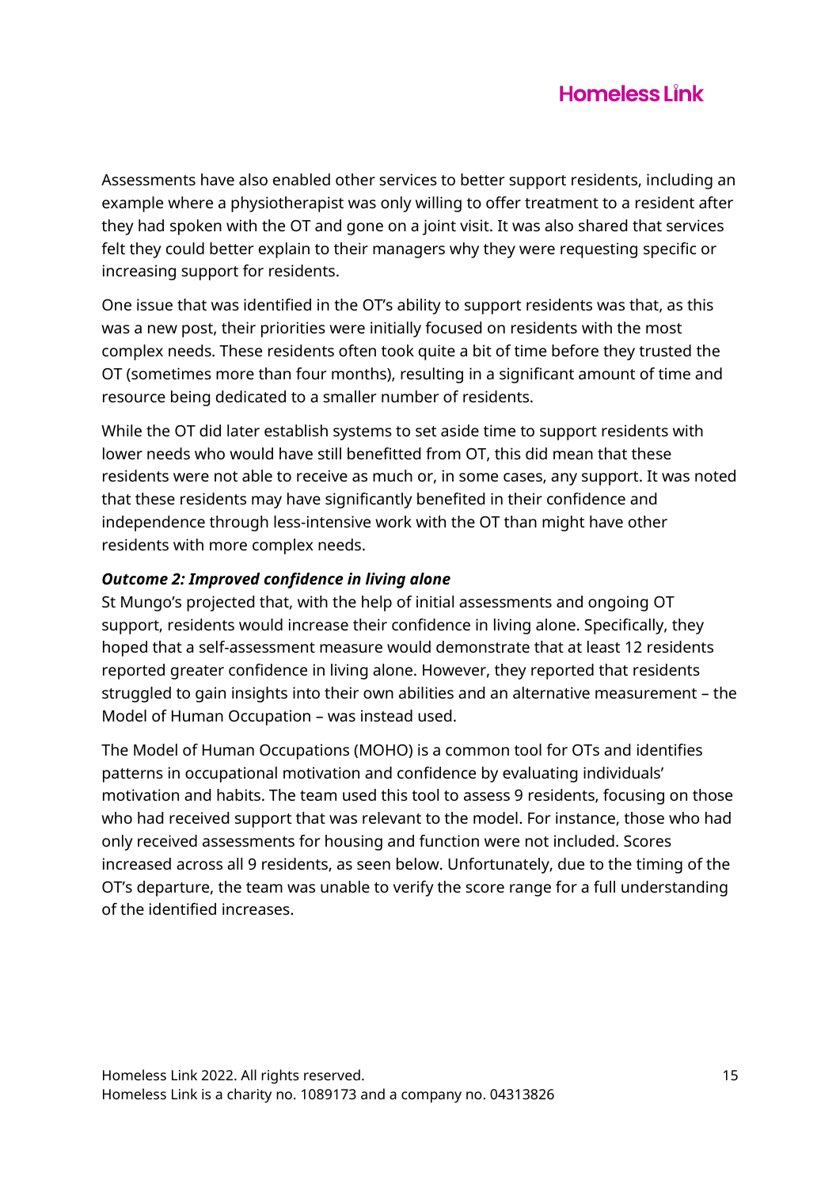Assessments have also enabled other services to better support residents, including an example where a physiotherapist was only willing to offer treatment to a resident after they had spoken with the OT and gone on a joint visit. It was also shared that services felt they could better explain to their managers why they were requesting specific or increasing support for residents.

One issue that was identified in the OT's ability to support residents was that, as this was a new post, their priorities were initially focused on residents with the most complex needs. These residents often took quite a bit of time before they trusted the OT (sometimes more than four months), resulting in a significant amount of time and resource being dedicated to a smaller number of residents.

While the OT did later establish systems to set aside time to support residents with lower needs who would have still benefitted from OT, this did mean that these residents were not able to receive as much or, in some cases, any support. It was noted that these residents may have significantly benefited in their confidence and independence through less-intensive work with the OT than might have other residents with more complex needs.

***Outcome 2: Improved confidence in living alone***

St Mungo's projected that, with the help of initial assessments and ongoing OT support, residents would increase their confidence in living alone. Specifically, they hoped that a self-assessment measure would demonstrate that at least 12 residents reported greater confidence in living alone. However, they reported that residents struggled to gain insights into their own abilities and an alternative measurement – the Model of Human Occupation – was instead used.

The Model of Human Occupations (MOHO) is a common tool for OTs and identifies patterns in occupational motivation and confidence by evaluating individuals' motivation and habits. The team used this tool to assess 9 residents, focusing on those who had received support that was relevant to the model. For instance, those who had only received assessments for housing and function were not included. Scores increased across all 9 residents, as seen below. Unfortunately, due to the timing of the OT's departure, the team was unable to verify the score range for a full understanding of the identified increases.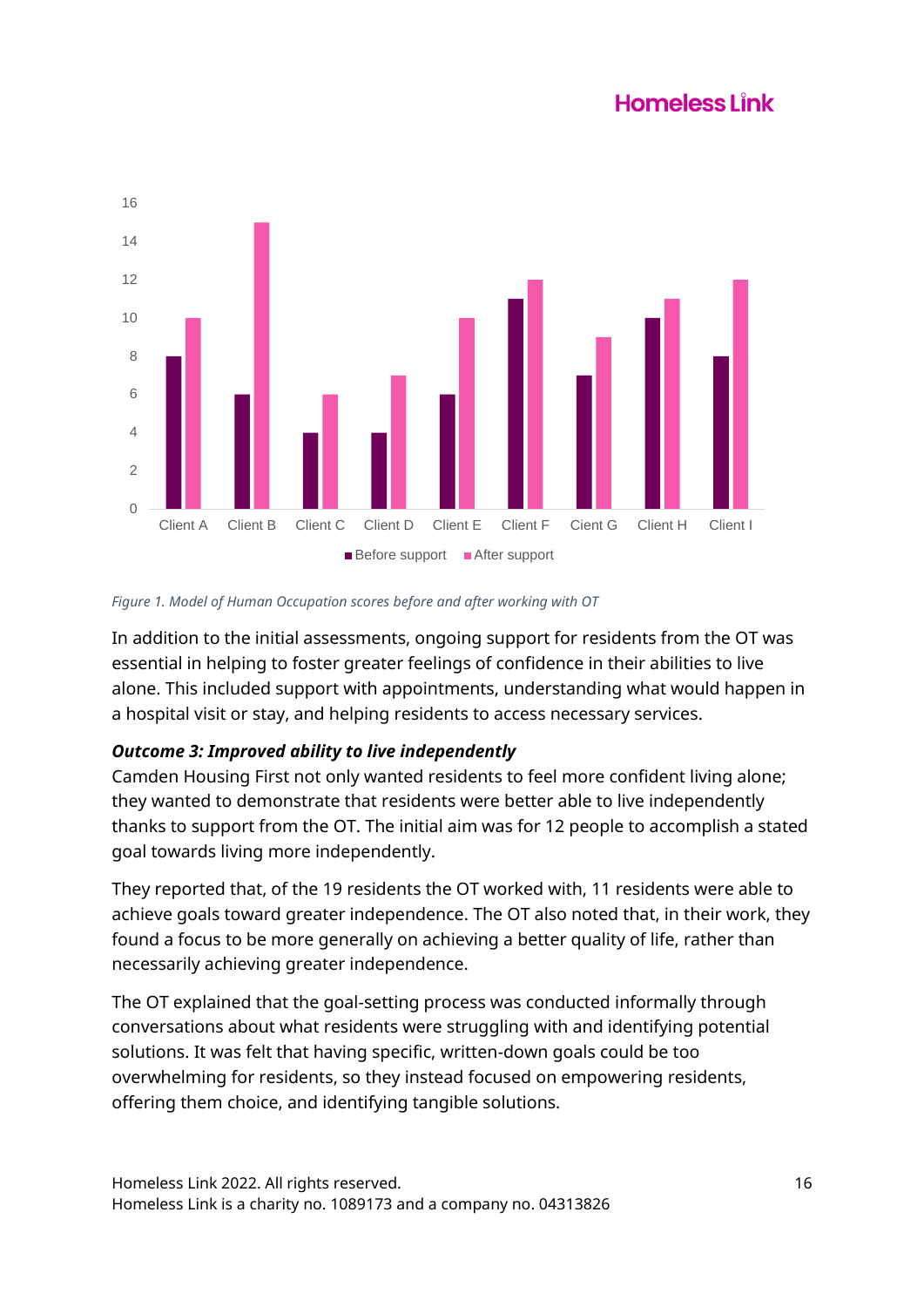*Figure 1. Model of Human Occupation scores before and after working with OT*

In addition to the initial assessments, ongoing support for residents from the OT was essential in helping to foster greater feelings of confidence in their abilities to live alone. This included support with appointments, understanding what would happen in a hospital visit or stay, and helping residents to access necessary services.

***Outcome 3: Improved ability to live independently***

Camden Housing First not only wanted residents to feel more confident living alone; they wanted to demonstrate that residents were better able to live independently thanks to support from the OT. The initial aim was for 12 people to accomplish a stated goal towards living more independently.

They reported that, of the 19 residents the OT worked with, 11 residents were able to achieve goals toward greater independence. The OT also noted that, in their work, they found a focus to be more generally on achieving a better quality of life, rather than necessarily achieving greater independence.

The OT explained that the goal-setting process was conducted informally through conversations about what residents were struggling with and identifying potential solutions. It was felt that having specific, written-down goals could be too overwhelming for residents, so they instead focused on empowering residents, offering them choice, and identifying tangible solutions.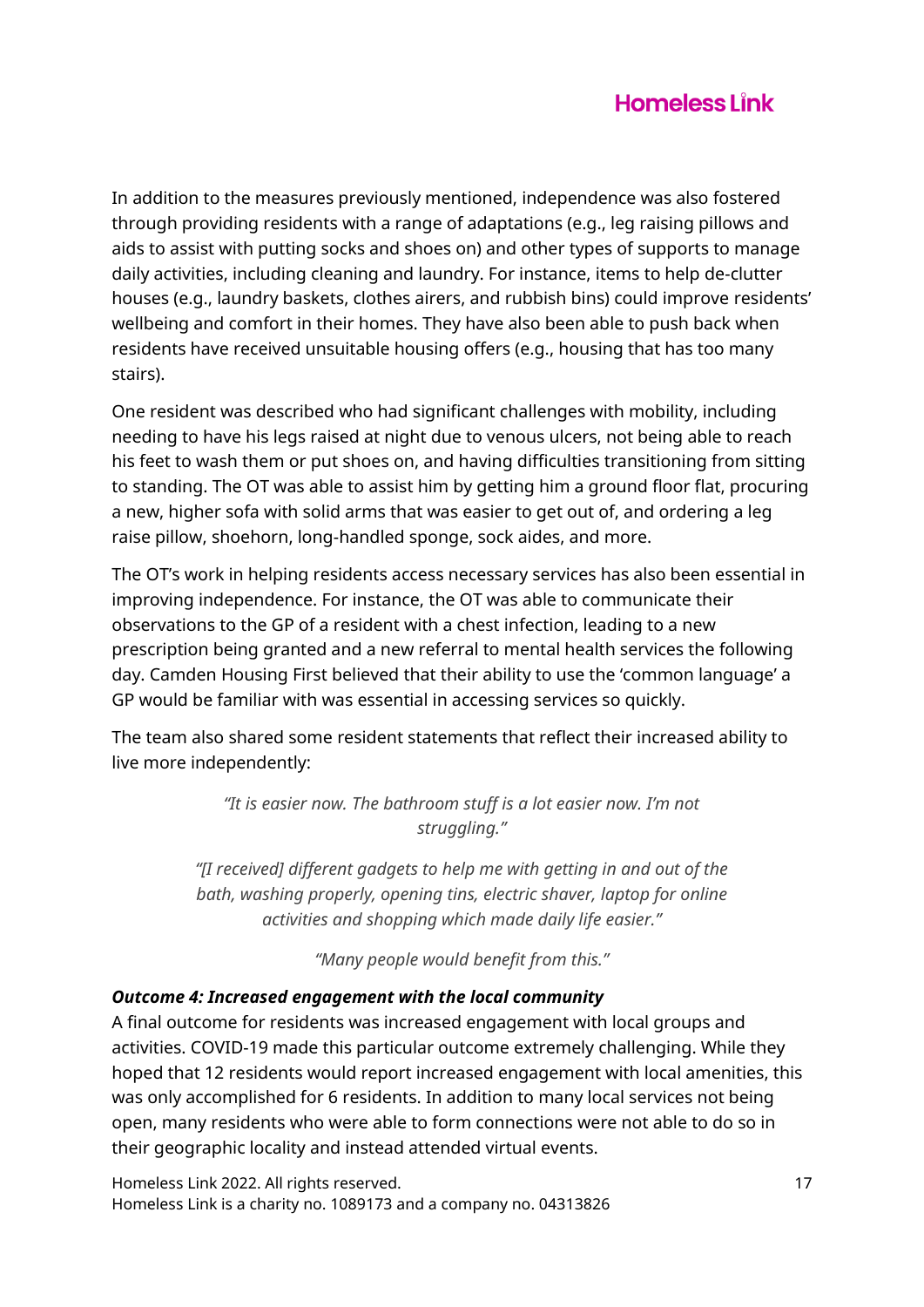In addition to the measures previously mentioned, independence was also fostered through providing residents with a range of adaptations (e.g., leg raising pillows and aids to assist with putting socks and shoes on) and other types of supports to manage daily activities, including cleaning and laundry. For instance, items to help de-clutter houses (e.g., laundry baskets, clothes airers, and rubbish bins) could improve residents' wellbeing and comfort in their homes. They have also been able to push back when residents have received unsuitable housing offers (e.g., housing that has too many stairs).

One resident was described who had significant challenges with mobility, including needing to have his legs raised at night due to venous ulcers, not being able to reach his feet to wash them or put shoes on, and having difficulties transitioning from sitting to standing. The OT was able to assist him by getting him a ground floor flat, procuring a new, higher sofa with solid arms that was easier to get out of, and ordering a leg raise pillow, shoehorn, long-handled sponge, sock aides, and more.

The OT's work in helping residents access necessary services has also been essential in improving independence. For instance, the OT was able to communicate their observations to the GP of a resident with a chest infection, leading to a new prescription being granted and a new referral to mental health services the following day. Camden Housing First believed that their ability to use the 'common language' a GP would be familiar with was essential in accessing services so quickly.

The team also shared some resident statements that reflect their increased ability to live more independently:

> *"It is easier now. The bathroom stuff is a lot easier now. I'm not struggling."*

> *"[I received] different gadgets to help me with getting in and out of the bath, washing properly, opening tins, electric shaver, laptop for online activities and shopping which made daily life easier."*

> *"Many people would benefit from this."*

***Outcome 4: Increased engagement with the local community***

A final outcome for residents was increased engagement with local groups and activities. COVID-19 made this particular outcome extremely challenging. While they hoped that 12 residents would report increased engagement with local amenities, this was only accomplished for 6 residents. In addition to many local services not being open, many residents who were able to form connections were not able to do so in their geographic locality and instead attended virtual events.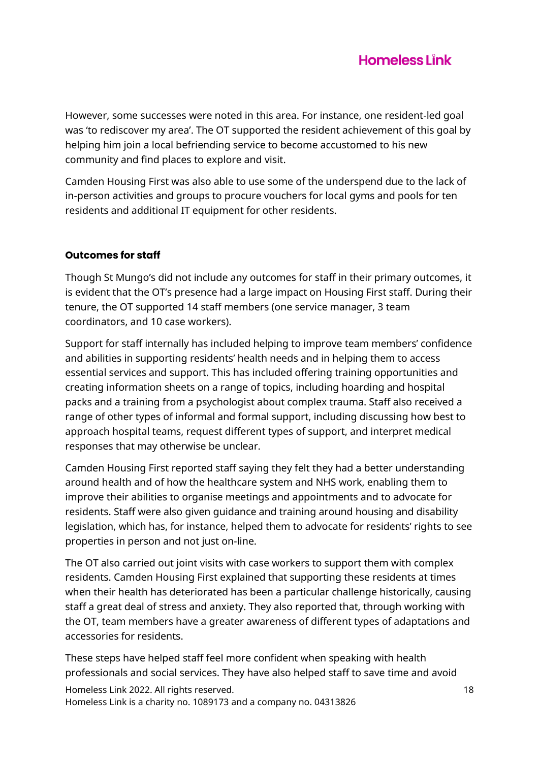However, some successes were noted in this area. For instance, one resident-led goal was 'to rediscover my area'. The OT supported the resident achievement of this goal by helping him join a local befriending service to become accustomed to his new community and find places to explore and visit.

Camden Housing First was also able to use some of the underspend due to the lack of in-person activities and groups to procure vouchers for local gyms and pools for ten residents and additional IT equipment for other residents.

**Outcomes for staff**

Though St Mungo's did not include any outcomes for staff in their primary outcomes, it is evident that the OT's presence had a large impact on Housing First staff. During their tenure, the OT supported 14 staff members (one service manager, 3 team coordinators, and 10 case workers).

Support for staff internally has included helping to improve team members' confidence and abilities in supporting residents' health needs and in helping them to access essential services and support. This has included offering training opportunities and creating information sheets on a range of topics, including hoarding and hospital packs and a training from a psychologist about complex trauma. Staff also received a range of other types of informal and formal support, including discussing how best to approach hospital teams, request different types of support, and interpret medical responses that may otherwise be unclear.

Camden Housing First reported staff saying they felt they had a better understanding around health and of how the healthcare system and NHS work, enabling them to improve their abilities to organise meetings and appointments and to advocate for residents. Staff were also given guidance and training around housing and disability legislation, which has, for instance, helped them to advocate for residents' rights to see properties in person and not just on-line.

The OT also carried out joint visits with case workers to support them with complex residents. Camden Housing First explained that supporting these residents at times when their health has deteriorated has been a particular challenge historically, causing staff a great deal of stress and anxiety. They also reported that, through working with the OT, team members have a greater awareness of different types of adaptations and accessories for residents.

These steps have helped staff feel more confident when speaking with health professionals and social services. They have also helped staff to save time and avoid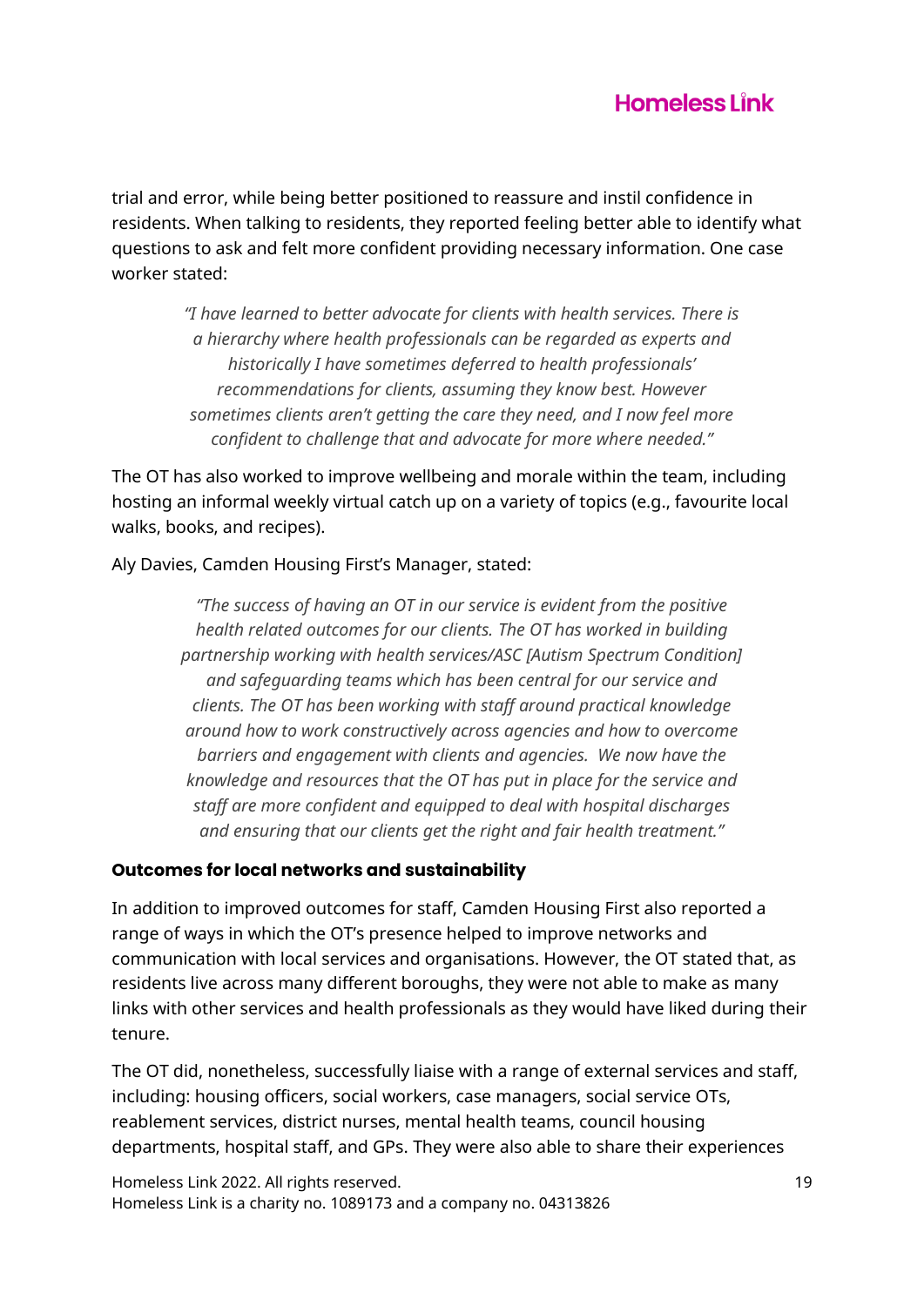trial and error, while being better positioned to reassure and instil confidence in residents. When talking to residents, they reported feeling better able to identify what questions to ask and felt more confident providing necessary information. One case worker stated:

> *"I have learned to better advocate for clients with health services. There is a hierarchy where health professionals can be regarded as experts and historically I have sometimes deferred to health professionals' recommendations for clients, assuming they know best. However sometimes clients aren't getting the care they need, and I now feel more confident to challenge that and advocate for more where needed."*

The OT has also worked to improve wellbeing and morale within the team, including hosting an informal weekly virtual catch up on a variety of topics (e.g., favourite local walks, books, and recipes).

Aly Davies, Camden Housing First's Manager, stated:

> *"The success of having an OT in our service is evident from the positive health related outcomes for our clients. The OT has worked in building partnership working with health services/ASC [Autism Spectrum Condition] and safeguarding teams which has been central for our service and clients. The OT has been working with staff around practical knowledge around how to work constructively across agencies and how to overcome barriers and engagement with clients and agencies. We now have the knowledge and resources that the OT has put in place for the service and staff are more confident and equipped to deal with hospital discharges and ensuring that our clients get the right and fair health treatment."*

### Outcomes for local networks and sustainability

In addition to improved outcomes for staff, Camden Housing First also reported a range of ways in which the OT's presence helped to improve networks and communication with local services and organisations. However, the OT stated that, as residents live across many different boroughs, they were not able to make as many links with other services and health professionals as they would have liked during their tenure.

The OT did, nonetheless, successfully liaise with a range of external services and staff, including: housing officers, social workers, case managers, social service OTs, reablement services, district nurses, mental health teams, council housing departments, hospital staff, and GPs. They were also able to share their experiences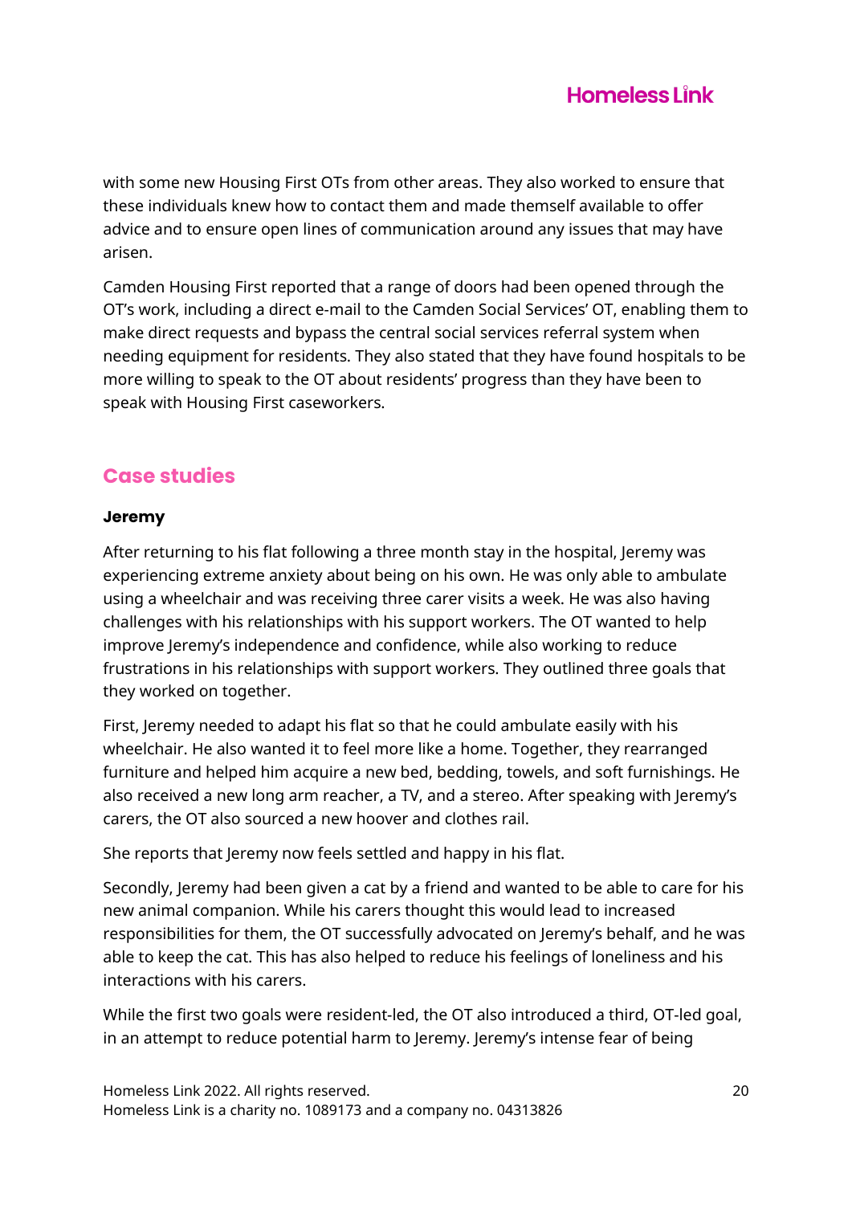with some new Housing First OTs from other areas. They also worked to ensure that these individuals knew how to contact them and made themself available to offer advice and to ensure open lines of communication around any issues that may have arisen.

Camden Housing First reported that a range of doors had been opened through the OT's work, including a direct e-mail to the Camden Social Services' OT, enabling them to make direct requests and bypass the central social services referral system when needing equipment for residents. They also stated that they have found hospitals to be more willing to speak to the OT about residents' progress than they have been to speak with Housing First caseworkers.

## Case studies

### Jeremy

After returning to his flat following a three month stay in the hospital, Jeremy was experiencing extreme anxiety about being on his own. He was only able to ambulate using a wheelchair and was receiving three carer visits a week. He was also having challenges with his relationships with his support workers. The OT wanted to help improve Jeremy's independence and confidence, while also working to reduce frustrations in his relationships with support workers. They outlined three goals that they worked on together.

First, Jeremy needed to adapt his flat so that he could ambulate easily with his wheelchair. He also wanted it to feel more like a home. Together, they rearranged furniture and helped him acquire a new bed, bedding, towels, and soft furnishings. He also received a new long arm reacher, a TV, and a stereo. After speaking with Jeremy's carers, the OT also sourced a new hoover and clothes rail.

She reports that Jeremy now feels settled and happy in his flat.

Secondly, Jeremy had been given a cat by a friend and wanted to be able to care for his new animal companion. While his carers thought this would lead to increased responsibilities for them, the OT successfully advocated on Jeremy's behalf, and he was able to keep the cat. This has also helped to reduce his feelings of loneliness and his interactions with his carers.

While the first two goals were resident-led, the OT also introduced a third, OT-led goal, in an attempt to reduce potential harm to Jeremy. Jeremy's intense fear of being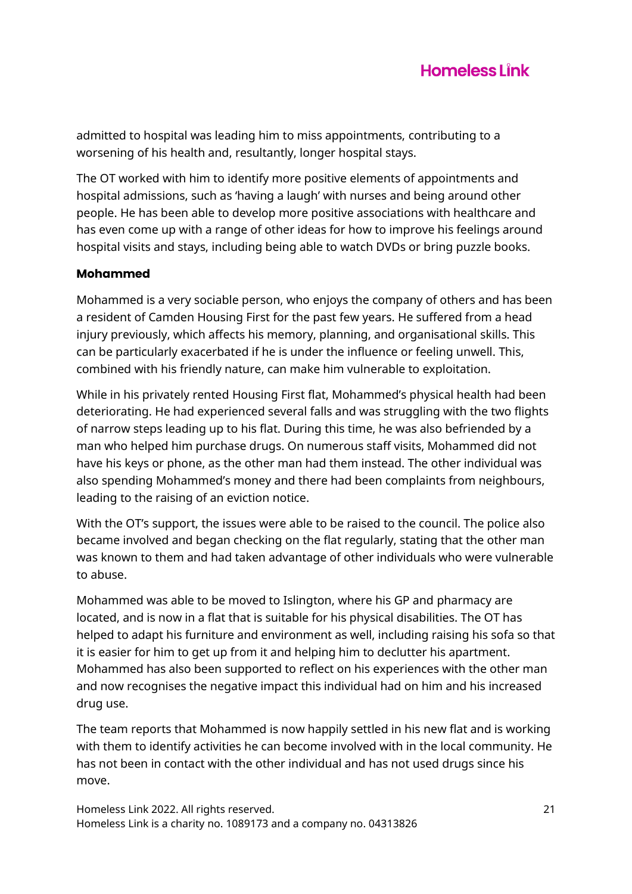admitted to hospital was leading him to miss appointments, contributing to a worsening of his health and, resultantly, longer hospital stays.

The OT worked with him to identify more positive elements of appointments and hospital admissions, such as 'having a laugh' with nurses and being around other people. He has been able to develop more positive associations with healthcare and has even come up with a range of other ideas for how to improve his feelings around hospital visits and stays, including being able to watch DVDs or bring puzzle books.

**Mohammed**

Mohammed is a very sociable person, who enjoys the company of others and has been a resident of Camden Housing First for the past few years. He suffered from a head injury previously, which affects his memory, planning, and organisational skills. This can be particularly exacerbated if he is under the influence or feeling unwell. This, combined with his friendly nature, can make him vulnerable to exploitation.

While in his privately rented Housing First flat, Mohammed's physical health had been deteriorating. He had experienced several falls and was struggling with the two flights of narrow steps leading up to his flat. During this time, he was also befriended by a man who helped him purchase drugs. On numerous staff visits, Mohammed did not have his keys or phone, as the other man had them instead. The other individual was also spending Mohammed's money and there had been complaints from neighbours, leading to the raising of an eviction notice.

With the OT's support, the issues were able to be raised to the council. The police also became involved and began checking on the flat regularly, stating that the other man was known to them and had taken advantage of other individuals who were vulnerable to abuse.

Mohammed was able to be moved to Islington, where his GP and pharmacy are located, and is now in a flat that is suitable for his physical disabilities. The OT has helped to adapt his furniture and environment as well, including raising his sofa so that it is easier for him to get up from it and helping him to declutter his apartment. Mohammed has also been supported to reflect on his experiences with the other man and now recognises the negative impact this individual had on him and his increased drug use.

The team reports that Mohammed is now happily settled in his new flat and is working with them to identify activities he can become involved with in the local community. He has not been in contact with the other individual and has not used drugs since his move.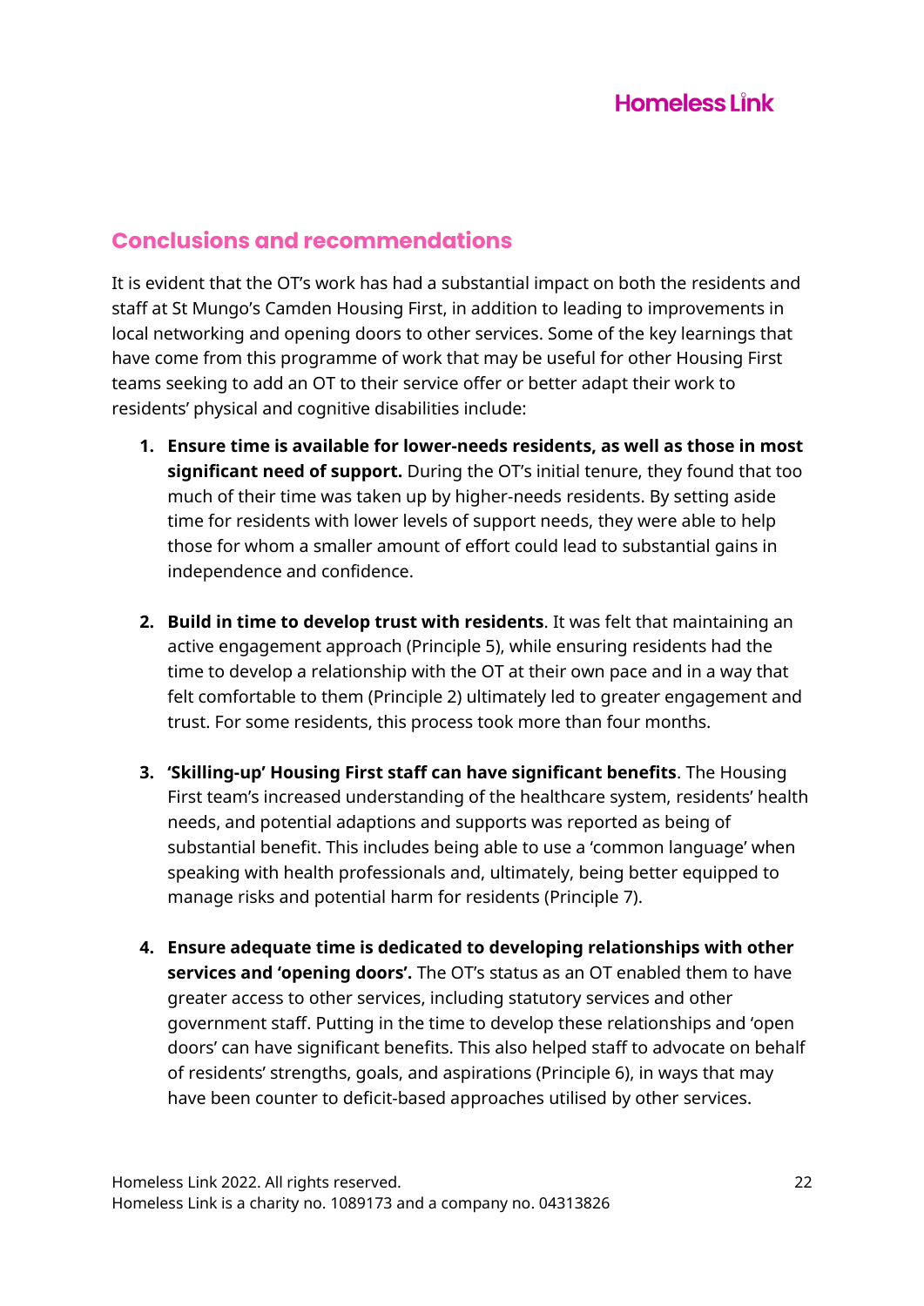## Conclusions and recommendations

It is evident that the OT's work has had a substantial impact on both the residents and staff at St Mungo's Camden Housing First, in addition to leading to improvements in local networking and opening doors to other services. Some of the key learnings that have come from this programme of work that may be useful for other Housing First teams seeking to add an OT to their service offer or better adapt their work to residents' physical and cognitive disabilities include:

1. **Ensure time is available for lower-needs residents, as well as those in most significant need of support.** During the OT's initial tenure, they found that too much of their time was taken up by higher-needs residents. By setting aside time for residents with lower levels of support needs, they were able to help those for whom a smaller amount of effort could lead to substantial gains in independence and confidence.

2. **Build in time to develop trust with residents**. It was felt that maintaining an active engagement approach (Principle 5), while ensuring residents had the time to develop a relationship with the OT at their own pace and in a way that felt comfortable to them (Principle 2) ultimately led to greater engagement and trust. For some residents, this process took more than four months.

3. **'Skilling-up' Housing First staff can have significant benefits**. The Housing First team's increased understanding of the healthcare system, residents' health needs, and potential adaptions and supports was reported as being of substantial benefit. This includes being able to use a 'common language' when speaking with health professionals and, ultimately, being better equipped to manage risks and potential harm for residents (Principle 7).

4. **Ensure adequate time is dedicated to developing relationships with other services and 'opening doors'.** The OT's status as an OT enabled them to have greater access to other services, including statutory services and other government staff. Putting in the time to develop these relationships and 'open doors' can have significant benefits. This also helped staff to advocate on behalf of residents' strengths, goals, and aspirations (Principle 6), in ways that may have been counter to deficit-based approaches utilised by other services.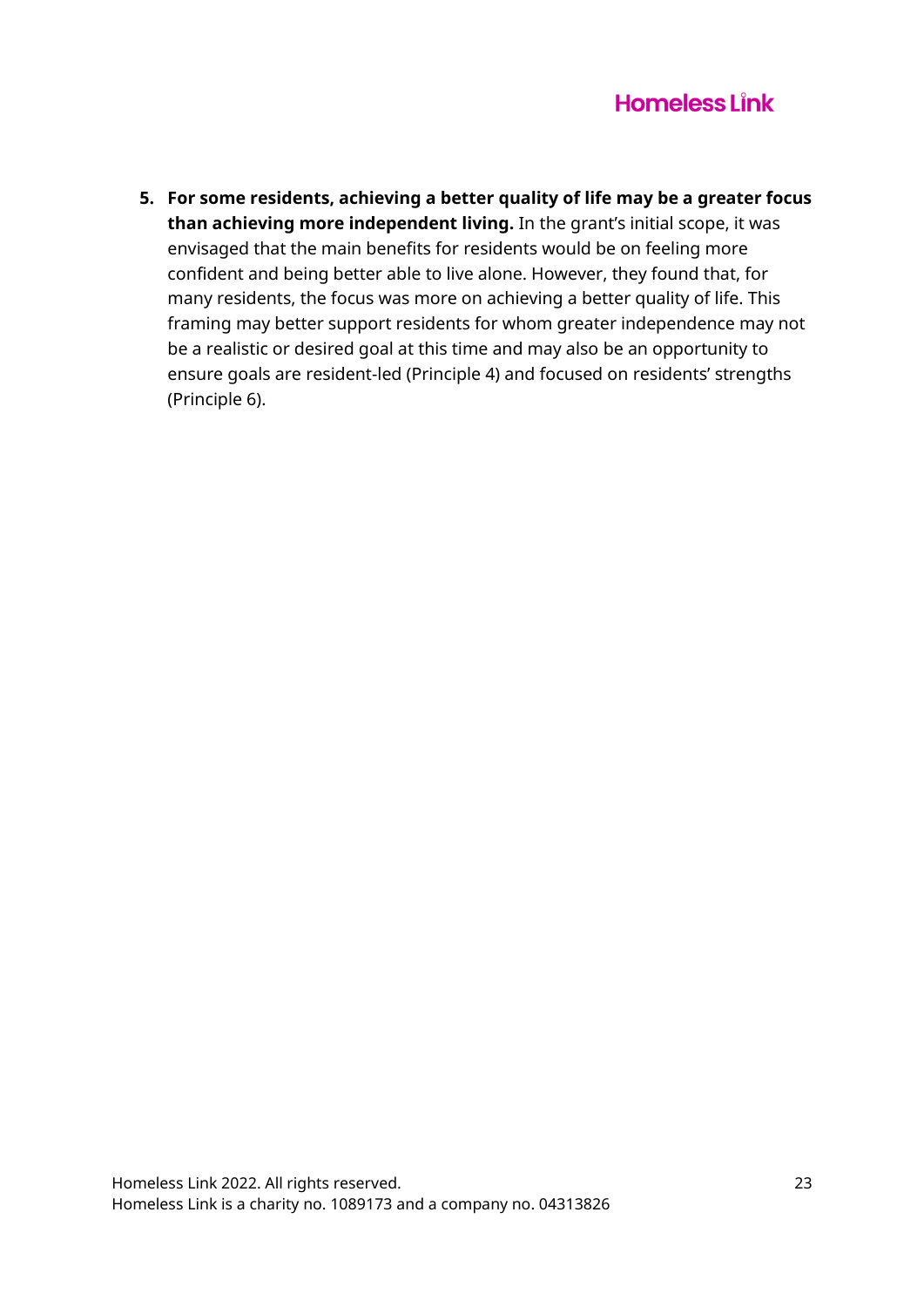5. **For some residents, achieving a better quality of life may be a greater focus than achieving more independent living.** In the grant's initial scope, it was envisaged that the main benefits for residents would be on feeling more confident and being better able to live alone. However, they found that, for many residents, the focus was more on achieving a better quality of life. This framing may better support residents for whom greater independence may not be a realistic or desired goal at this time and may also be an opportunity to ensure goals are resident-led (Principle 4) and focused on residents' strengths (Principle 6).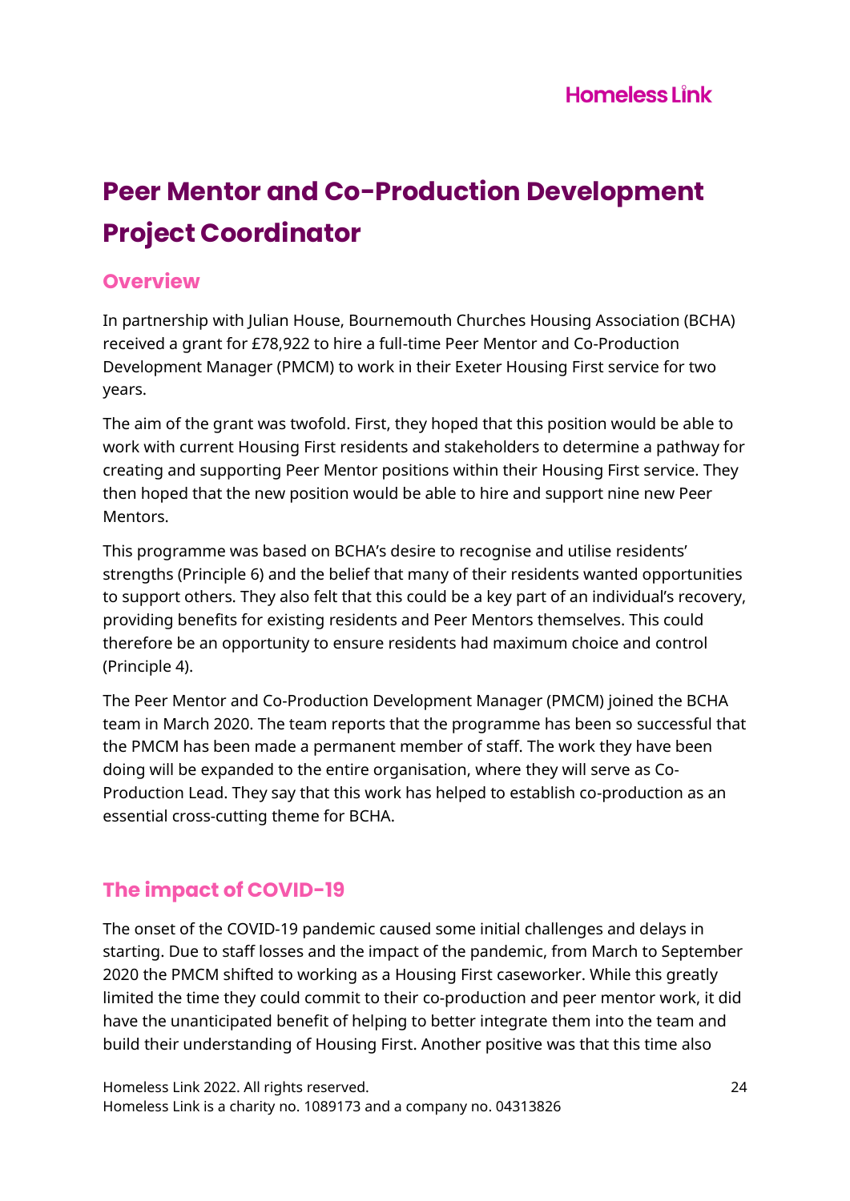# Peer Mentor and Co-Production Development Project Coordinator

## Overview

In partnership with Julian House, Bournemouth Churches Housing Association (BCHA) received a grant for £78,922 to hire a full-time Peer Mentor and Co-Production Development Manager (PMCM) to work in their Exeter Housing First service for two years.

The aim of the grant was twofold. First, they hoped that this position would be able to work with current Housing First residents and stakeholders to determine a pathway for creating and supporting Peer Mentor positions within their Housing First service. They then hoped that the new position would be able to hire and support nine new Peer Mentors.

This programme was based on BCHA's desire to recognise and utilise residents' strengths (Principle 6) and the belief that many of their residents wanted opportunities to support others. They also felt that this could be a key part of an individual's recovery, providing benefits for existing residents and Peer Mentors themselves. This could therefore be an opportunity to ensure residents had maximum choice and control (Principle 4).

The Peer Mentor and Co-Production Development Manager (PMCM) joined the BCHA team in March 2020. The team reports that the programme has been so successful that the PMCM has been made a permanent member of staff. The work they have been doing will be expanded to the entire organisation, where they will serve as Co-Production Lead. They say that this work has helped to establish co-production as an essential cross-cutting theme for BCHA.

## The impact of COVID-19

The onset of the COVID-19 pandemic caused some initial challenges and delays in starting. Due to staff losses and the impact of the pandemic, from March to September 2020 the PMCM shifted to working as a Housing First caseworker. While this greatly limited the time they could commit to their co-production and peer mentor work, it did have the unanticipated benefit of helping to better integrate them into the team and build their understanding of Housing First. Another positive was that this time also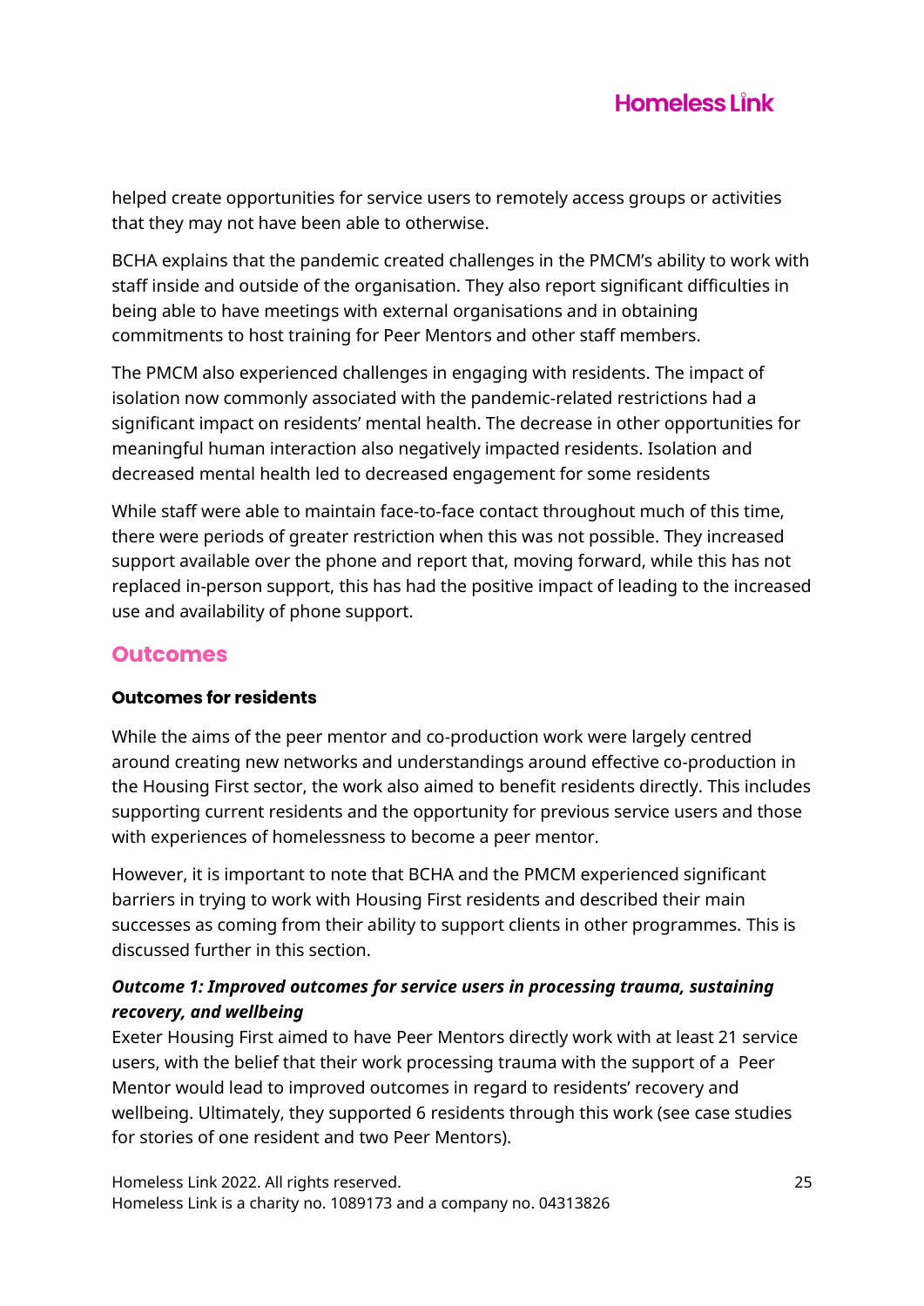helped create opportunities for service users to remotely access groups or activities that they may not have been able to otherwise.

BCHA explains that the pandemic created challenges in the PMCM's ability to work with staff inside and outside of the organisation. They also report significant difficulties in being able to have meetings with external organisations and in obtaining commitments to host training for Peer Mentors and other staff members.

The PMCM also experienced challenges in engaging with residents. The impact of isolation now commonly associated with the pandemic-related restrictions had a significant impact on residents' mental health. The decrease in other opportunities for meaningful human interaction also negatively impacted residents. Isolation and decreased mental health led to decreased engagement for some residents

While staff were able to maintain face-to-face contact throughout much of this time, there were periods of greater restriction when this was not possible. They increased support available over the phone and report that, moving forward, while this has not replaced in-person support, this has had the positive impact of leading to the increased use and availability of phone support.

## Outcomes

### Outcomes for residents

While the aims of the peer mentor and co-production work were largely centred around creating new networks and understandings around effective co-production in the Housing First sector, the work also aimed to benefit residents directly. This includes supporting current residents and the opportunity for previous service users and those with experiences of homelessness to become a peer mentor.

However, it is important to note that BCHA and the PMCM experienced significant barriers in trying to work with Housing First residents and described their main successes as coming from their ability to support clients in other programmes. This is discussed further in this section.

***Outcome 1: Improved outcomes for service users in processing trauma, sustaining recovery, and wellbeing***

Exeter Housing First aimed to have Peer Mentors directly work with at least 21 service users, with the belief that their work processing trauma with the support of a Peer Mentor would lead to improved outcomes in regard to residents' recovery and wellbeing. Ultimately, they supported 6 residents through this work (see case studies for stories of one resident and two Peer Mentors).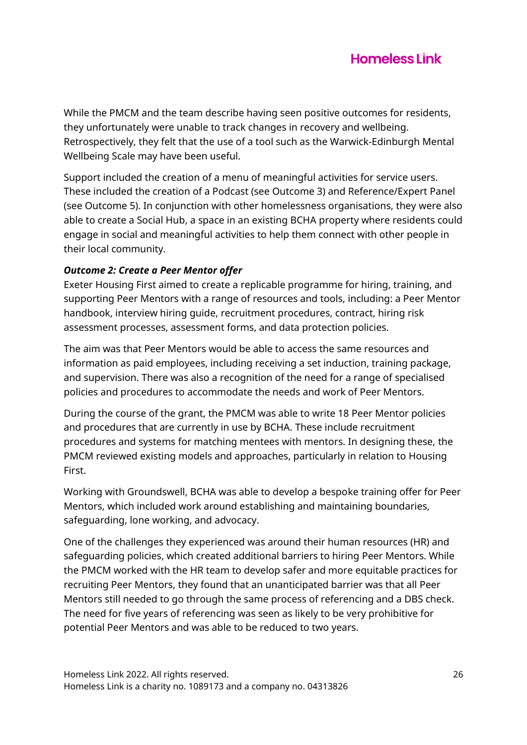While the PMCM and the team describe having seen positive outcomes for residents, they unfortunately were unable to track changes in recovery and wellbeing. Retrospectively, they felt that the use of a tool such as the Warwick-Edinburgh Mental Wellbeing Scale may have been useful.

Support included the creation of a menu of meaningful activities for service users. These included the creation of a Podcast (see Outcome 3) and Reference/Expert Panel (see Outcome 5). In conjunction with other homelessness organisations, they were also able to create a Social Hub, a space in an existing BCHA property where residents could engage in social and meaningful activities to help them connect with other people in their local community.

***Outcome 2: Create a Peer Mentor offer***

Exeter Housing First aimed to create a replicable programme for hiring, training, and supporting Peer Mentors with a range of resources and tools, including: a Peer Mentor handbook, interview hiring guide, recruitment procedures, contract, hiring risk assessment processes, assessment forms, and data protection policies.

The aim was that Peer Mentors would be able to access the same resources and information as paid employees, including receiving a set induction, training package, and supervision. There was also a recognition of the need for a range of specialised policies and procedures to accommodate the needs and work of Peer Mentors.

During the course of the grant, the PMCM was able to write 18 Peer Mentor policies and procedures that are currently in use by BCHA. These include recruitment procedures and systems for matching mentees with mentors. In designing these, the PMCM reviewed existing models and approaches, particularly in relation to Housing First.

Working with Groundswell, BCHA was able to develop a bespoke training offer for Peer Mentors, which included work around establishing and maintaining boundaries, safeguarding, lone working, and advocacy.

One of the challenges they experienced was around their human resources (HR) and safeguarding policies, which created additional barriers to hiring Peer Mentors. While the PMCM worked with the HR team to develop safer and more equitable practices for recruiting Peer Mentors, they found that an unanticipated barrier was that all Peer Mentors still needed to go through the same process of referencing and a DBS check. The need for five years of referencing was seen as likely to be very prohibitive for potential Peer Mentors and was able to be reduced to two years.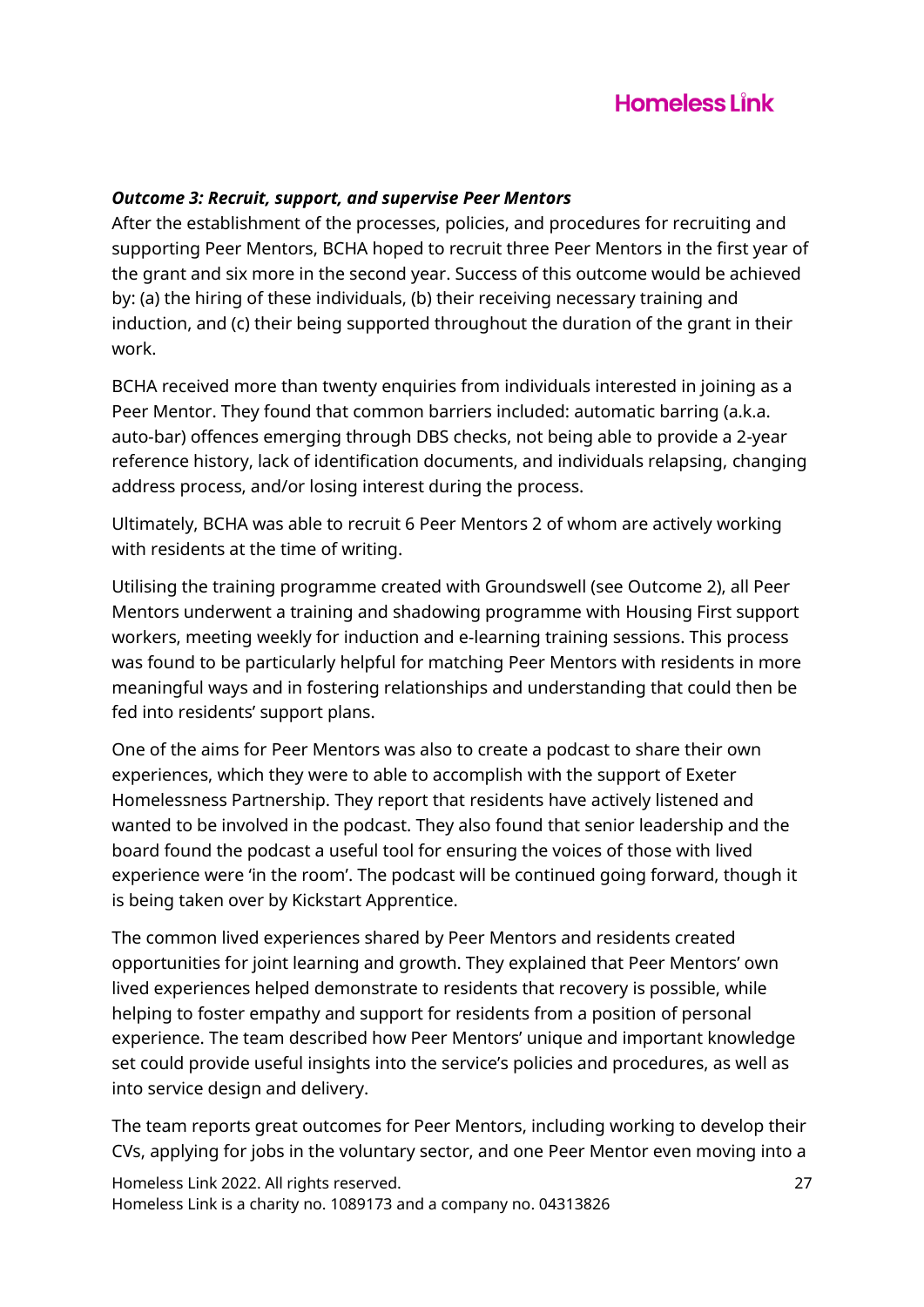***Outcome 3: Recruit, support, and supervise Peer Mentors***

After the establishment of the processes, policies, and procedures for recruiting and supporting Peer Mentors, BCHA hoped to recruit three Peer Mentors in the first year of the grant and six more in the second year. Success of this outcome would be achieved by: (a) the hiring of these individuals, (b) their receiving necessary training and induction, and (c) their being supported throughout the duration of the grant in their work.

BCHA received more than twenty enquiries from individuals interested in joining as a Peer Mentor. They found that common barriers included: automatic barring (a.k.a. auto-bar) offences emerging through DBS checks, not being able to provide a 2-year reference history, lack of identification documents, and individuals relapsing, changing address process, and/or losing interest during the process.

Ultimately, BCHA was able to recruit 6 Peer Mentors 2 of whom are actively working with residents at the time of writing.

Utilising the training programme created with Groundswell (see Outcome 2), all Peer Mentors underwent a training and shadowing programme with Housing First support workers, meeting weekly for induction and e-learning training sessions. This process was found to be particularly helpful for matching Peer Mentors with residents in more meaningful ways and in fostering relationships and understanding that could then be fed into residents' support plans.

One of the aims for Peer Mentors was also to create a podcast to share their own experiences, which they were to able to accomplish with the support of Exeter Homelessness Partnership. They report that residents have actively listened and wanted to be involved in the podcast. They also found that senior leadership and the board found the podcast a useful tool for ensuring the voices of those with lived experience were 'in the room'. The podcast will be continued going forward, though it is being taken over by Kickstart Apprentice.

The common lived experiences shared by Peer Mentors and residents created opportunities for joint learning and growth. They explained that Peer Mentors' own lived experiences helped demonstrate to residents that recovery is possible, while helping to foster empathy and support for residents from a position of personal experience. The team described how Peer Mentors' unique and important knowledge set could provide useful insights into the service's policies and procedures, as well as into service design and delivery.

The team reports great outcomes for Peer Mentors, including working to develop their CVs, applying for jobs in the voluntary sector, and one Peer Mentor even moving into a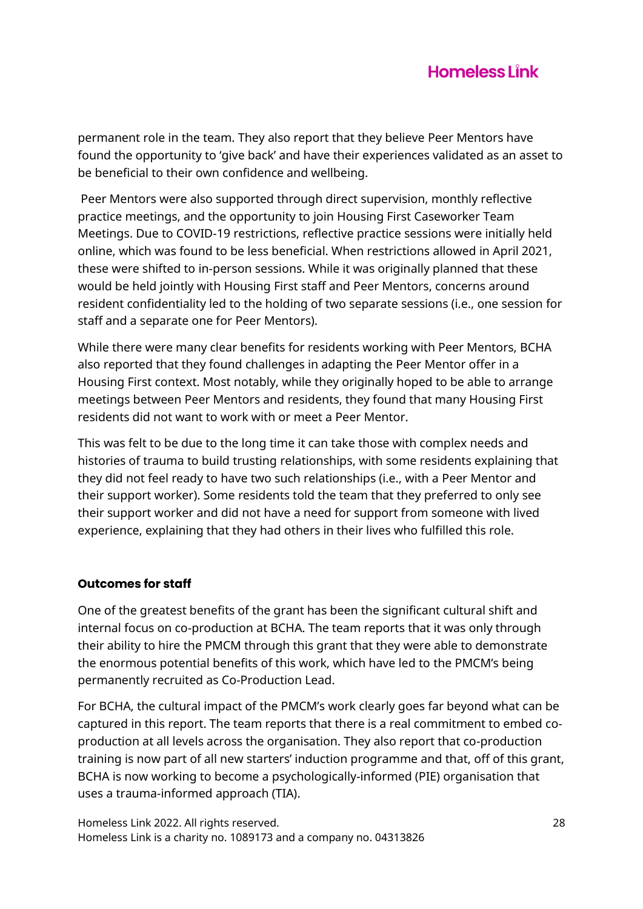permanent role in the team. They also report that they believe Peer Mentors have found the opportunity to 'give back' and have their experiences validated as an asset to be beneficial to their own confidence and wellbeing.

Peer Mentors were also supported through direct supervision, monthly reflective practice meetings, and the opportunity to join Housing First Caseworker Team Meetings. Due to COVID-19 restrictions, reflective practice sessions were initially held online, which was found to be less beneficial. When restrictions allowed in April 2021, these were shifted to in-person sessions. While it was originally planned that these would be held jointly with Housing First staff and Peer Mentors, concerns around resident confidentiality led to the holding of two separate sessions (i.e., one session for staff and a separate one for Peer Mentors).

While there were many clear benefits for residents working with Peer Mentors, BCHA also reported that they found challenges in adapting the Peer Mentor offer in a Housing First context. Most notably, while they originally hoped to be able to arrange meetings between Peer Mentors and residents, they found that many Housing First residents did not want to work with or meet a Peer Mentor.

This was felt to be due to the long time it can take those with complex needs and histories of trauma to build trusting relationships, with some residents explaining that they did not feel ready to have two such relationships (i.e., with a Peer Mentor and their support worker). Some residents told the team that they preferred to only see their support worker and did not have a need for support from someone with lived experience, explaining that they had others in their lives who fulfilled this role.

**Outcomes for staff**

One of the greatest benefits of the grant has been the significant cultural shift and internal focus on co-production at BCHA. The team reports that it was only through their ability to hire the PMCM through this grant that they were able to demonstrate the enormous potential benefits of this work, which have led to the PMCM's being permanently recruited as Co-Production Lead.

For BCHA, the cultural impact of the PMCM's work clearly goes far beyond what can be captured in this report. The team reports that there is a real commitment to embed co-production at all levels across the organisation. They also report that co-production training is now part of all new starters' induction programme and that, off of this grant, BCHA is now working to become a psychologically-informed (PIE) organisation that uses a trauma-informed approach (TIA).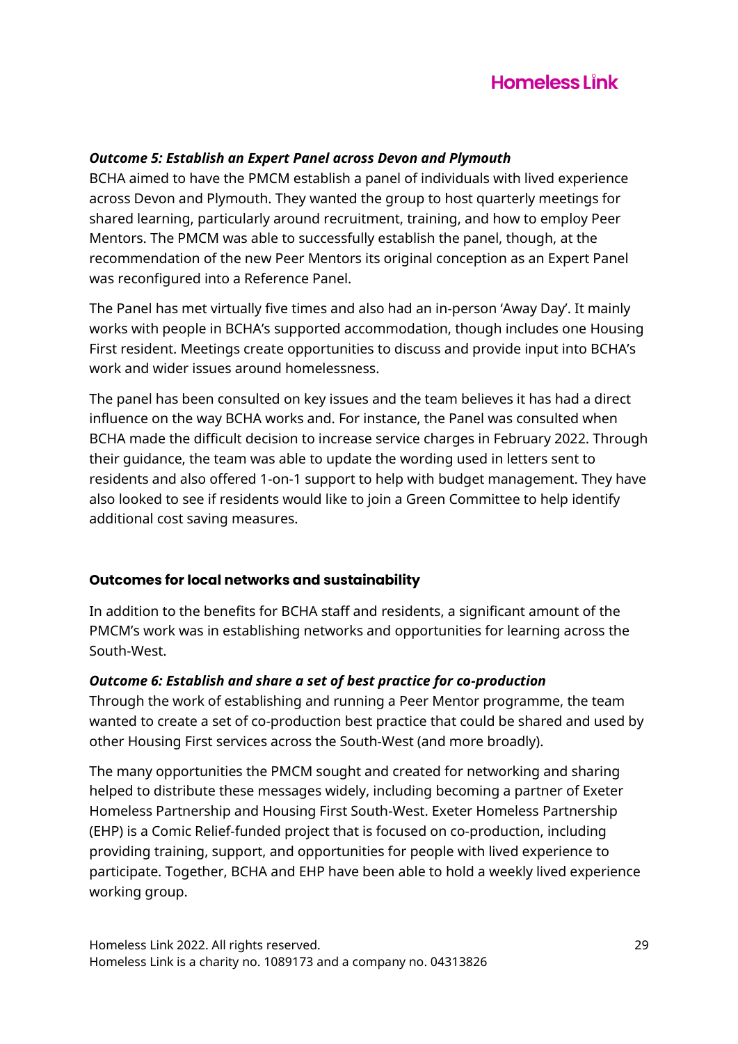***Outcome 5: Establish an Expert Panel across Devon and Plymouth***

BCHA aimed to have the PMCM establish a panel of individuals with lived experience across Devon and Plymouth. They wanted the group to host quarterly meetings for shared learning, particularly around recruitment, training, and how to employ Peer Mentors. The PMCM was able to successfully establish the panel, though, at the recommendation of the new Peer Mentors its original conception as an Expert Panel was reconfigured into a Reference Panel.

The Panel has met virtually five times and also had an in-person 'Away Day'. It mainly works with people in BCHA's supported accommodation, though includes one Housing First resident. Meetings create opportunities to discuss and provide input into BCHA's work and wider issues around homelessness.

The panel has been consulted on key issues and the team believes it has had a direct influence on the way BCHA works and. For instance, the Panel was consulted when BCHA made the difficult decision to increase service charges in February 2022. Through their guidance, the team was able to update the wording used in letters sent to residents and also offered 1-on-1 support to help with budget management. They have also looked to see if residents would like to join a Green Committee to help identify additional cost saving measures.

### Outcomes for local networks and sustainability

In addition to the benefits for BCHA staff and residents, a significant amount of the PMCM's work was in establishing networks and opportunities for learning across the South-West.

***Outcome 6: Establish and share a set of best practice for co-production***

Through the work of establishing and running a Peer Mentor programme, the team wanted to create a set of co-production best practice that could be shared and used by other Housing First services across the South-West (and more broadly).

The many opportunities the PMCM sought and created for networking and sharing helped to distribute these messages widely, including becoming a partner of Exeter Homeless Partnership and Housing First South-West. Exeter Homeless Partnership (EHP) is a Comic Relief-funded project that is focused on co-production, including providing training, support, and opportunities for people with lived experience to participate. Together, BCHA and EHP have been able to hold a weekly lived experience working group.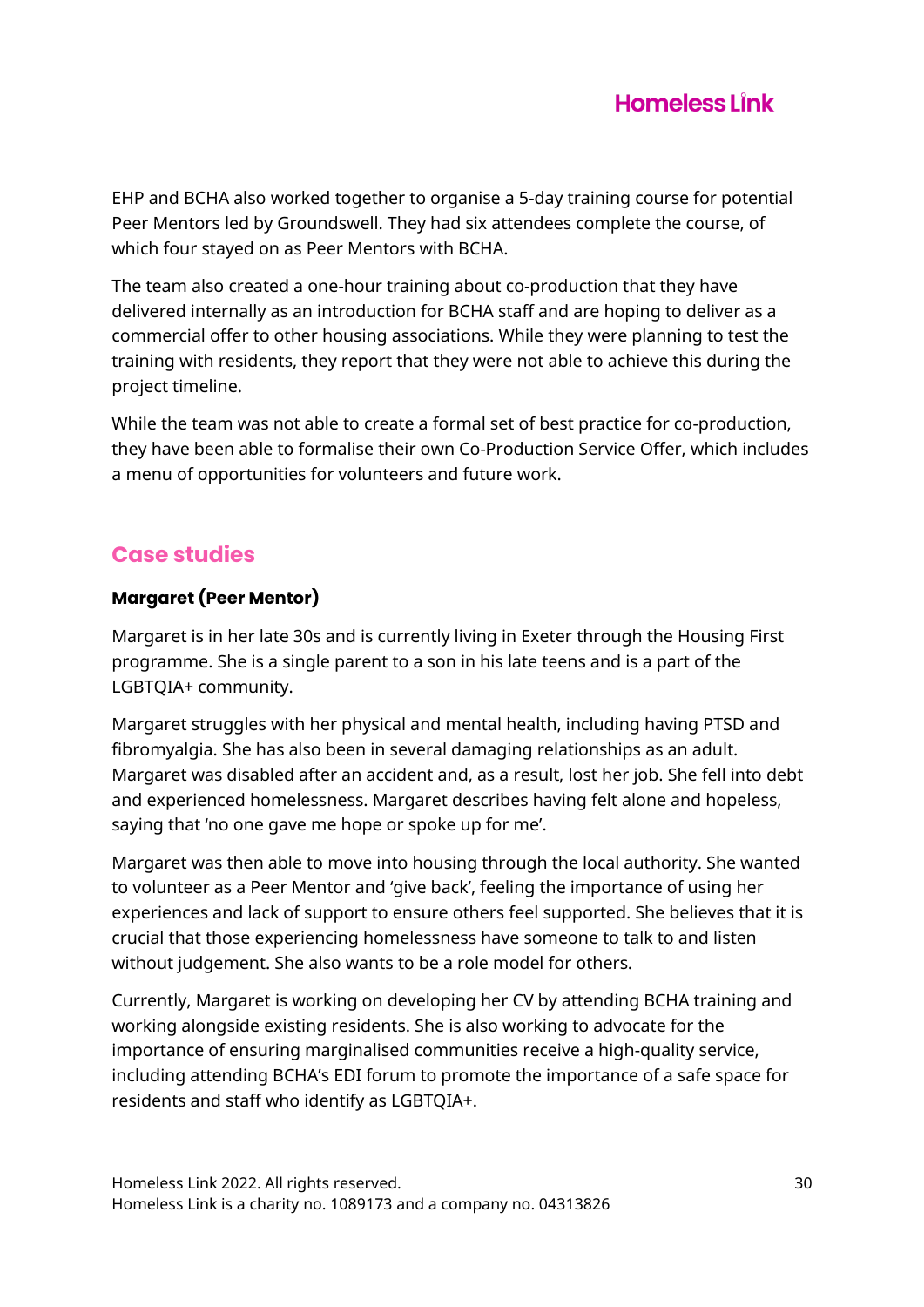EHP and BCHA also worked together to organise a 5-day training course for potential Peer Mentors led by Groundswell. They had six attendees complete the course, of which four stayed on as Peer Mentors with BCHA.

The team also created a one-hour training about co-production that they have delivered internally as an introduction for BCHA staff and are hoping to deliver as a commercial offer to other housing associations. While they were planning to test the training with residents, they report that they were not able to achieve this during the project timeline.

While the team was not able to create a formal set of best practice for co-production, they have been able to formalise their own Co-Production Service Offer, which includes a menu of opportunities for volunteers and future work.

## Case studies

### Margaret (Peer Mentor)

Margaret is in her late 30s and is currently living in Exeter through the Housing First programme. She is a single parent to a son in his late teens and is a part of the LGBTQIA+ community.

Margaret struggles with her physical and mental health, including having PTSD and fibromyalgia. She has also been in several damaging relationships as an adult. Margaret was disabled after an accident and, as a result, lost her job. She fell into debt and experienced homelessness. Margaret describes having felt alone and hopeless, saying that 'no one gave me hope or spoke up for me'.

Margaret was then able to move into housing through the local authority. She wanted to volunteer as a Peer Mentor and 'give back', feeling the importance of using her experiences and lack of support to ensure others feel supported. She believes that it is crucial that those experiencing homelessness have someone to talk to and listen without judgement. She also wants to be a role model for others.

Currently, Margaret is working on developing her CV by attending BCHA training and working alongside existing residents. She is also working to advocate for the importance of ensuring marginalised communities receive a high-quality service, including attending BCHA's EDI forum to promote the importance of a safe space for residents and staff who identify as LGBTQIA+.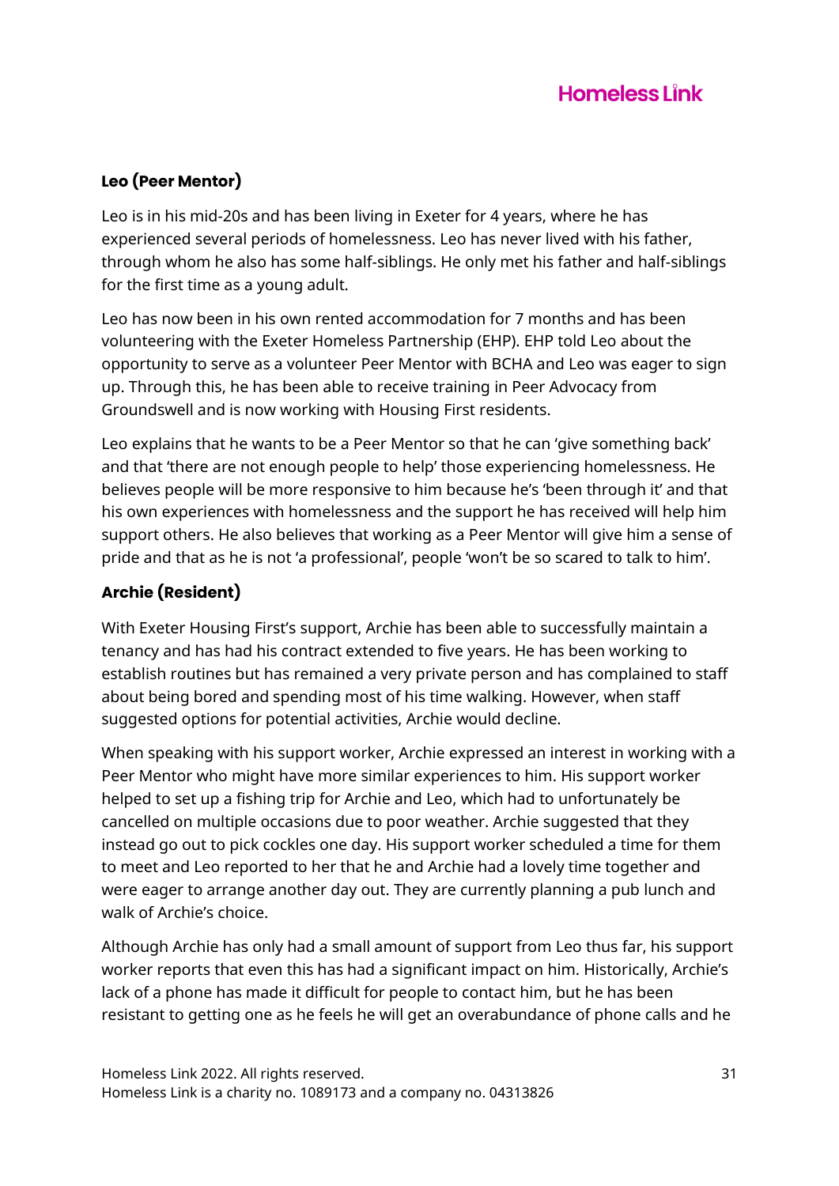### Leo (Peer Mentor)

Leo is in his mid-20s and has been living in Exeter for 4 years, where he has experienced several periods of homelessness. Leo has never lived with his father, through whom he also has some half-siblings. He only met his father and half-siblings for the first time as a young adult.

Leo has now been in his own rented accommodation for 7 months and has been volunteering with the Exeter Homeless Partnership (EHP). EHP told Leo about the opportunity to serve as a volunteer Peer Mentor with BCHA and Leo was eager to sign up. Through this, he has been able to receive training in Peer Advocacy from Groundswell and is now working with Housing First residents.

Leo explains that he wants to be a Peer Mentor so that he can 'give something back' and that 'there are not enough people to help' those experiencing homelessness. He believes people will be more responsive to him because he's 'been through it' and that his own experiences with homelessness and the support he has received will help him support others. He also believes that working as a Peer Mentor will give him a sense of pride and that as he is not 'a professional', people 'won't be so scared to talk to him'.

### Archie (Resident)

With Exeter Housing First's support, Archie has been able to successfully maintain a tenancy and has had his contract extended to five years. He has been working to establish routines but has remained a very private person and has complained to staff about being bored and spending most of his time walking. However, when staff suggested options for potential activities, Archie would decline.

When speaking with his support worker, Archie expressed an interest in working with a Peer Mentor who might have more similar experiences to him. His support worker helped to set up a fishing trip for Archie and Leo, which had to unfortunately be cancelled on multiple occasions due to poor weather. Archie suggested that they instead go out to pick cockles one day. His support worker scheduled a time for them to meet and Leo reported to her that he and Archie had a lovely time together and were eager to arrange another day out. They are currently planning a pub lunch and walk of Archie's choice.

Although Archie has only had a small amount of support from Leo thus far, his support worker reports that even this has had a significant impact on him. Historically, Archie's lack of a phone has made it difficult for people to contact him, but he has been resistant to getting one as he feels he will get an overabundance of phone calls and he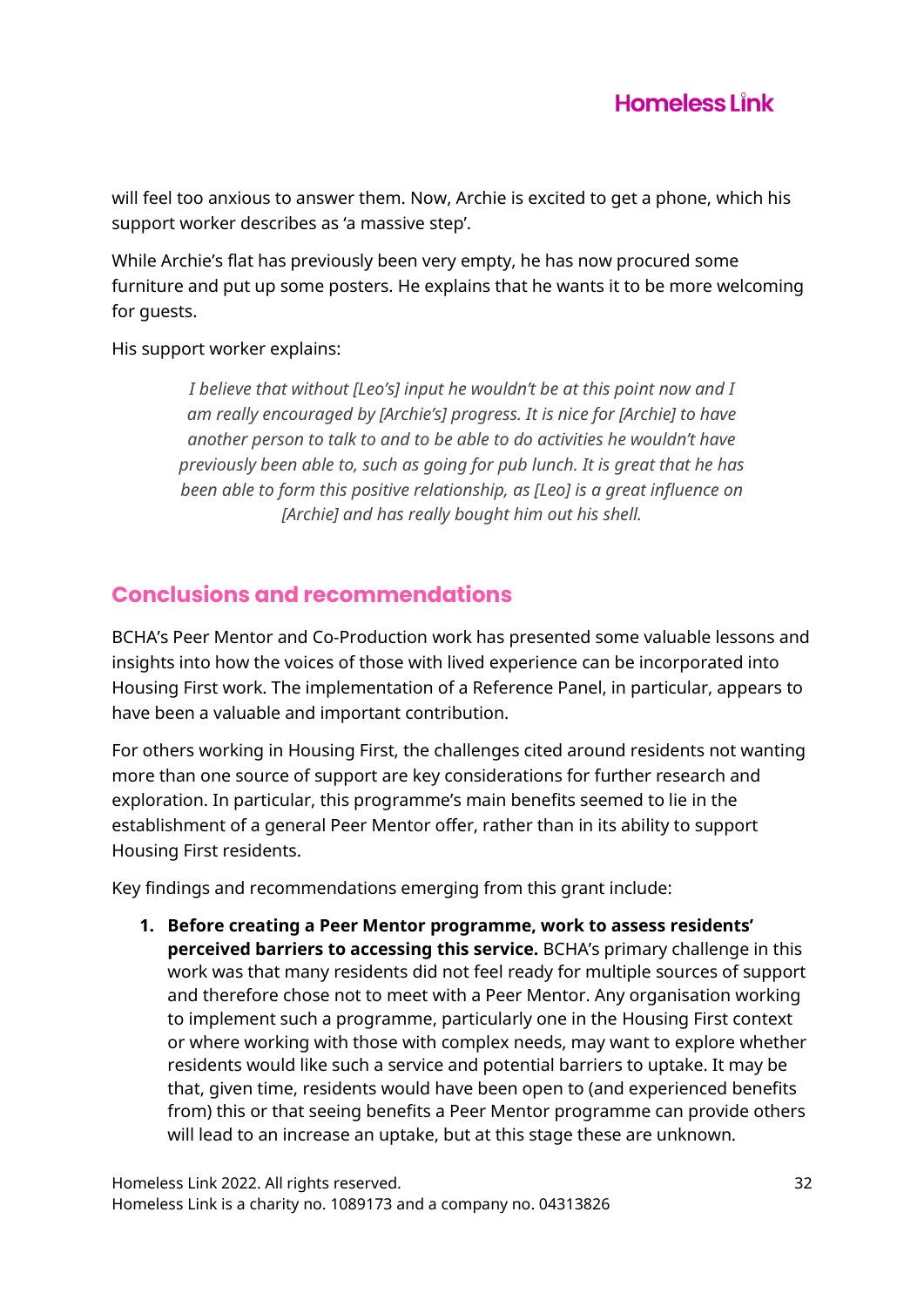will feel too anxious to answer them. Now, Archie is excited to get a phone, which his support worker describes as 'a massive step'.

While Archie's flat has previously been very empty, he has now procured some furniture and put up some posters. He explains that he wants it to be more welcoming for guests.

His support worker explains:

> *I believe that without [Leo's] input he wouldn't be at this point now and I am really encouraged by [Archie's] progress. It is nice for [Archie] to have another person to talk to and to be able to do activities he wouldn't have previously been able to, such as going for pub lunch. It is great that he has been able to form this positive relationship, as [Leo] is a great influence on [Archie] and has really bought him out his shell.*

## Conclusions and recommendations

BCHA's Peer Mentor and Co-Production work has presented some valuable lessons and insights into how the voices of those with lived experience can be incorporated into Housing First work. The implementation of a Reference Panel, in particular, appears to have been a valuable and important contribution.

For others working in Housing First, the challenges cited around residents not wanting more than one source of support are key considerations for further research and exploration. In particular, this programme's main benefits seemed to lie in the establishment of a general Peer Mentor offer, rather than in its ability to support Housing First residents.

Key findings and recommendations emerging from this grant include:

1. **Before creating a Peer Mentor programme, work to assess residents' perceived barriers to accessing this service.** BCHA's primary challenge in this work was that many residents did not feel ready for multiple sources of support and therefore chose not to meet with a Peer Mentor. Any organisation working to implement such a programme, particularly one in the Housing First context or where working with those with complex needs, may want to explore whether residents would like such a service and potential barriers to uptake. It may be that, given time, residents would have been open to (and experienced benefits from) this or that seeing benefits a Peer Mentor programme can provide others will lead to an increase an uptake, but at this stage these are unknown.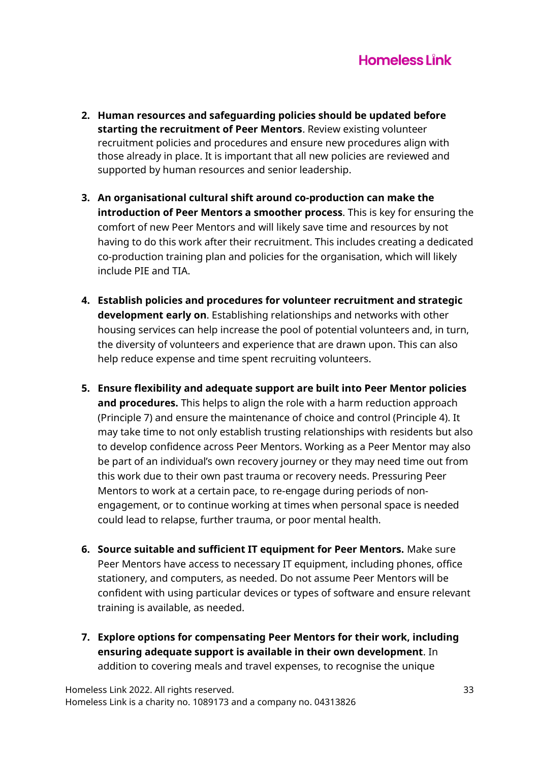2. **Human resources and safeguarding policies should be updated before starting the recruitment of Peer Mentors**. Review existing volunteer recruitment policies and procedures and ensure new procedures align with those already in place. It is important that all new policies are reviewed and supported by human resources and senior leadership.

3. **An organisational cultural shift around co-production can make the introduction of Peer Mentors a smoother process**. This is key for ensuring the comfort of new Peer Mentors and will likely save time and resources by not having to do this work after their recruitment. This includes creating a dedicated co-production training plan and policies for the organisation, which will likely include PIE and TIA.

4. **Establish policies and procedures for volunteer recruitment and strategic development early on**. Establishing relationships and networks with other housing services can help increase the pool of potential volunteers and, in turn, the diversity of volunteers and experience that are drawn upon. This can also help reduce expense and time spent recruiting volunteers.

5. **Ensure flexibility and adequate support are built into Peer Mentor policies and procedures.** This helps to align the role with a harm reduction approach (Principle 7) and ensure the maintenance of choice and control (Principle 4). It may take time to not only establish trusting relationships with residents but also to develop confidence across Peer Mentors. Working as a Peer Mentor may also be part of an individual's own recovery journey or they may need time out from this work due to their own past trauma or recovery needs. Pressuring Peer Mentors to work at a certain pace, to re-engage during periods of non-engagement, or to continue working at times when personal space is needed could lead to relapse, further trauma, or poor mental health.

6. **Source suitable and sufficient IT equipment for Peer Mentors.** Make sure Peer Mentors have access to necessary IT equipment, including phones, office stationery, and computers, as needed. Do not assume Peer Mentors will be confident with using particular devices or types of software and ensure relevant training is available, as needed.

7. **Explore options for compensating Peer Mentors for their work, including ensuring adequate support is available in their own development**. In addition to covering meals and travel expenses, to recognise the unique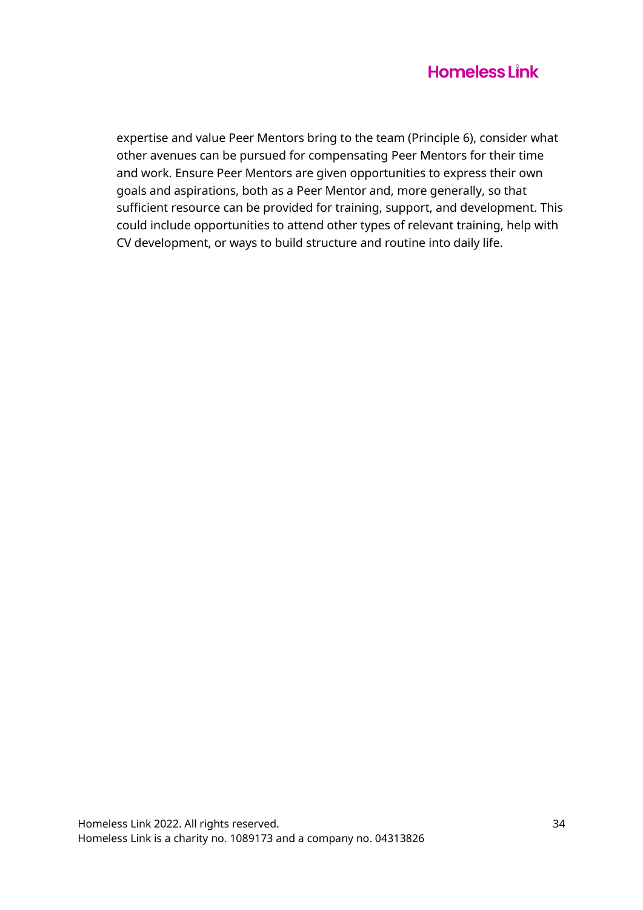expertise and value Peer Mentors bring to the team (Principle 6), consider what other avenues can be pursued for compensating Peer Mentors for their time and work. Ensure Peer Mentors are given opportunities to express their own goals and aspirations, both as a Peer Mentor and, more generally, so that sufficient resource can be provided for training, support, and development. This could include opportunities to attend other types of relevant training, help with CV development, or ways to build structure and routine into daily life.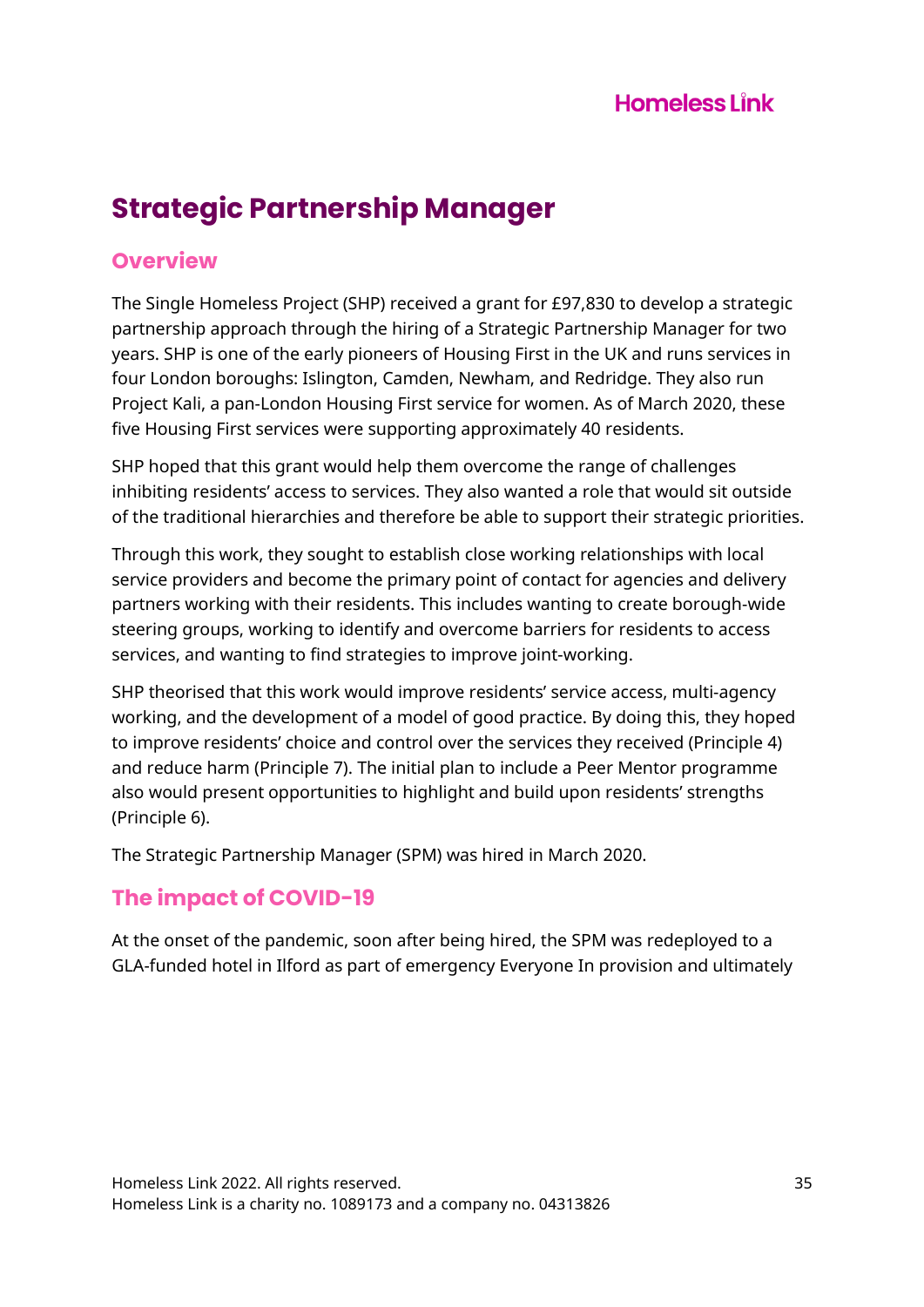# Strategic Partnership Manager

## Overview

The Single Homeless Project (SHP) received a grant for £97,830 to develop a strategic partnership approach through the hiring of a Strategic Partnership Manager for two years. SHP is one of the early pioneers of Housing First in the UK and runs services in four London boroughs: Islington, Camden, Newham, and Redridge. They also run Project Kali, a pan-London Housing First service for women. As of March 2020, these five Housing First services were supporting approximately 40 residents.

SHP hoped that this grant would help them overcome the range of challenges inhibiting residents' access to services. They also wanted a role that would sit outside of the traditional hierarchies and therefore be able to support their strategic priorities.

Through this work, they sought to establish close working relationships with local service providers and become the primary point of contact for agencies and delivery partners working with their residents. This includes wanting to create borough-wide steering groups, working to identify and overcome barriers for residents to access services, and wanting to find strategies to improve joint-working.

SHP theorised that this work would improve residents' service access, multi-agency working, and the development of a model of good practice. By doing this, they hoped to improve residents' choice and control over the services they received (Principle 4) and reduce harm (Principle 7). The initial plan to include a Peer Mentor programme also would present opportunities to highlight and build upon residents' strengths (Principle 6).

The Strategic Partnership Manager (SPM) was hired in March 2020.

## The impact of COVID-19

At the onset of the pandemic, soon after being hired, the SPM was redeployed to a GLA-funded hotel in Ilford as part of emergency Everyone In provision and ultimately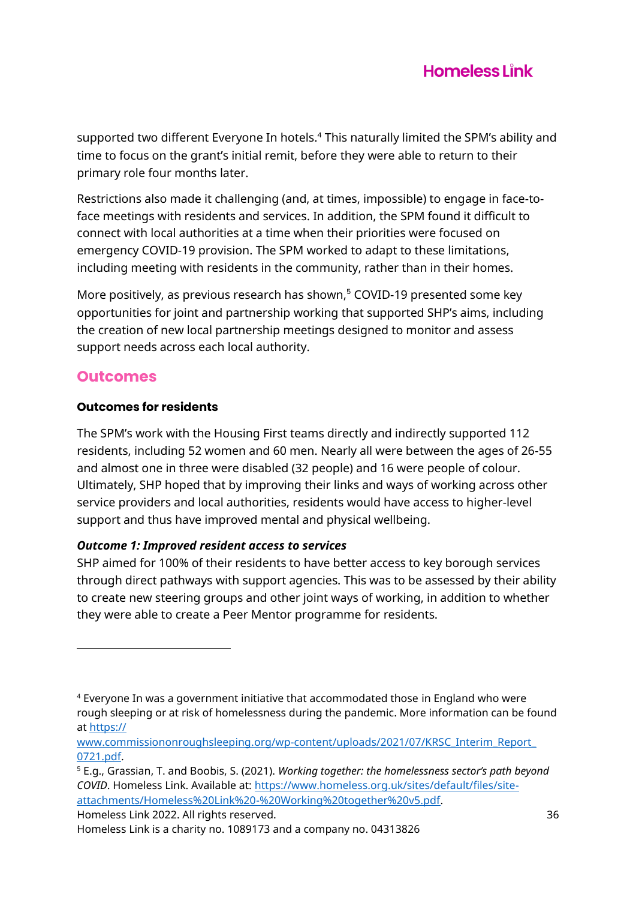supported two different Everyone In hotels.[4] This naturally limited the SPM's ability and time to focus on the grant's initial remit, before they were able to return to their primary role four months later.

Restrictions also made it challenging (and, at times, impossible) to engage in face-to-face meetings with residents and services. In addition, the SPM found it difficult to connect with local authorities at a time when their priorities were focused on emergency COVID-19 provision. The SPM worked to adapt to these limitations, including meeting with residents in the community, rather than in their homes.

More positively, as previous research has shown,[5] COVID-19 presented some key opportunities for joint and partnership working that supported SHP's aims, including the creation of new local partnership meetings designed to monitor and assess support needs across each local authority.

## Outcomes

### Outcomes for residents

The SPM's work with the Housing First teams directly and indirectly supported 112 residents, including 52 women and 60 men. Nearly all were between the ages of 26-55 and almost one in three were disabled (32 people) and 16 were people of colour. Ultimately, SHP hoped that by improving their links and ways of working across other service providers and local authorities, residents would have access to higher-level support and thus have improved mental and physical wellbeing.

***Outcome 1: Improved resident access to services***

SHP aimed for 100% of their residents to have better access to key borough services through direct pathways with support agencies. This was to be assessed by their ability to create new steering groups and other joint ways of working, in addition to whether they were able to create a Peer Mentor programme for residents.

---

[4] Everyone In was a government initiative that accommodated those in England who were rough sleeping or at risk of homelessness during the pandemic. More information can be found at https://www.commissiononroughsleeping.org/wp-content/uploads/2021/07/KRSC_Interim_Report_0721.pdf.

[5] E.g., Grassian, T. and Boobis, S. (2021). *Working together: the homelessness sector's path beyond COVID*. Homeless Link. Available at: https://www.homeless.org.uk/sites/default/files/site-attachments/Homeless%20Link%20-%20Working%20together%20v5.pdf.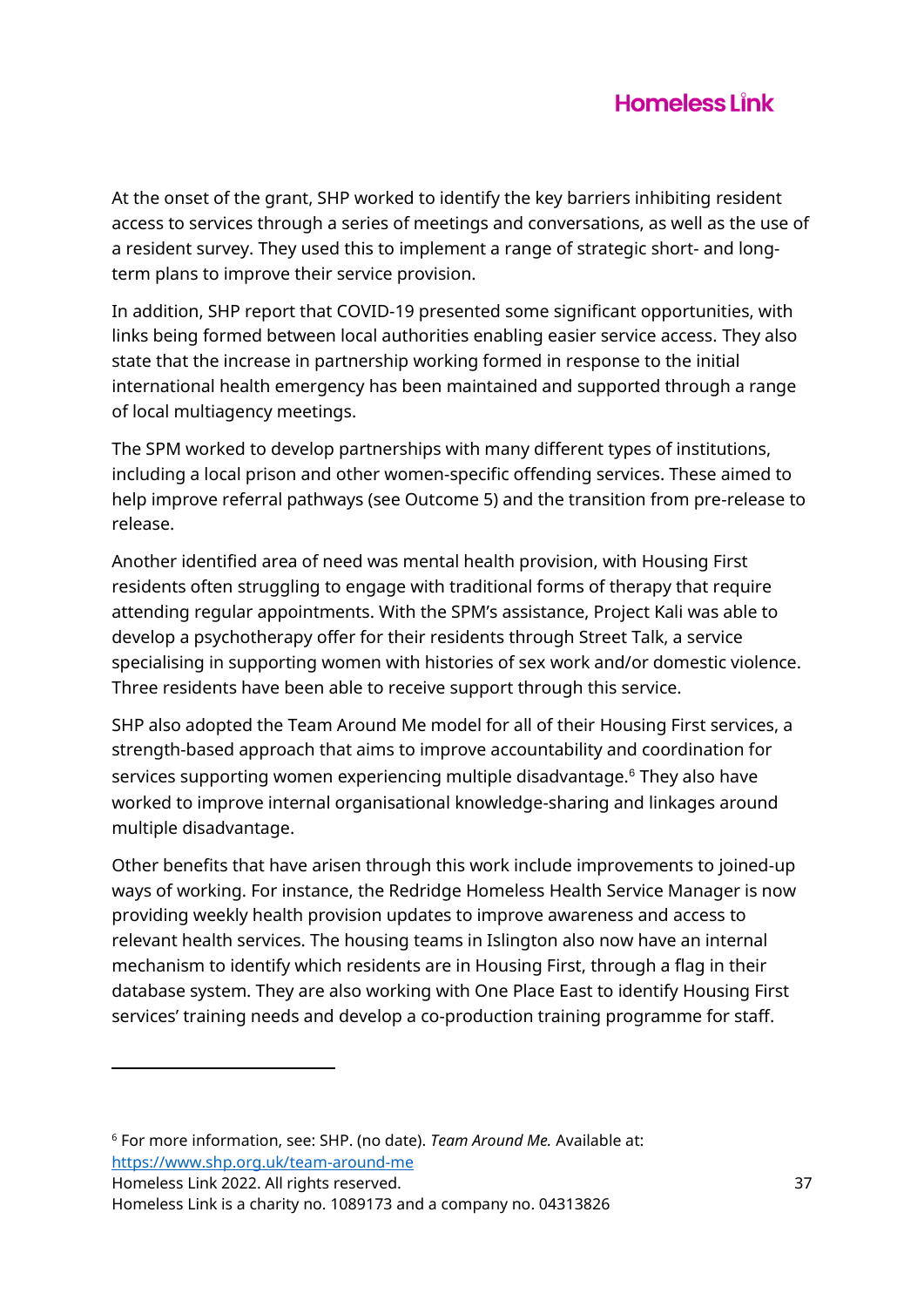At the onset of the grant, SHP worked to identify the key barriers inhibiting resident access to services through a series of meetings and conversations, as well as the use of a resident survey. They used this to implement a range of strategic short- and long-term plans to improve their service provision.

In addition, SHP report that COVID-19 presented some significant opportunities, with links being formed between local authorities enabling easier service access. They also state that the increase in partnership working formed in response to the initial international health emergency has been maintained and supported through a range of local multiagency meetings.

The SPM worked to develop partnerships with many different types of institutions, including a local prison and other women-specific offending services. These aimed to help improve referral pathways (see Outcome 5) and the transition from pre-release to release.

Another identified area of need was mental health provision, with Housing First residents often struggling to engage with traditional forms of therapy that require attending regular appointments. With the SPM's assistance, Project Kali was able to develop a psychotherapy offer for their residents through Street Talk, a service specialising in supporting women with histories of sex work and/or domestic violence. Three residents have been able to receive support through this service.

SHP also adopted the Team Around Me model for all of their Housing First services, a strength-based approach that aims to improve accountability and coordination for services supporting women experiencing multiple disadvantage.[6] They also have worked to improve internal organisational knowledge-sharing and linkages around multiple disadvantage.

Other benefits that have arisen through this work include improvements to joined-up ways of working. For instance, the Redridge Homeless Health Service Manager is now providing weekly health provision updates to improve awareness and access to relevant health services. The housing teams in Islington also now have an internal mechanism to identify which residents are in Housing First, through a flag in their database system. They are also working with One Place East to identify Housing First services' training needs and develop a co-production training programme for staff.

---

[6] For more information, see: SHP. (no date). *Team Around Me.* Available at: https://www.shp.org.uk/team-around-me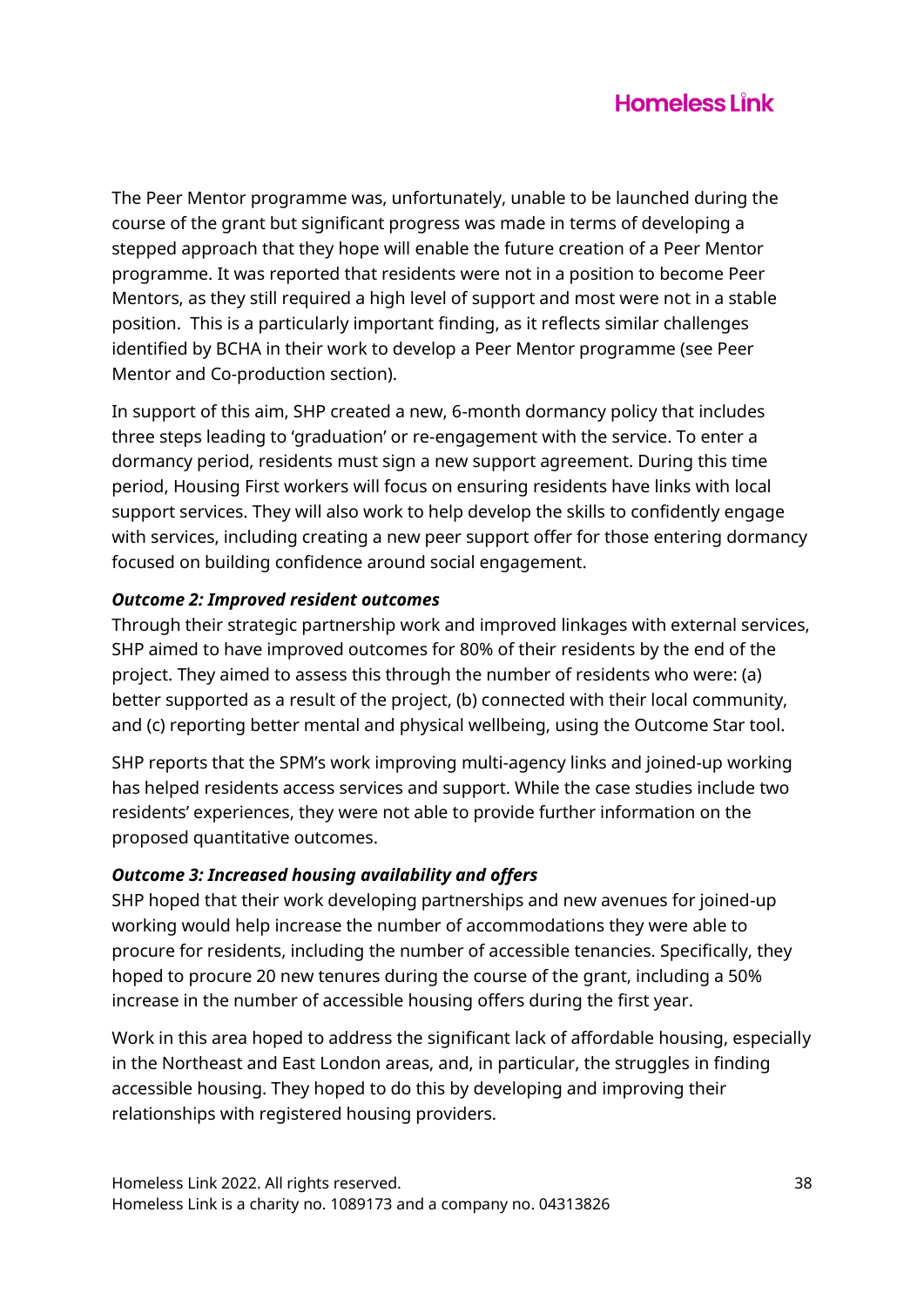The Peer Mentor programme was, unfortunately, unable to be launched during the course of the grant but significant progress was made in terms of developing a stepped approach that they hope will enable the future creation of a Peer Mentor programme. It was reported that residents were not in a position to become Peer Mentors, as they still required a high level of support and most were not in a stable position. This is a particularly important finding, as it reflects similar challenges identified by BCHA in their work to develop a Peer Mentor programme (see Peer Mentor and Co-production section).

In support of this aim, SHP created a new, 6-month dormancy policy that includes three steps leading to 'graduation' or re-engagement with the service. To enter a dormancy period, residents must sign a new support agreement. During this time period, Housing First workers will focus on ensuring residents have links with local support services. They will also work to help develop the skills to confidently engage with services, including creating a new peer support offer for those entering dormancy focused on building confidence around social engagement.

***Outcome 2: Improved resident outcomes***

Through their strategic partnership work and improved linkages with external services, SHP aimed to have improved outcomes for 80% of their residents by the end of the project. They aimed to assess this through the number of residents who were: (a) better supported as a result of the project, (b) connected with their local community, and (c) reporting better mental and physical wellbeing, using the Outcome Star tool.

SHP reports that the SPM's work improving multi-agency links and joined-up working has helped residents access services and support. While the case studies include two residents' experiences, they were not able to provide further information on the proposed quantitative outcomes.

***Outcome 3: Increased housing availability and offers***

SHP hoped that their work developing partnerships and new avenues for joined-up working would help increase the number of accommodations they were able to procure for residents, including the number of accessible tenancies. Specifically, they hoped to procure 20 new tenures during the course of the grant, including a 50% increase in the number of accessible housing offers during the first year.

Work in this area hoped to address the significant lack of affordable housing, especially in the Northeast and East London areas, and, in particular, the struggles in finding accessible housing. They hoped to do this by developing and improving their relationships with registered housing providers.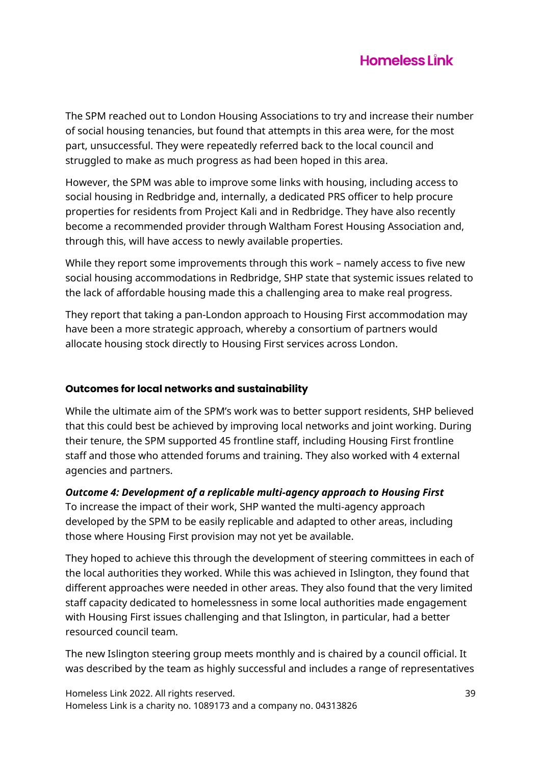The SPM reached out to London Housing Associations to try and increase their number of social housing tenancies, but found that attempts in this area were, for the most part, unsuccessful. They were repeatedly referred back to the local council and struggled to make as much progress as had been hoped in this area.

However, the SPM was able to improve some links with housing, including access to social housing in Redbridge and, internally, a dedicated PRS officer to help procure properties for residents from Project Kali and in Redbridge. They have also recently become a recommended provider through Waltham Forest Housing Association and, through this, will have access to newly available properties.

While they report some improvements through this work – namely access to five new social housing accommodations in Redbridge, SHP state that systemic issues related to the lack of affordable housing made this a challenging area to make real progress.

They report that taking a pan-London approach to Housing First accommodation may have been a more strategic approach, whereby a consortium of partners would allocate housing stock directly to Housing First services across London.

### Outcomes for local networks and sustainability

While the ultimate aim of the SPM's work was to better support residents, SHP believed that this could best be achieved by improving local networks and joint working. During their tenure, the SPM supported 45 frontline staff, including Housing First frontline staff and those who attended forums and training. They also worked with 4 external agencies and partners.

***Outcome 4: Development of a replicable multi-agency approach to Housing First***
To increase the impact of their work, SHP wanted the multi-agency approach developed by the SPM to be easily replicable and adapted to other areas, including those where Housing First provision may not yet be available.

They hoped to achieve this through the development of steering committees in each of the local authorities they worked. While this was achieved in Islington, they found that different approaches were needed in other areas. They also found that the very limited staff capacity dedicated to homelessness in some local authorities made engagement with Housing First issues challenging and that Islington, in particular, had a better resourced council team.

The new Islington steering group meets monthly and is chaired by a council official. It was described by the team as highly successful and includes a range of representatives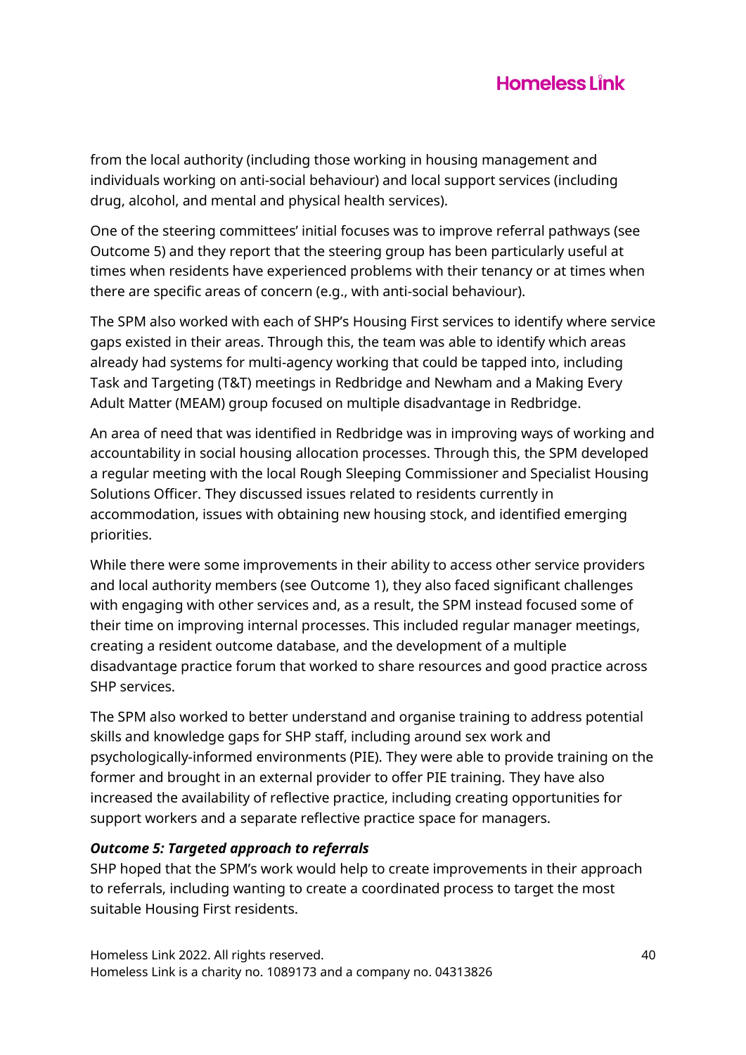from the local authority (including those working in housing management and individuals working on anti-social behaviour) and local support services (including drug, alcohol, and mental and physical health services).

One of the steering committees' initial focuses was to improve referral pathways (see Outcome 5) and they report that the steering group has been particularly useful at times when residents have experienced problems with their tenancy or at times when there are specific areas of concern (e.g., with anti-social behaviour).

The SPM also worked with each of SHP's Housing First services to identify where service gaps existed in their areas. Through this, the team was able to identify which areas already had systems for multi-agency working that could be tapped into, including Task and Targeting (T&T) meetings in Redbridge and Newham and a Making Every Adult Matter (MEAM) group focused on multiple disadvantage in Redbridge.

An area of need that was identified in Redbridge was in improving ways of working and accountability in social housing allocation processes. Through this, the SPM developed a regular meeting with the local Rough Sleeping Commissioner and Specialist Housing Solutions Officer. They discussed issues related to residents currently in accommodation, issues with obtaining new housing stock, and identified emerging priorities.

While there were some improvements in their ability to access other service providers and local authority members (see Outcome 1), they also faced significant challenges with engaging with other services and, as a result, the SPM instead focused some of their time on improving internal processes. This included regular manager meetings, creating a resident outcome database, and the development of a multiple disadvantage practice forum that worked to share resources and good practice across SHP services.

The SPM also worked to better understand and organise training to address potential skills and knowledge gaps for SHP staff, including around sex work and psychologically-informed environments (PIE). They were able to provide training on the former and brought in an external provider to offer PIE training. They have also increased the availability of reflective practice, including creating opportunities for support workers and a separate reflective practice space for managers.

***Outcome 5: Targeted approach to referrals***

SHP hoped that the SPM's work would help to create improvements in their approach to referrals, including wanting to create a coordinated process to target the most suitable Housing First residents.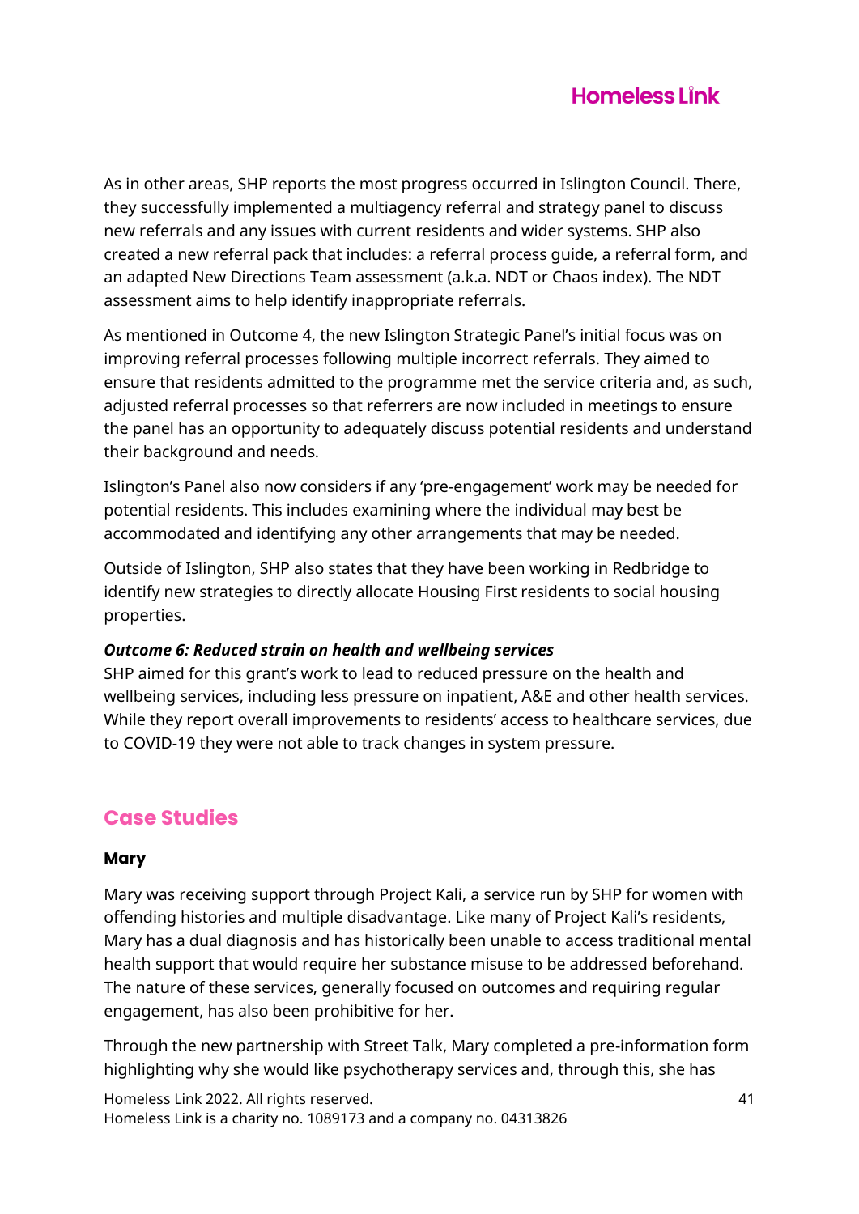As in other areas, SHP reports the most progress occurred in Islington Council. There, they successfully implemented a multiagency referral and strategy panel to discuss new referrals and any issues with current residents and wider systems. SHP also created a new referral pack that includes: a referral process guide, a referral form, and an adapted New Directions Team assessment (a.k.a. NDT or Chaos index). The NDT assessment aims to help identify inappropriate referrals.

As mentioned in Outcome 4, the new Islington Strategic Panel's initial focus was on improving referral processes following multiple incorrect referrals. They aimed to ensure that residents admitted to the programme met the service criteria and, as such, adjusted referral processes so that referrers are now included in meetings to ensure the panel has an opportunity to adequately discuss potential residents and understand their background and needs.

Islington's Panel also now considers if any 'pre-engagement' work may be needed for potential residents. This includes examining where the individual may best be accommodated and identifying any other arrangements that may be needed.

Outside of Islington, SHP also states that they have been working in Redbridge to identify new strategies to directly allocate Housing First residents to social housing properties.

***Outcome 6: Reduced strain on health and wellbeing services***
SHP aimed for this grant's work to lead to reduced pressure on the health and wellbeing services, including less pressure on inpatient, A&E and other health services. While they report overall improvements to residents' access to healthcare services, due to COVID-19 they were not able to track changes in system pressure.

## Case Studies

### Mary

Mary was receiving support through Project Kali, a service run by SHP for women with offending histories and multiple disadvantage. Like many of Project Kali's residents, Mary has a dual diagnosis and has historically been unable to access traditional mental health support that would require her substance misuse to be addressed beforehand. The nature of these services, generally focused on outcomes and requiring regular engagement, has also been prohibitive for her.

Through the new partnership with Street Talk, Mary completed a pre-information form highlighting why she would like psychotherapy services and, through this, she has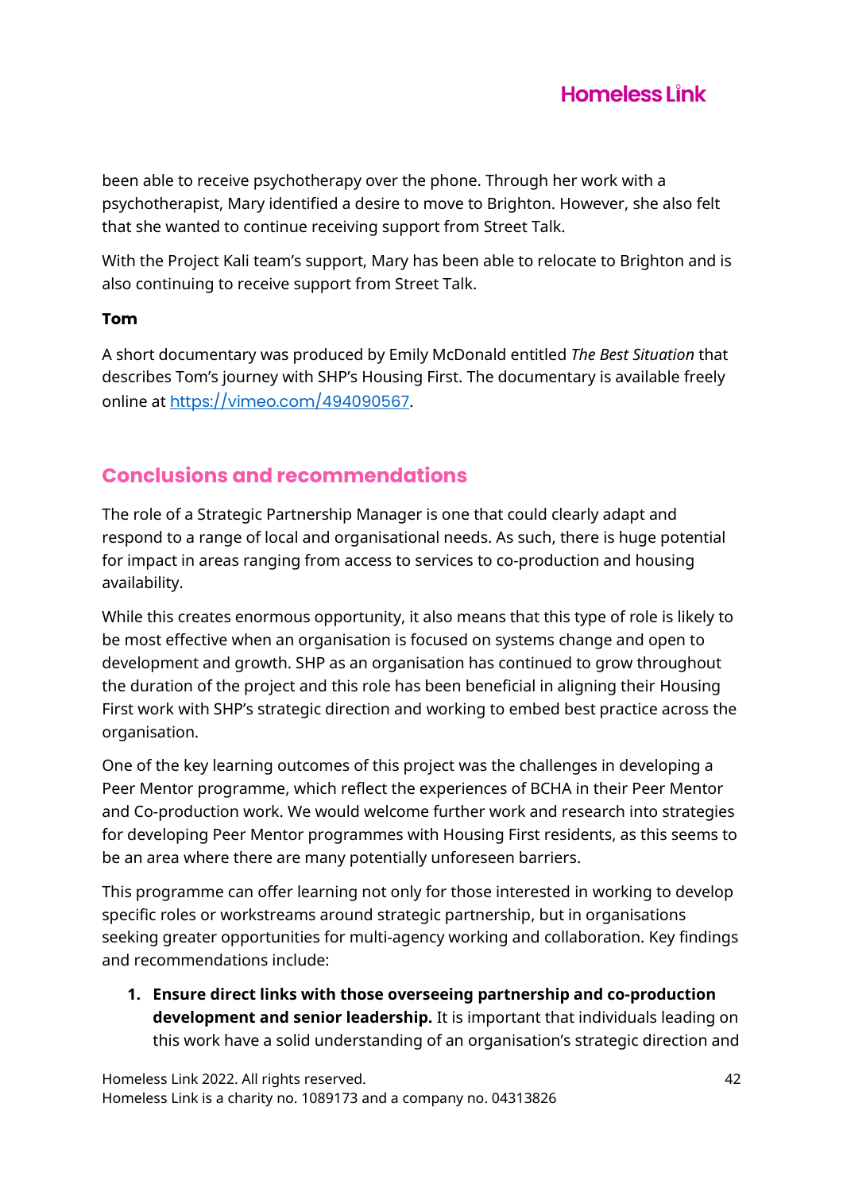been able to receive psychotherapy over the phone. Through her work with a psychotherapist, Mary identified a desire to move to Brighton. However, she also felt that she wanted to continue receiving support from Street Talk.

With the Project Kali team's support, Mary has been able to relocate to Brighton and is also continuing to receive support from Street Talk.

**Tom**

A short documentary was produced by Emily McDonald entitled *The Best Situation* that describes Tom's journey with SHP's Housing First. The documentary is available freely online at [https://vimeo.com/494090567](https://vimeo.com/494090567).

## Conclusions and recommendations

The role of a Strategic Partnership Manager is one that could clearly adapt and respond to a range of local and organisational needs. As such, there is huge potential for impact in areas ranging from access to services to co-production and housing availability.

While this creates enormous opportunity, it also means that this type of role is likely to be most effective when an organisation is focused on systems change and open to development and growth. SHP as an organisation has continued to grow throughout the duration of the project and this role has been beneficial in aligning their Housing First work with SHP's strategic direction and working to embed best practice across the organisation.

One of the key learning outcomes of this project was the challenges in developing a Peer Mentor programme, which reflect the experiences of BCHA in their Peer Mentor and Co-production work. We would welcome further work and research into strategies for developing Peer Mentor programmes with Housing First residents, as this seems to be an area where there are many potentially unforeseen barriers.

This programme can offer learning not only for those interested in working to develop specific roles or workstreams around strategic partnership, but in organisations seeking greater opportunities for multi-agency working and collaboration. Key findings and recommendations include:

1. **Ensure direct links with those overseeing partnership and co-production development and senior leadership.** It is important that individuals leading on this work have a solid understanding of an organisation's strategic direction and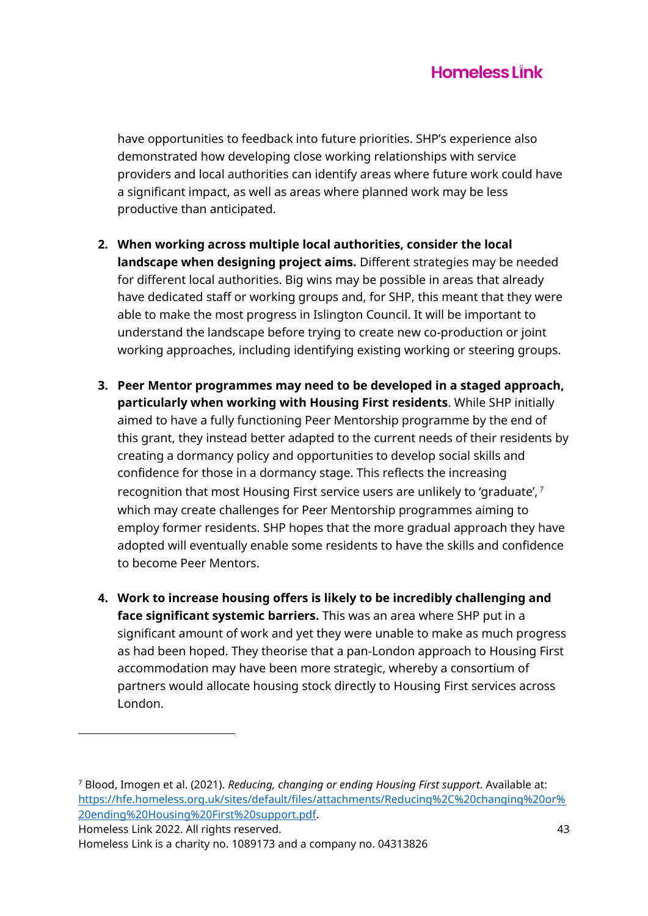have opportunities to feedback into future priorities. SHP's experience also demonstrated how developing close working relationships with service providers and local authorities can identify areas where future work could have a significant impact, as well as areas where planned work may be less productive than anticipated.

2. **When working across multiple local authorities, consider the local landscape when designing project aims.** Different strategies may be needed for different local authorities. Big wins may be possible in areas that already have dedicated staff or working groups and, for SHP, this meant that they were able to make the most progress in Islington Council. It will be important to understand the landscape before trying to create new co-production or joint working approaches, including identifying existing working or steering groups.

3. **Peer Mentor programmes may need to be developed in a staged approach, particularly when working with Housing First residents**. While SHP initially aimed to have a fully functioning Peer Mentorship programme by the end of this grant, they instead better adapted to the current needs of their residents by creating a dormancy policy and opportunities to develop social skills and confidence for those in a dormancy stage. This reflects the increasing recognition that most Housing First service users are unlikely to 'graduate', [7] which may create challenges for Peer Mentorship programmes aiming to employ former residents. SHP hopes that the more gradual approach they have adopted will eventually enable some residents to have the skills and confidence to become Peer Mentors.

4. **Work to increase housing offers is likely to be incredibly challenging and face significant systemic barriers.** This was an area where SHP put in a significant amount of work and yet they were unable to make as much progress as had been hoped. They theorise that a pan-London approach to Housing First accommodation may have been more strategic, whereby a consortium of partners would allocate housing stock directly to Housing First services across London.

---

[7] Blood, Imogen et al. (2021). *Reducing, changing or ending Housing First support*. Available at: https://hfe.homeless.org.uk/sites/default/files/attachments/Reducing%2C%20changing%20or%20ending%20Housing%20First%20support.pdf.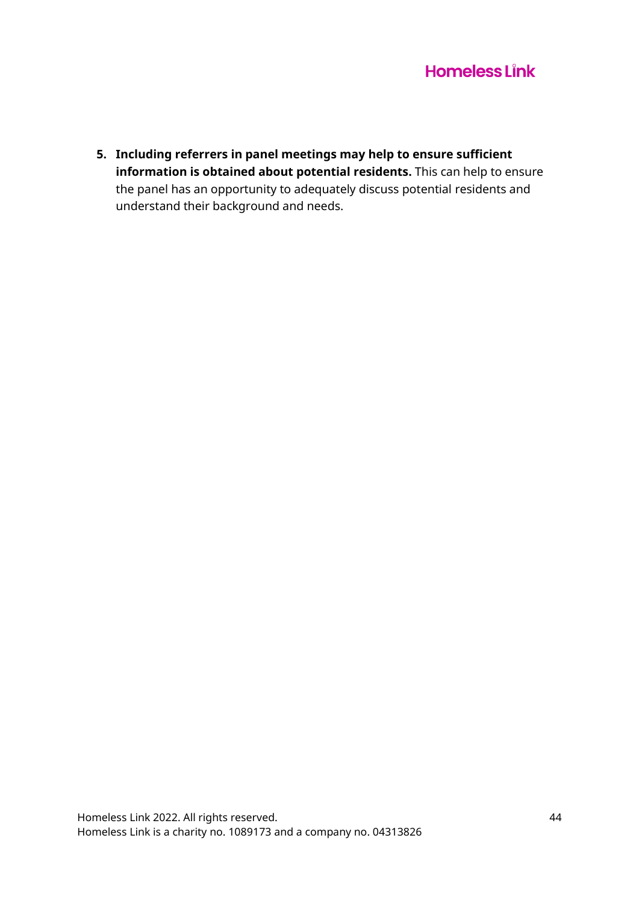5. **Including referrers in panel meetings may help to ensure sufficient information is obtained about potential residents.** This can help to ensure the panel has an opportunity to adequately discuss potential residents and understand their background and needs.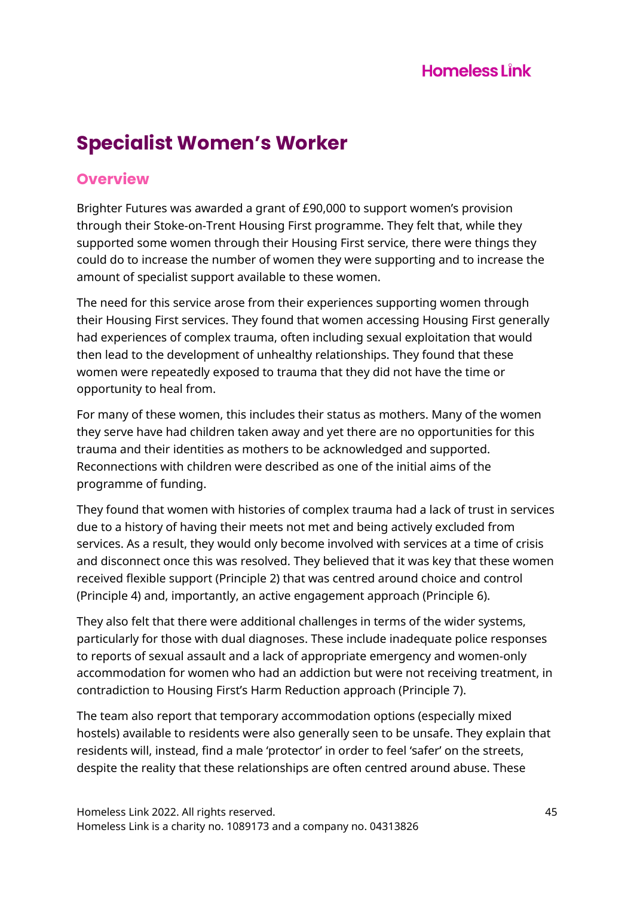# Specialist Women's Worker

## Overview

Brighter Futures was awarded a grant of £90,000 to support women's provision through their Stoke-on-Trent Housing First programme. They felt that, while they supported some women through their Housing First service, there were things they could do to increase the number of women they were supporting and to increase the amount of specialist support available to these women.

The need for this service arose from their experiences supporting women through their Housing First services. They found that women accessing Housing First generally had experiences of complex trauma, often including sexual exploitation that would then lead to the development of unhealthy relationships. They found that these women were repeatedly exposed to trauma that they did not have the time or opportunity to heal from.

For many of these women, this includes their status as mothers. Many of the women they serve have had children taken away and yet there are no opportunities for this trauma and their identities as mothers to be acknowledged and supported. Reconnections with children were described as one of the initial aims of the programme of funding.

They found that women with histories of complex trauma had a lack of trust in services due to a history of having their meets not met and being actively excluded from services. As a result, they would only become involved with services at a time of crisis and disconnect once this was resolved. They believed that it was key that these women received flexible support (Principle 2) that was centred around choice and control (Principle 4) and, importantly, an active engagement approach (Principle 6).

They also felt that there were additional challenges in terms of the wider systems, particularly for those with dual diagnoses. These include inadequate police responses to reports of sexual assault and a lack of appropriate emergency and women-only accommodation for women who had an addiction but were not receiving treatment, in contradiction to Housing First's Harm Reduction approach (Principle 7).

The team also report that temporary accommodation options (especially mixed hostels) available to residents were also generally seen to be unsafe. They explain that residents will, instead, find a male 'protector' in order to feel 'safer' on the streets, despite the reality that these relationships are often centred around abuse. These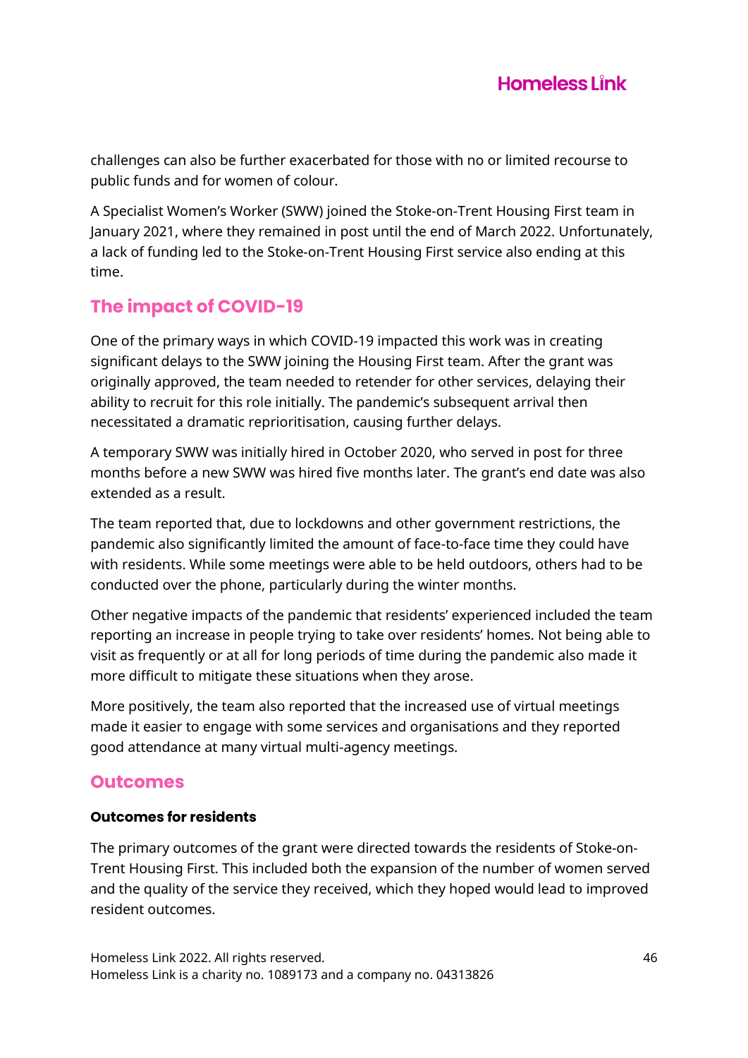challenges can also be further exacerbated for those with no or limited recourse to public funds and for women of colour.

A Specialist Women's Worker (SWW) joined the Stoke-on-Trent Housing First team in January 2021, where they remained in post until the end of March 2022. Unfortunately, a lack of funding led to the Stoke-on-Trent Housing First service also ending at this time.

## The impact of COVID-19

One of the primary ways in which COVID-19 impacted this work was in creating significant delays to the SWW joining the Housing First team. After the grant was originally approved, the team needed to retender for other services, delaying their ability to recruit for this role initially. The pandemic's subsequent arrival then necessitated a dramatic reprioritisation, causing further delays.

A temporary SWW was initially hired in October 2020, who served in post for three months before a new SWW was hired five months later. The grant's end date was also extended as a result.

The team reported that, due to lockdowns and other government restrictions, the pandemic also significantly limited the amount of face-to-face time they could have with residents. While some meetings were able to be held outdoors, others had to be conducted over the phone, particularly during the winter months.

Other negative impacts of the pandemic that residents' experienced included the team reporting an increase in people trying to take over residents' homes. Not being able to visit as frequently or at all for long periods of time during the pandemic also made it more difficult to mitigate these situations when they arose.

More positively, the team also reported that the increased use of virtual meetings made it easier to engage with some services and organisations and they reported good attendance at many virtual multi-agency meetings.

## Outcomes

### Outcomes for residents

The primary outcomes of the grant were directed towards the residents of Stoke-on-Trent Housing First. This included both the expansion of the number of women served and the quality of the service they received, which they hoped would lead to improved resident outcomes.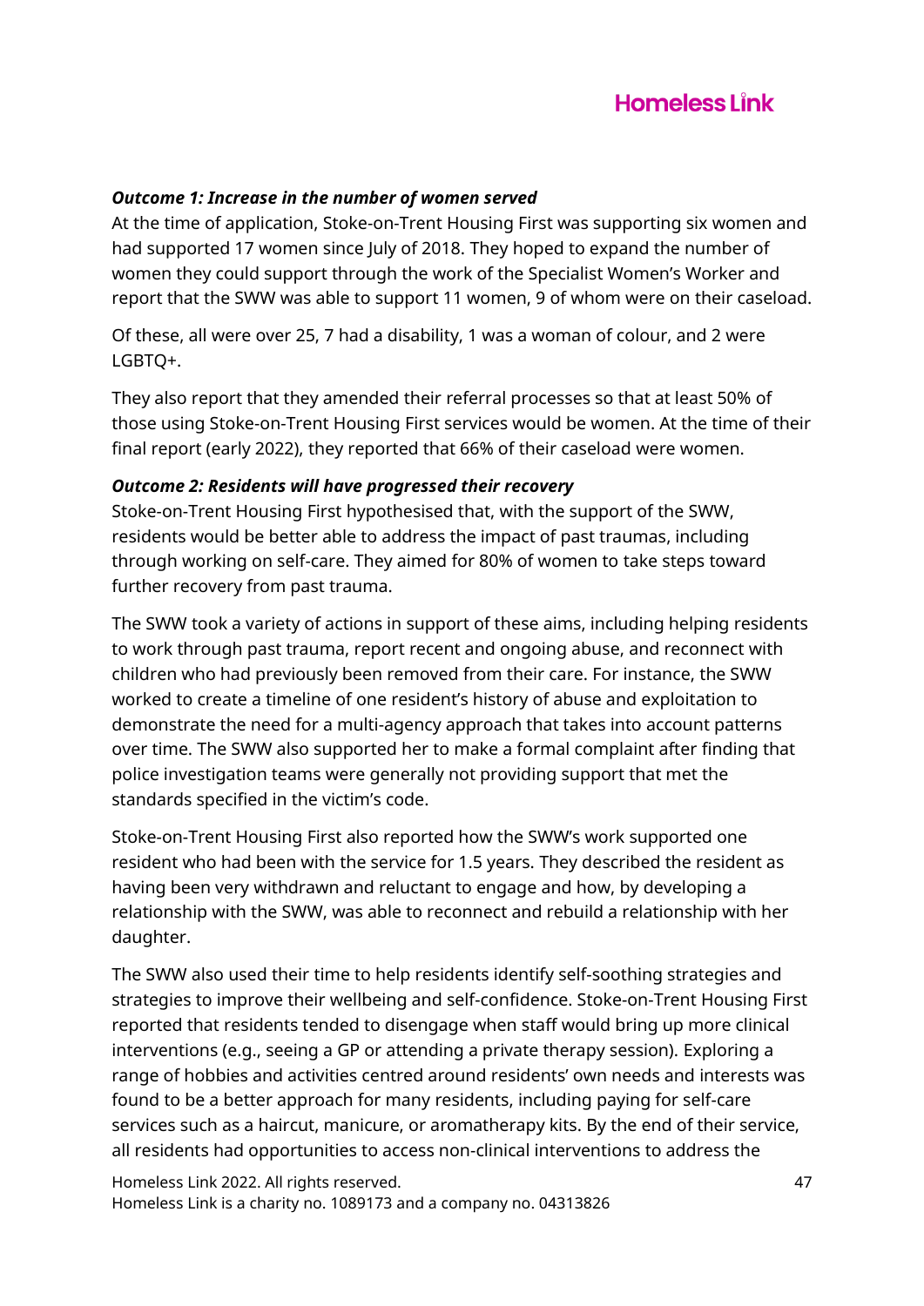***Outcome 1: Increase in the number of women served***

At the time of application, Stoke-on-Trent Housing First was supporting six women and had supported 17 women since July of 2018. They hoped to expand the number of women they could support through the work of the Specialist Women's Worker and report that the SWW was able to support 11 women, 9 of whom were on their caseload.

Of these, all were over 25, 7 had a disability, 1 was a woman of colour, and 2 were LGBTQ+.

They also report that they amended their referral processes so that at least 50% of those using Stoke-on-Trent Housing First services would be women. At the time of their final report (early 2022), they reported that 66% of their caseload were women.

***Outcome 2: Residents will have progressed their recovery***

Stoke-on-Trent Housing First hypothesised that, with the support of the SWW, residents would be better able to address the impact of past traumas, including through working on self-care. They aimed for 80% of women to take steps toward further recovery from past trauma.

The SWW took a variety of actions in support of these aims, including helping residents to work through past trauma, report recent and ongoing abuse, and reconnect with children who had previously been removed from their care. For instance, the SWW worked to create a timeline of one resident's history of abuse and exploitation to demonstrate the need for a multi-agency approach that takes into account patterns over time. The SWW also supported her to make a formal complaint after finding that police investigation teams were generally not providing support that met the standards specified in the victim's code.

Stoke-on-Trent Housing First also reported how the SWW's work supported one resident who had been with the service for 1.5 years. They described the resident as having been very withdrawn and reluctant to engage and how, by developing a relationship with the SWW, was able to reconnect and rebuild a relationship with her daughter.

The SWW also used their time to help residents identify self-soothing strategies and strategies to improve their wellbeing and self-confidence. Stoke-on-Trent Housing First reported that residents tended to disengage when staff would bring up more clinical interventions (e.g., seeing a GP or attending a private therapy session). Exploring a range of hobbies and activities centred around residents' own needs and interests was found to be a better approach for many residents, including paying for self-care services such as a haircut, manicure, or aromatherapy kits. By the end of their service, all residents had opportunities to access non-clinical interventions to address the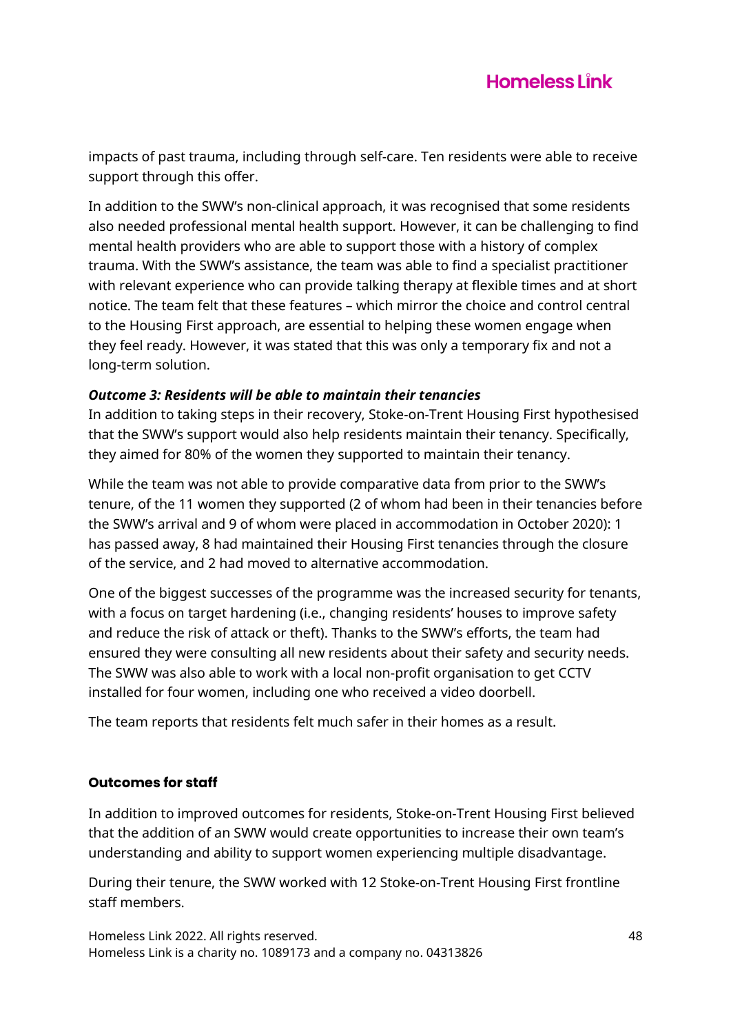impacts of past trauma, including through self-care. Ten residents were able to receive support through this offer.

In addition to the SWW's non-clinical approach, it was recognised that some residents also needed professional mental health support. However, it can be challenging to find mental health providers who are able to support those with a history of complex trauma. With the SWW's assistance, the team was able to find a specialist practitioner with relevant experience who can provide talking therapy at flexible times and at short notice. The team felt that these features – which mirror the choice and control central to the Housing First approach, are essential to helping these women engage when they feel ready. However, it was stated that this was only a temporary fix and not a long-term solution.

***Outcome 3: Residents will be able to maintain their tenancies***

In addition to taking steps in their recovery, Stoke-on-Trent Housing First hypothesised that the SWW's support would also help residents maintain their tenancy. Specifically, they aimed for 80% of the women they supported to maintain their tenancy.

While the team was not able to provide comparative data from prior to the SWW's tenure, of the 11 women they supported (2 of whom had been in their tenancies before the SWW's arrival and 9 of whom were placed in accommodation in October 2020): 1 has passed away, 8 had maintained their Housing First tenancies through the closure of the service, and 2 had moved to alternative accommodation.

One of the biggest successes of the programme was the increased security for tenants, with a focus on target hardening (i.e., changing residents' houses to improve safety and reduce the risk of attack or theft). Thanks to the SWW's efforts, the team had ensured they were consulting all new residents about their safety and security needs. The SWW was also able to work with a local non-profit organisation to get CCTV installed for four women, including one who received a video doorbell.

The team reports that residents felt much safer in their homes as a result.

#### Outcomes for staff

In addition to improved outcomes for residents, Stoke-on-Trent Housing First believed that the addition of an SWW would create opportunities to increase their own team's understanding and ability to support women experiencing multiple disadvantage.

During their tenure, the SWW worked with 12 Stoke-on-Trent Housing First frontline staff members.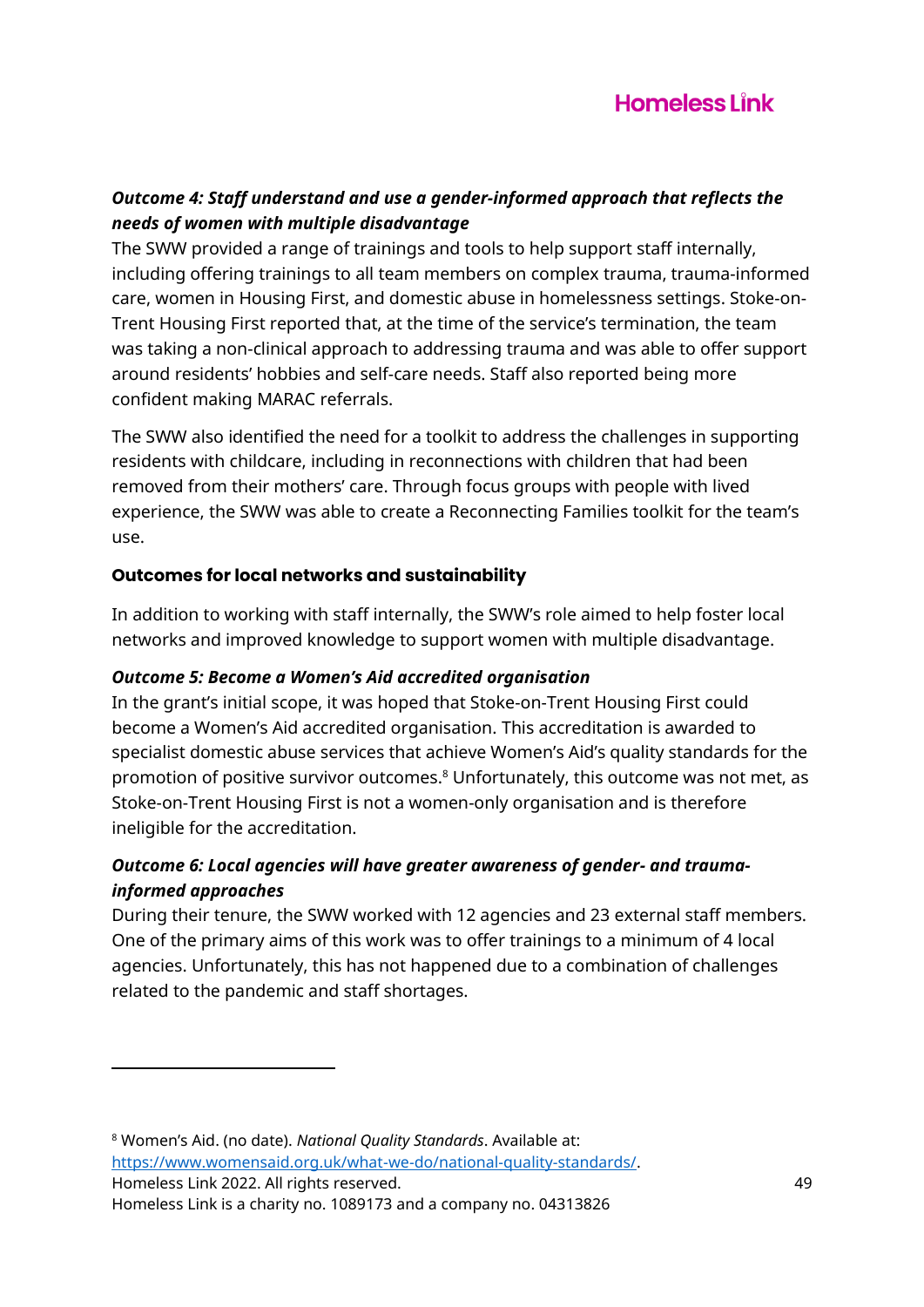***Outcome 4: Staff understand and use a gender-informed approach that reflects the needs of women with multiple disadvantage***

The SWW provided a range of trainings and tools to help support staff internally, including offering trainings to all team members on complex trauma, trauma-informed care, women in Housing First, and domestic abuse in homelessness settings. Stoke-on-Trent Housing First reported that, at the time of the service's termination, the team was taking a non-clinical approach to addressing trauma and was able to offer support around residents' hobbies and self-care needs. Staff also reported being more confident making MARAC referrals.

The SWW also identified the need for a toolkit to address the challenges in supporting residents with childcare, including in reconnections with children that had been removed from their mothers' care. Through focus groups with people with lived experience, the SWW was able to create a Reconnecting Families toolkit for the team's use.

### Outcomes for local networks and sustainability

In addition to working with staff internally, the SWW's role aimed to help foster local networks and improved knowledge to support women with multiple disadvantage.

***Outcome 5: Become a Women's Aid accredited organisation***

In the grant's initial scope, it was hoped that Stoke-on-Trent Housing First could become a Women's Aid accredited organisation. This accreditation is awarded to specialist domestic abuse services that achieve Women's Aid's quality standards for the promotion of positive survivor outcomes.[8] Unfortunately, this outcome was not met, as Stoke-on-Trent Housing First is not a women-only organisation and is therefore ineligible for the accreditation.

***Outcome 6: Local agencies will have greater awareness of gender- and trauma-informed approaches***

During their tenure, the SWW worked with 12 agencies and 23 external staff members. One of the primary aims of this work was to offer trainings to a minimum of 4 local agencies. Unfortunately, this has not happened due to a combination of challenges related to the pandemic and staff shortages.

---

[8] Women's Aid. (no date). *National Quality Standards*. Available at: https://www.womensaid.org.uk/what-we-do/national-quality-standards/.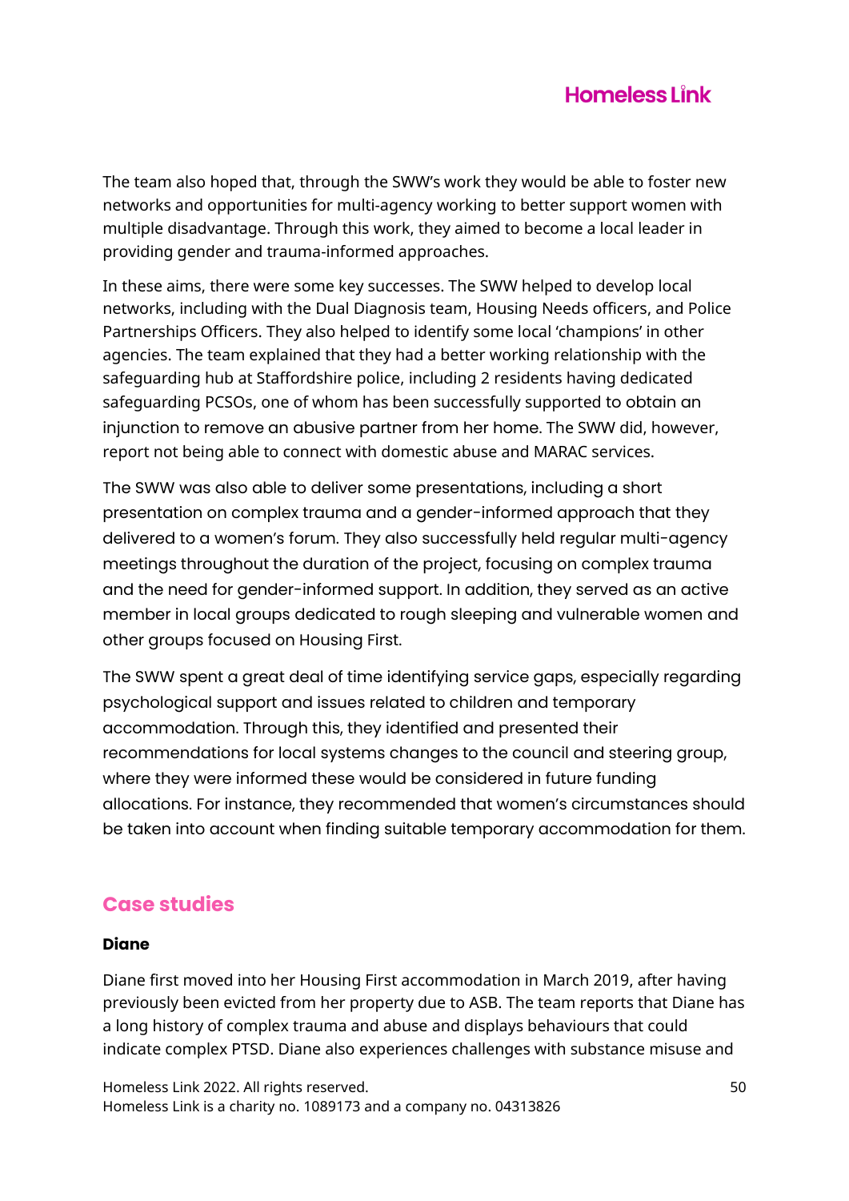The team also hoped that, through the SWW's work they would be able to foster new networks and opportunities for multi-agency working to better support women with multiple disadvantage. Through this work, they aimed to become a local leader in providing gender and trauma-informed approaches.

In these aims, there were some key successes. The SWW helped to develop local networks, including with the Dual Diagnosis team, Housing Needs officers, and Police Partnerships Officers. They also helped to identify some local 'champions' in other agencies. The team explained that they had a better working relationship with the safeguarding hub at Staffordshire police, including 2 residents having dedicated safeguarding PCSOs, one of whom has been successfully supported to obtain an injunction to remove an abusive partner from her home. The SWW did, however, report not being able to connect with domestic abuse and MARAC services.

The SWW was also able to deliver some presentations, including a short presentation on complex trauma and a gender-informed approach that they delivered to a women's forum. They also successfully held regular multi-agency meetings throughout the duration of the project, focusing on complex trauma and the need for gender-informed support. In addition, they served as an active member in local groups dedicated to rough sleeping and vulnerable women and other groups focused on Housing First.

The SWW spent a great deal of time identifying service gaps, especially regarding psychological support and issues related to children and temporary accommodation. Through this, they identified and presented their recommendations for local systems changes to the council and steering group, where they were informed these would be considered in future funding allocations. For instance, they recommended that women's circumstances should be taken into account when finding suitable temporary accommodation for them.

## Case studies

**Diane**

Diane first moved into her Housing First accommodation in March 2019, after having previously been evicted from her property due to ASB. The team reports that Diane has a long history of complex trauma and abuse and displays behaviours that could indicate complex PTSD. Diane also experiences challenges with substance misuse and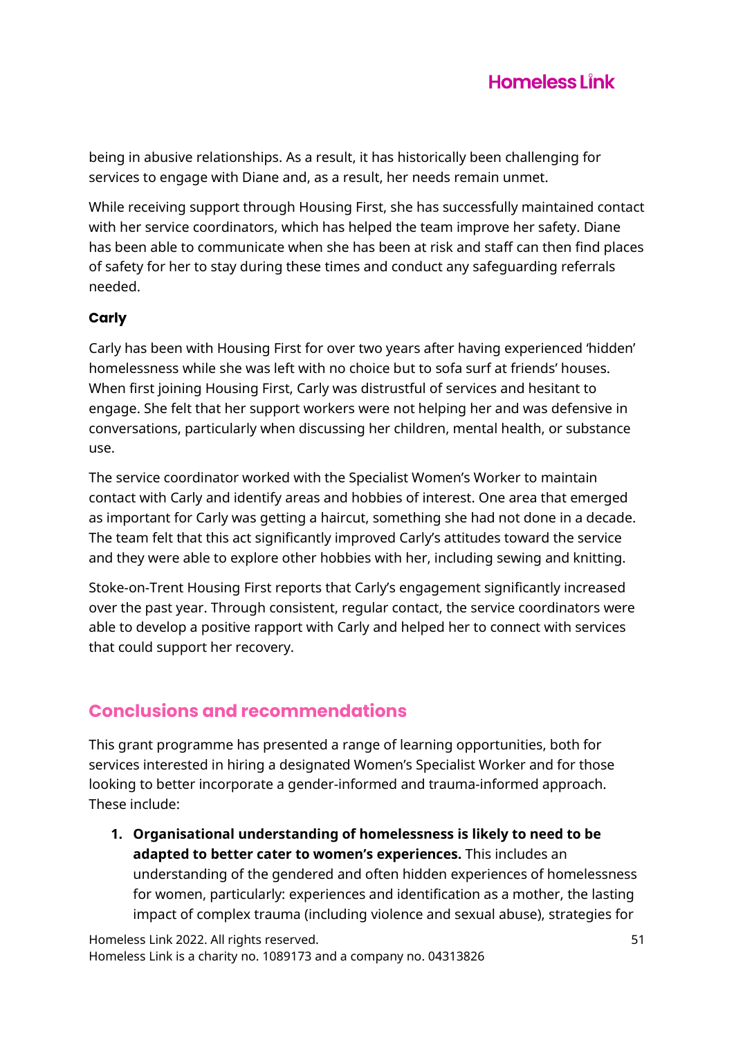being in abusive relationships. As a result, it has historically been challenging for services to engage with Diane and, as a result, her needs remain unmet.

While receiving support through Housing First, she has successfully maintained contact with her service coordinators, which has helped the team improve her safety. Diane has been able to communicate when she has been at risk and staff can then find places of safety for her to stay during these times and conduct any safeguarding referrals needed.

### Carly

Carly has been with Housing First for over two years after having experienced 'hidden' homelessness while she was left with no choice but to sofa surf at friends' houses. When first joining Housing First, Carly was distrustful of services and hesitant to engage. She felt that her support workers were not helping her and was defensive in conversations, particularly when discussing her children, mental health, or substance use.

The service coordinator worked with the Specialist Women's Worker to maintain contact with Carly and identify areas and hobbies of interest. One area that emerged as important for Carly was getting a haircut, something she had not done in a decade. The team felt that this act significantly improved Carly's attitudes toward the service and they were able to explore other hobbies with her, including sewing and knitting.

Stoke-on-Trent Housing First reports that Carly's engagement significantly increased over the past year. Through consistent, regular contact, the service coordinators were able to develop a positive rapport with Carly and helped her to connect with services that could support her recovery.

## Conclusions and recommendations

This grant programme has presented a range of learning opportunities, both for services interested in hiring a designated Women's Specialist Worker and for those looking to better incorporate a gender-informed and trauma-informed approach. These include:

1. **Organisational understanding of homelessness is likely to need to be adapted to better cater to women's experiences.** This includes an understanding of the gendered and often hidden experiences of homelessness for women, particularly: experiences and identification as a mother, the lasting impact of complex trauma (including violence and sexual abuse), strategies for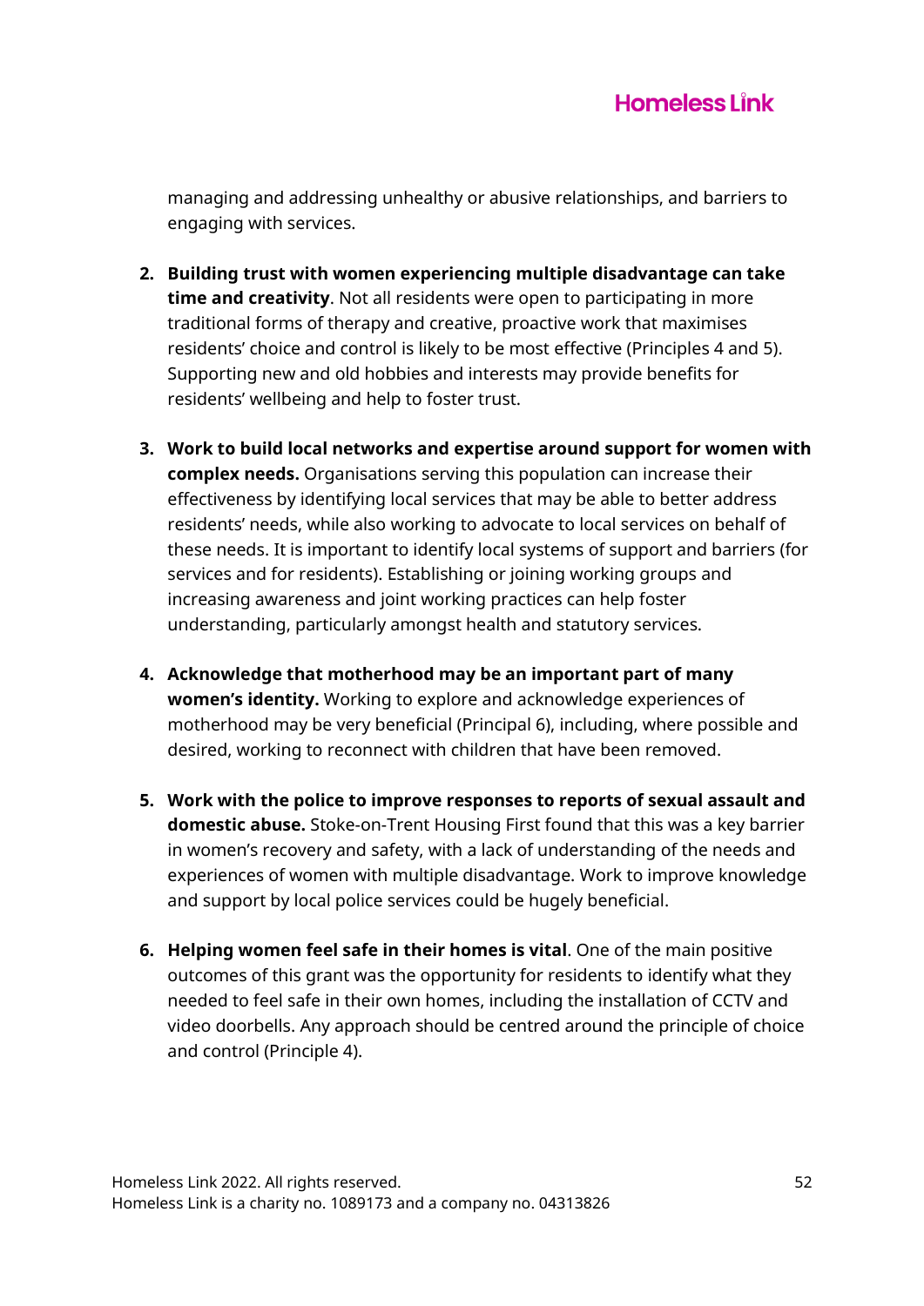managing and addressing unhealthy or abusive relationships, and barriers to engaging with services.

2. **Building trust with women experiencing multiple disadvantage can take time and creativity**. Not all residents were open to participating in more traditional forms of therapy and creative, proactive work that maximises residents' choice and control is likely to be most effective (Principles 4 and 5). Supporting new and old hobbies and interests may provide benefits for residents' wellbeing and help to foster trust.

3. **Work to build local networks and expertise around support for women with complex needs.** Organisations serving this population can increase their effectiveness by identifying local services that may be able to better address residents' needs, while also working to advocate to local services on behalf of these needs. It is important to identify local systems of support and barriers (for services and for residents). Establishing or joining working groups and increasing awareness and joint working practices can help foster understanding, particularly amongst health and statutory services.

4. **Acknowledge that motherhood may be an important part of many women's identity.** Working to explore and acknowledge experiences of motherhood may be very beneficial (Principal 6), including, where possible and desired, working to reconnect with children that have been removed.

5. **Work with the police to improve responses to reports of sexual assault and domestic abuse.** Stoke-on-Trent Housing First found that this was a key barrier in women's recovery and safety, with a lack of understanding of the needs and experiences of women with multiple disadvantage. Work to improve knowledge and support by local police services could be hugely beneficial.

6. **Helping women feel safe in their homes is vital**. One of the main positive outcomes of this grant was the opportunity for residents to identify what they needed to feel safe in their own homes, including the installation of CCTV and video doorbells. Any approach should be centred around the principle of choice and control (Principle 4).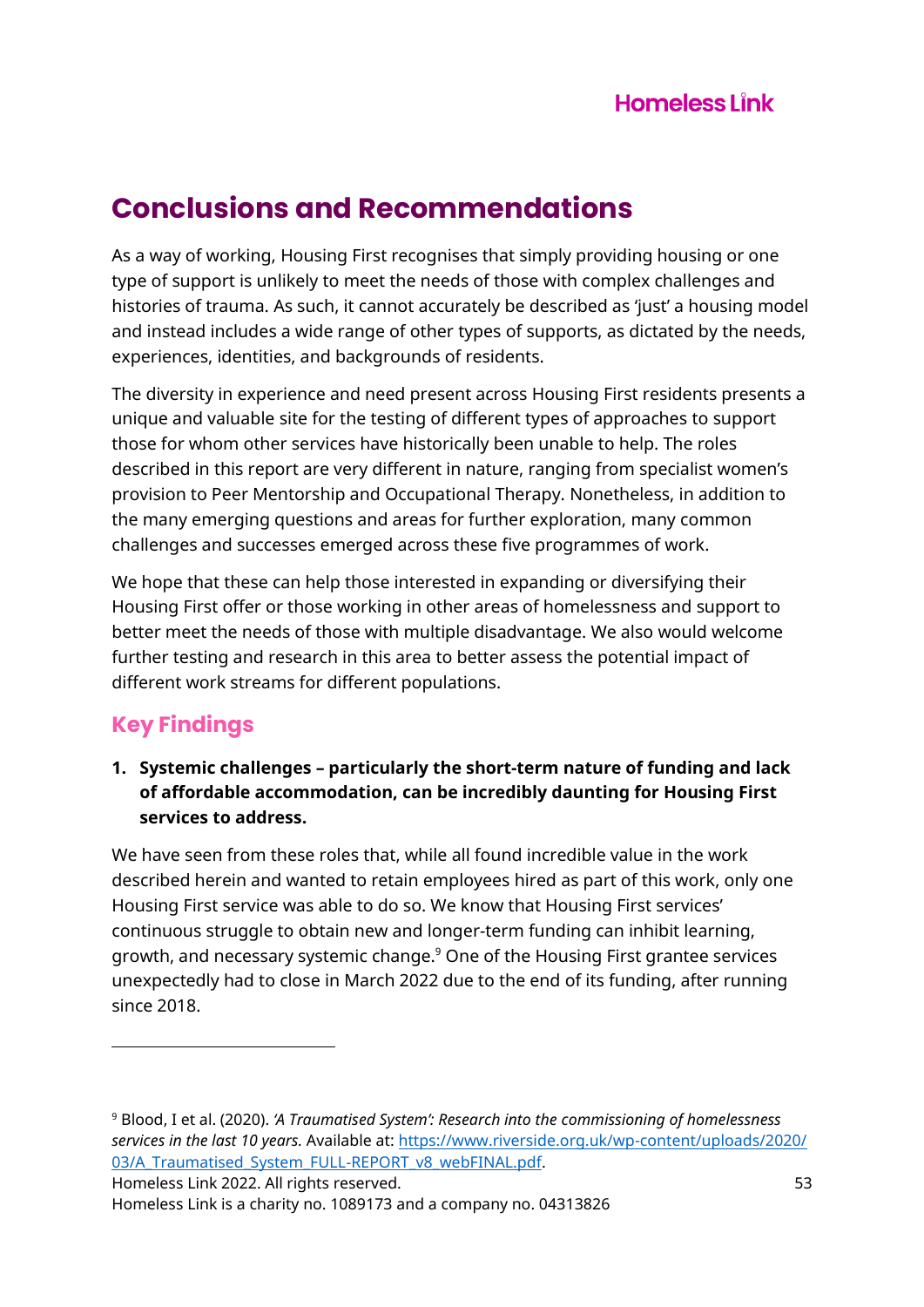# Conclusions and Recommendations

As a way of working, Housing First recognises that simply providing housing or one type of support is unlikely to meet the needs of those with complex challenges and histories of trauma. As such, it cannot accurately be described as 'just' a housing model and instead includes a wide range of other types of supports, as dictated by the needs, experiences, identities, and backgrounds of residents.

The diversity in experience and need present across Housing First residents presents a unique and valuable site for the testing of different types of approaches to support those for whom other services have historically been unable to help. The roles described in this report are very different in nature, ranging from specialist women's provision to Peer Mentorship and Occupational Therapy. Nonetheless, in addition to the many emerging questions and areas for further exploration, many common challenges and successes emerged across these five programmes of work.

We hope that these can help those interested in expanding or diversifying their Housing First offer or those working in other areas of homelessness and support to better meet the needs of those with multiple disadvantage. We also would welcome further testing and research in this area to better assess the potential impact of different work streams for different populations.

## Key Findings

1. **Systemic challenges – particularly the short-term nature of funding and lack of affordable accommodation, can be incredibly daunting for Housing First services to address.**

We have seen from these roles that, while all found incredible value in the work described herein and wanted to retain employees hired as part of this work, only one Housing First service was able to do so. We know that Housing First services' continuous struggle to obtain new and longer-term funding can inhibit learning, growth, and necessary systemic change.[9] One of the Housing First grantee services unexpectedly had to close in March 2022 due to the end of its funding, after running since 2018.

---

[9] Blood, I et al. (2020). *'A Traumatised System': Research into the commissioning of homelessness services in the last 10 years.* Available at: https://www.riverside.org.uk/wp-content/uploads/2020/03/A_Traumatised_System_FULL-REPORT_v8_webFINAL.pdf.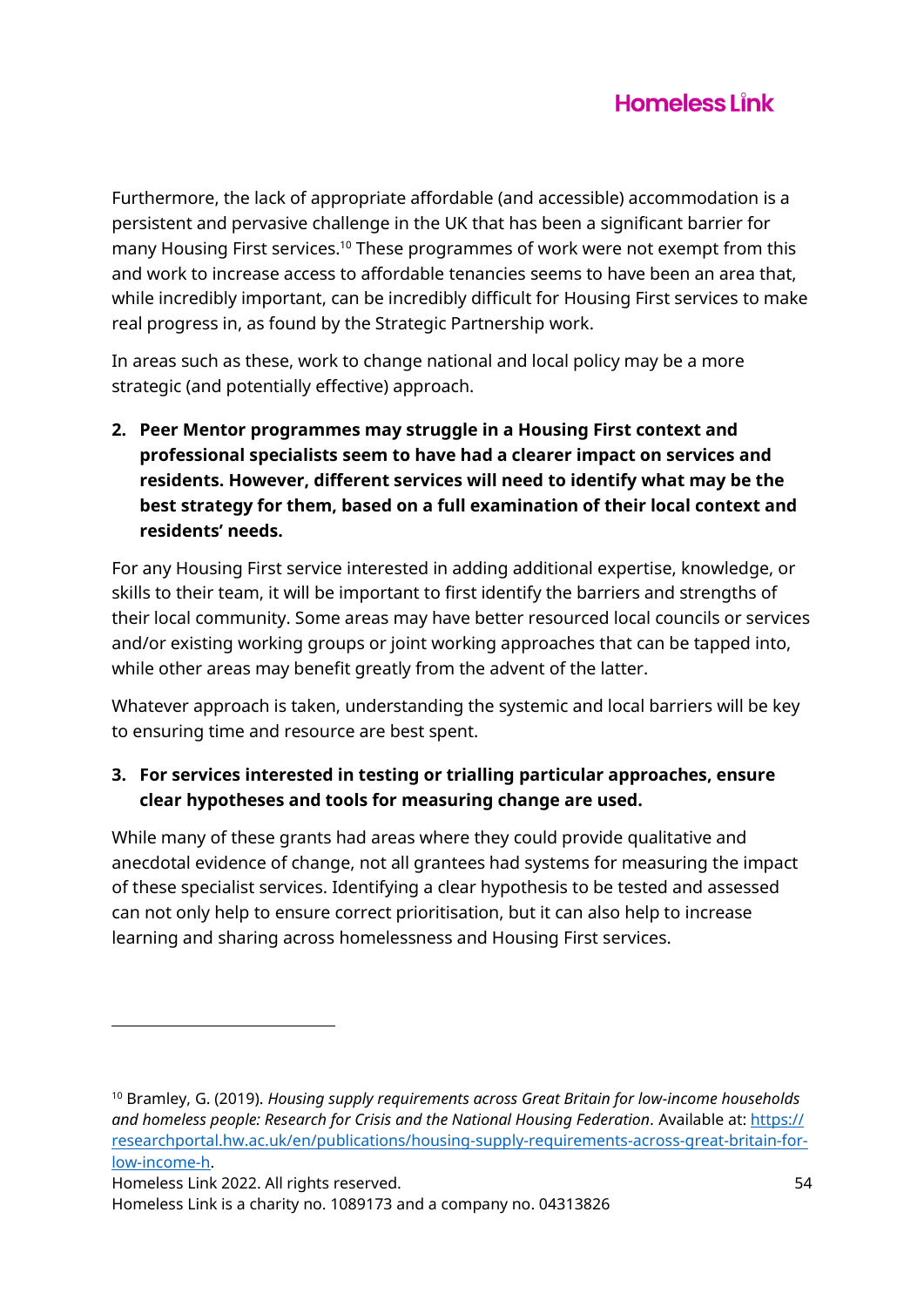Furthermore, the lack of appropriate affordable (and accessible) accommodation is a persistent and pervasive challenge in the UK that has been a significant barrier for many Housing First services.[10] These programmes of work were not exempt from this and work to increase access to affordable tenancies seems to have been an area that, while incredibly important, can be incredibly difficult for Housing First services to make real progress in, as found by the Strategic Partnership work.

In areas such as these, work to change national and local policy may be a more strategic (and potentially effective) approach.

2. **Peer Mentor programmes may struggle in a Housing First context and professional specialists seem to have had a clearer impact on services and residents. However, different services will need to identify what may be the best strategy for them, based on a full examination of their local context and residents' needs.**

For any Housing First service interested in adding additional expertise, knowledge, or skills to their team, it will be important to first identify the barriers and strengths of their local community. Some areas may have better resourced local councils or services and/or existing working groups or joint working approaches that can be tapped into, while other areas may benefit greatly from the advent of the latter.

Whatever approach is taken, understanding the systemic and local barriers will be key to ensuring time and resource are best spent.

3. **For services interested in testing or trialling particular approaches, ensure clear hypotheses and tools for measuring change are used.**

While many of these grants had areas where they could provide qualitative and anecdotal evidence of change, not all grantees had systems for measuring the impact of these specialist services. Identifying a clear hypothesis to be tested and assessed can not only help to ensure correct prioritisation, but it can also help to increase learning and sharing across homelessness and Housing First services.

---

[10] Bramley, G. (2019). *Housing supply requirements across Great Britain for low-income households and homeless people: Research for Crisis and the National Housing Federation*. Available at: https://researchportal.hw.ac.uk/en/publications/housing-supply-requirements-across-great-britain-for-low-income-h.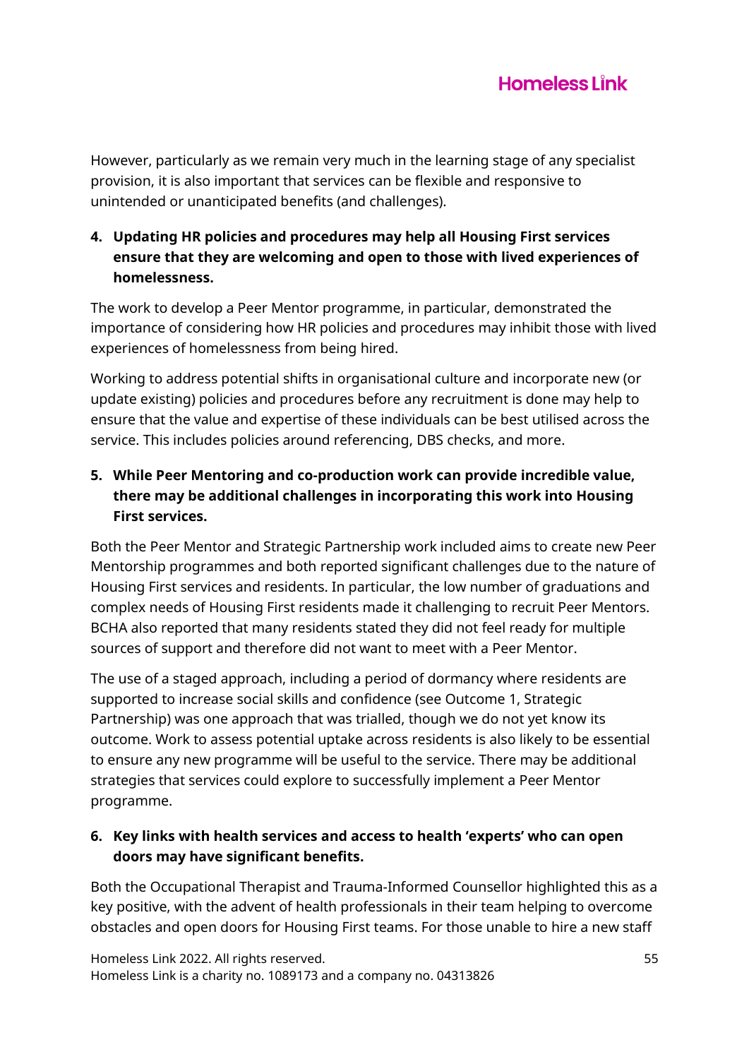However, particularly as we remain very much in the learning stage of any specialist provision, it is also important that services can be flexible and responsive to unintended or unanticipated benefits (and challenges).

4. **Updating HR policies and procedures may help all Housing First services ensure that they are welcoming and open to those with lived experiences of homelessness.**

The work to develop a Peer Mentor programme, in particular, demonstrated the importance of considering how HR policies and procedures may inhibit those with lived experiences of homelessness from being hired.

Working to address potential shifts in organisational culture and incorporate new (or update existing) policies and procedures before any recruitment is done may help to ensure that the value and expertise of these individuals can be best utilised across the service. This includes policies around referencing, DBS checks, and more.

5. **While Peer Mentoring and co-production work can provide incredible value, there may be additional challenges in incorporating this work into Housing First services.**

Both the Peer Mentor and Strategic Partnership work included aims to create new Peer Mentorship programmes and both reported significant challenges due to the nature of Housing First services and residents. In particular, the low number of graduations and complex needs of Housing First residents made it challenging to recruit Peer Mentors. BCHA also reported that many residents stated they did not feel ready for multiple sources of support and therefore did not want to meet with a Peer Mentor.

The use of a staged approach, including a period of dormancy where residents are supported to increase social skills and confidence (see Outcome 1, Strategic Partnership) was one approach that was trialled, though we do not yet know its outcome. Work to assess potential uptake across residents is also likely to be essential to ensure any new programme will be useful to the service. There may be additional strategies that services could explore to successfully implement a Peer Mentor programme.

6. **Key links with health services and access to health 'experts' who can open doors may have significant benefits.**

Both the Occupational Therapist and Trauma-Informed Counsellor highlighted this as a key positive, with the advent of health professionals in their team helping to overcome obstacles and open doors for Housing First teams. For those unable to hire a new staff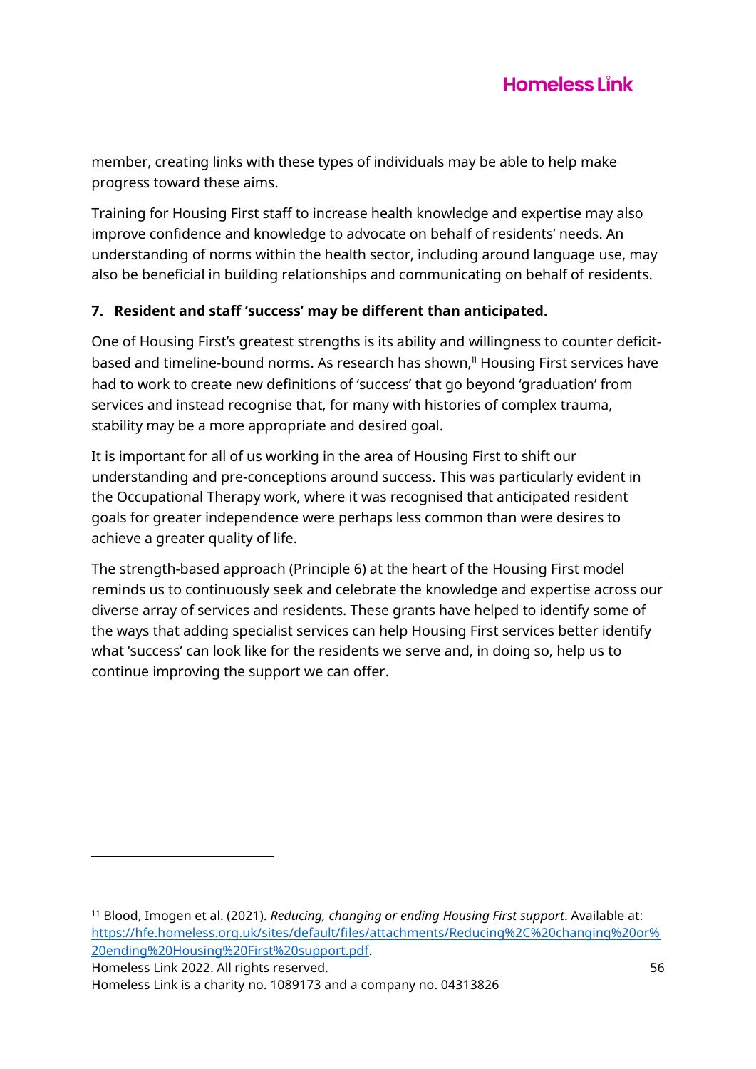member, creating links with these types of individuals may be able to help make progress toward these aims.

Training for Housing First staff to increase health knowledge and expertise may also improve confidence and knowledge to advocate on behalf of residents' needs. An understanding of norms within the health sector, including around language use, may also be beneficial in building relationships and communicating on behalf of residents.

**7. Resident and staff 'success' may be different than anticipated.**

One of Housing First's greatest strengths is its ability and willingness to counter deficit-based and timeline-bound norms. As research has shown,[11] Housing First services have had to work to create new definitions of 'success' that go beyond 'graduation' from services and instead recognise that, for many with histories of complex trauma, stability may be a more appropriate and desired goal.

It is important for all of us working in the area of Housing First to shift our understanding and pre-conceptions around success. This was particularly evident in the Occupational Therapy work, where it was recognised that anticipated resident goals for greater independence were perhaps less common than were desires to achieve a greater quality of life.

The strength-based approach (Principle 6) at the heart of the Housing First model reminds us to continuously seek and celebrate the knowledge and expertise across our diverse array of services and residents. These grants have helped to identify some of the ways that adding specialist services can help Housing First services better identify what 'success' can look like for the residents we serve and, in doing so, help us to continue improving the support we can offer.

---

[11] Blood, Imogen et al. (2021). *Reducing, changing or ending Housing First support*. Available at: [https://hfe.homeless.org.uk/sites/default/files/attachments/Reducing%2C%20changing%20or%20ending%20Housing%20First%20support.pdf](https://hfe.homeless.org.uk/sites/default/files/attachments/Reducing%2C%20changing%20or%20ending%20Housing%20First%20support.pdf).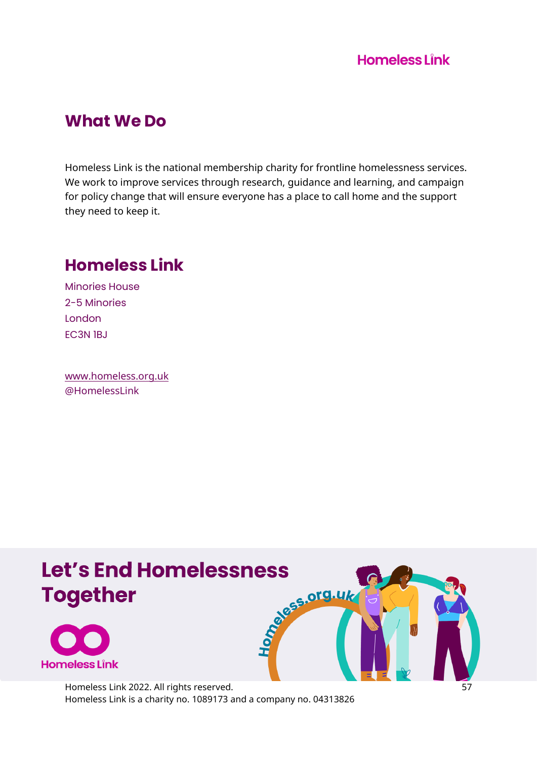## What We Do

Homeless Link is the national membership charity for frontline homelessness services. We work to improve services through research, guidance and learning, and campaign for policy change that will ensure everyone has a place to call home and the support they need to keep it.

## Homeless Link

Minories House
2-5 Minories
London
EC3N 1BJ

www.homeless.org.uk
@HomelessLink

## Let's End Homelessness Together

Homeless Link 2022. All rights reserved.
Homeless Link is a charity no. 1089173 and a company no. 04313826